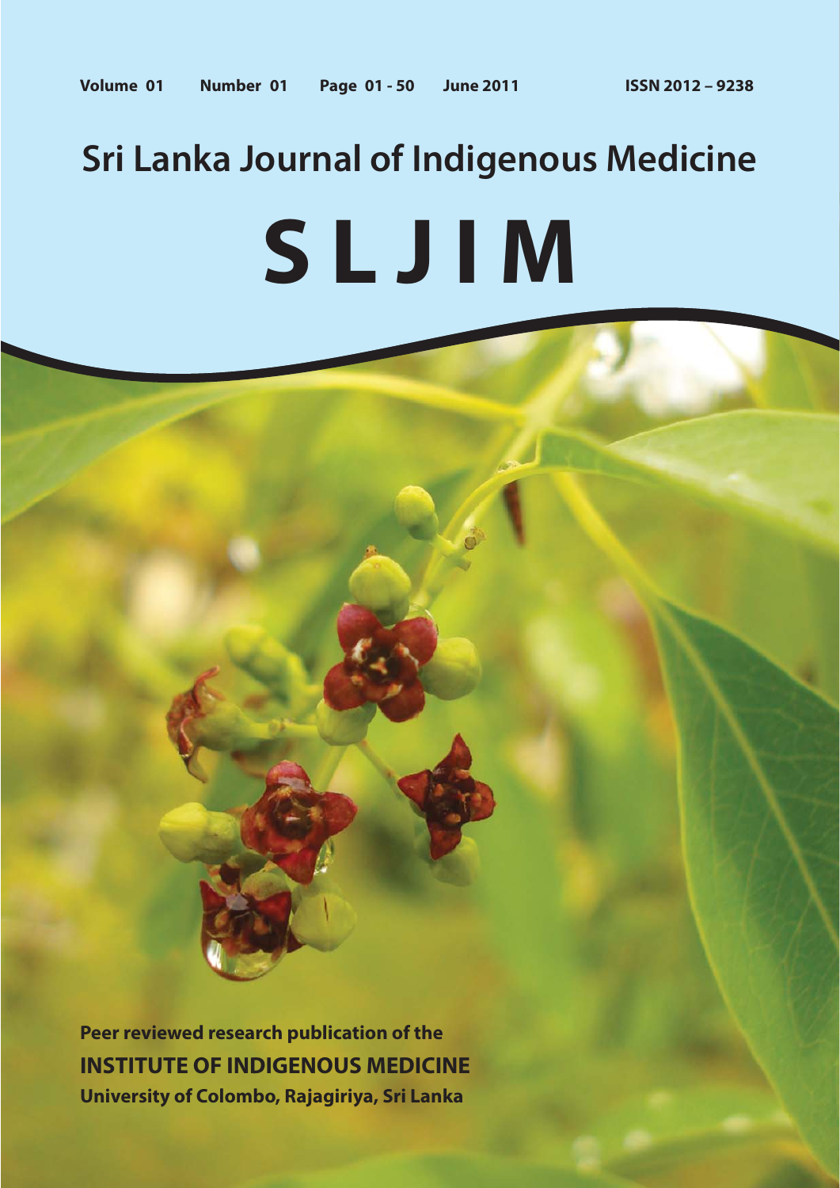Volume 01 Number 01 Page 01 - 50 June 2011 ISSN 2012 – 9238

# Sri Lanka Journal of Indigenous Medicine

# SLJIM

**Peer reviewed research publication of the**

**INSTITUTE OF INDIGENOUS MEDICINE**

**University of Colombo, Rajagiriya, Sri Lanka**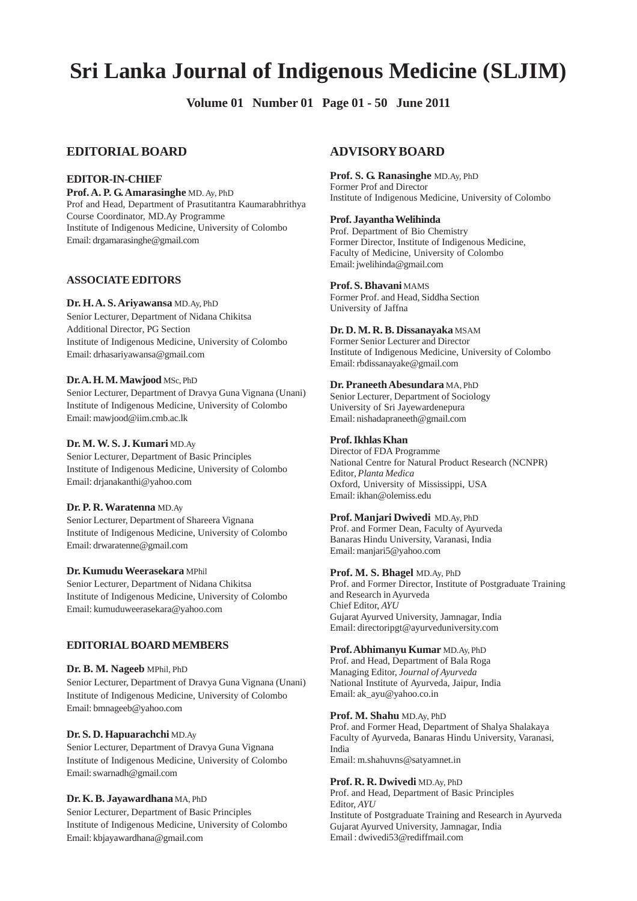# Sri Lanka Journal of Indigenous Medicine (SLJIM)

**Volume 01 Number 01 Page 01 - 50 June 2011**

## EDITORIAL BOARD

### EDITOR-IN-CHIEF

**Prof. A. P. G. Amarasinghe** MD. Ay, PhD
Prof and Head, Department of Prasutitantra Kaumarabhrithya
Course Coordinator, MD.Ay Programme
Institute of Indigenous Medicine, University of Colombo
Email: drgamarasinghe@gmail.com

### ASSOCIATE EDITORS

**Dr. H. A. S. Ariyawansa** MD.Ay, PhD
Senior Lecturer, Department of Nidana Chikitsa
Additional Director, PG Section
Institute of Indigenous Medicine, University of Colombo
Email: drhasariyawansa@gmail.com

**Dr. A. H. M. Mawjood** MSc, PhD
Senior Lecturer, Department of Dravya Guna Vignana (Unani)
Institute of Indigenous Medicine, University of Colombo
Email: mawjood@iim.cmb.ac.lk

**Dr. M. W. S. J. Kumari** MD.Ay
Senior Lecturer, Department of Basic Principles
Institute of Indigenous Medicine, University of Colombo
Email: drjanakanthi@yahoo.com

**Dr. P. R. Waratenna** MD.Ay
Senior Lecturer, Department of Shareera Vignana
Institute of Indigenous Medicine, University of Colombo
Email: drwaratenne@gmail.com

**Dr. Kumudu Weerasekara** MPhil
Senior Lecturer, Department of Nidana Chikitsa
Institute of Indigenous Medicine, University of Colombo
Email: kumuduweerasekara@yahoo.com

### EDITORIAL BOARD MEMBERS

**Dr. B. M. Nageeb** MPhil, PhD
Senior Lecturer, Department of Dravya Guna Vignana (Unani)
Institute of Indigenous Medicine, University of Colombo
Email: bmnageeb@yahoo.com

**Dr. S. D. Hapuarachchi** MD.Ay
Senior Lecturer, Department of Dravya Guna Vignana
Institute of Indigenous Medicine, University of Colombo
Email: swarnadh@gmail.com

**Dr. K. B. Jayawardhana** MA, PhD
Senior Lecturer, Department of Basic Principles
Institute of Indigenous Medicine, University of Colombo
Email: kbjayawardhana@gmail.com

## ADVISORY BOARD

**Prof. S. G. Ranasinghe** MD.Ay, PhD
Former Prof and Director
Institute of Indigenous Medicine, University of Colombo

**Prof. Jayantha Welihinda**
Prof. Department of Bio Chemistry
Former Director, Institute of Indigenous Medicine,
Faculty of Medicine, University of Colombo
Email: jwelihinda@gmail.com

**Prof. S. Bhavani** MAMS
Former Prof. and Head, Siddha Section
University of Jaffna

**Dr. D. M. R. B. Dissanayaka** MSAM
Former Senior Lecturer and Director
Institute of Indigenous Medicine, University of Colombo
Email: rbdissanayake@gmail.com

**Dr. Praneeth Abesundara** MA, PhD
Senior Lecturer, Department of Sociology
University of Sri Jayewardenepura
Email: nishadapraneeth@gmail.com

**Prof. Ikhlas Khan**
Director of FDA Programme
National Centre for Natural Product Research (NCNPR)
Editor, *Planta Medica*
Oxford, University of Mississippi, USA
Email: ikhan@olemiss.edu

**Prof. Manjari Dwivedi** MD.Ay, PhD
Prof. and Former Dean, Faculty of Ayurveda
Banaras Hindu University, Varanasi, India
Email: manjari5@yahoo.com

**Prof. M. S. Bhagel** MD.Ay, PhD
Prof. and Former Director, Institute of Postgraduate Training and Research in Ayurveda
Chief Editor, *AYU*
Gujarat Ayurved University, Jamnagar, India
Email: directoripgt@ayurveduniversity.com

**Prof. Abhimanyu Kumar** MD.Ay, PhD
Prof. and Head, Department of Bala Roga
Managing Editor, *Journal of Ayurveda*
National Institute of Ayurveda, Jaipur, India
Email: ak_ayu@yahoo.co.in

**Prof. M. Shahu** MD.Ay, PhD
Prof. and Former Head, Department of Shalya Shalakaya
Faculty of Ayurveda, Banaras Hindu University, Varanasi, India
Email: m.shahuvns@satyamnet.in

**Prof. R. R. Dwivedi** MD.Ay, PhD
Prof. and Head, Department of Basic Principles
Editor, *AYU*
Institute of Postgraduate Training and Research in Ayurveda
Gujarat Ayurved University, Jamnagar, India
Email : dwivedi53@rediffmail.com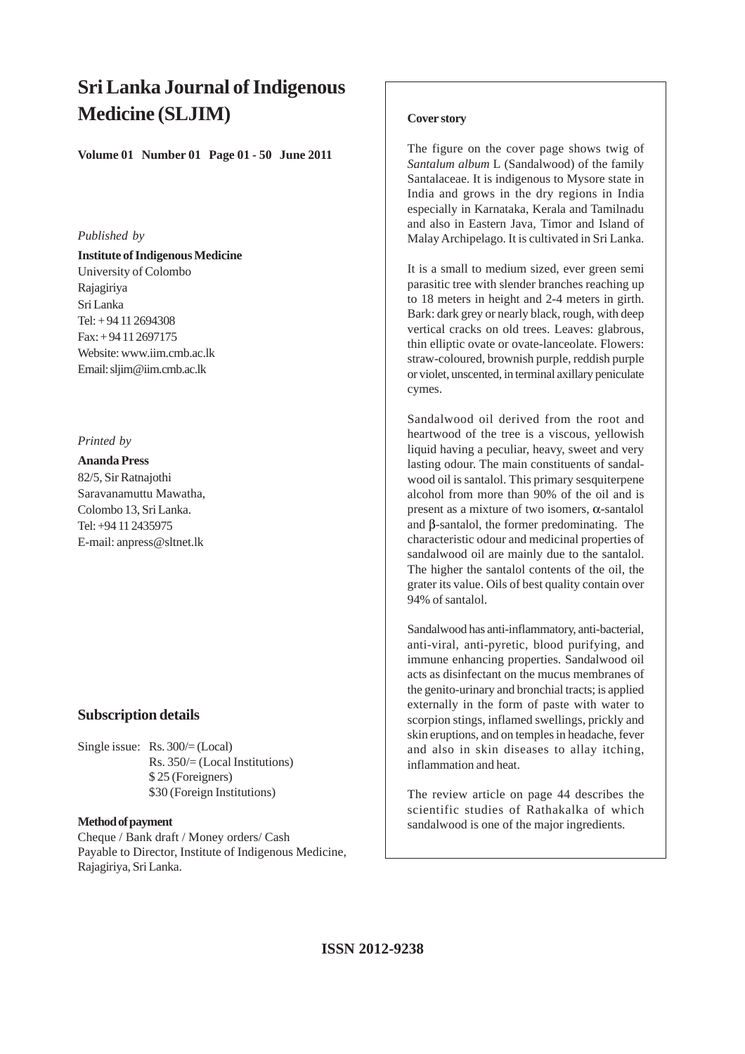# Sri Lanka Journal of Indigenous Medicine (SLJIM)

**Volume 01 Number 01 Page 01 - 50 June 2011**

*Published by*

**Institute of Indigenous Medicine**
University of Colombo
Rajagiriya
Sri Lanka
Tel: + 94 11 2694308
Fax: + 94 11 2697175
Website: www.iim.cmb.ac.lk
Email: sljim@iim.cmb.ac.lk

*Printed by*

**Ananda Press**
82/5, Sir Ratnajothi
Saravanamuttu Mawatha,
Colombo 13, Sri Lanka.
Tel: +94 11 2435975
E-mail: anpress@sltnet.lk

## Subscription details

Single issue: Rs. 300/= (Local)
Rs. 350/= (Local Institutions)
$ 25 (Foreigners)
$30 (Foreign Institutions)

**Method of payment**

Cheque / Bank draft / Money orders/ Cash
Payable to Director, Institute of Indigenous Medicine, Rajagiriya, Sri Lanka.

**Cover story**

The figure on the cover page shows twig of *Santalum album* L (Sandalwood) of the family Santalaceae. It is indigenous to Mysore state in India and grows in the dry regions in India especially in Karnataka, Kerala and Tamilnadu and also in Eastern Java, Timor and Island of Malay Archipelago. It is cultivated in Sri Lanka.

It is a small to medium sized, ever green semi parasitic tree with slender branches reaching up to 18 meters in height and 2-4 meters in girth. Bark: dark grey or nearly black, rough, with deep vertical cracks on old trees. Leaves: glabrous, thin elliptic ovate or ovate-lanceolate. Flowers: straw-coloured, brownish purple, reddish purple or violet, unscented, in terminal axillary peniculate cymes.

Sandalwood oil derived from the root and heartwood of the tree is a viscous, yellowish liquid having a peculiar, heavy, sweet and very lasting odour. The main constituents of sandalwood oil is santalol. This primary sesquiterpene alcohol from more than 90% of the oil and is present as a mixture of two isomers, $\alpha$-santalol and $\beta$-santalol, the former predominating. The characteristic odour and medicinal properties of sandalwood oil are mainly due to the santalol. The higher the santalol contents of the oil, the grater its value. Oils of best quality contain over 94% of santalol.

Sandalwood has anti-inflammatory, anti-bacterial, anti-viral, anti-pyretic, blood purifying, and immune enhancing properties. Sandalwood oil acts as disinfectant on the mucus membranes of the genito-urinary and bronchial tracts; is applied externally in the form of paste with water to scorpion stings, inflamed swellings, prickly and skin eruptions, and on temples in headache, fever and also in skin diseases to allay itching, inflammation and heat.

The review article on page 44 describes the scientific studies of Rathakalka of which sandalwood is one of the major ingredients.

**ISSN 2012-9238**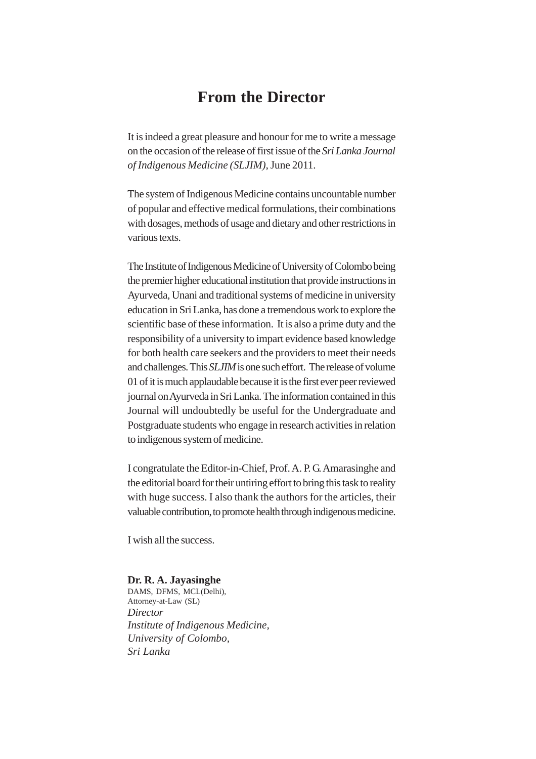# From the Director

It is indeed a great pleasure and honour for me to write a message on the occasion of the release of first issue of the *Sri Lanka Journal of Indigenous Medicine (SLJIM)*, June 2011.

The system of Indigenous Medicine contains uncountable number of popular and effective medical formulations, their combinations with dosages, methods of usage and dietary and other restrictions in various texts.

The Institute of Indigenous Medicine of University of Colombo being the premier higher educational institution that provide instructions in Ayurveda, Unani and traditional systems of medicine in university education in Sri Lanka, has done a tremendous work to explore the scientific base of these information. It is also a prime duty and the responsibility of a university to impart evidence based knowledge for both health care seekers and the providers to meet their needs and challenges. This *SLJIM* is one such effort. The release of volume 01 of it is much applaudable because it is the first ever peer reviewed journal on Ayurveda in Sri Lanka. The information contained in this Journal will undoubtedly be useful for the Undergraduate and Postgraduate students who engage in research activities in relation to indigenous system of medicine.

I congratulate the Editor-in-Chief, Prof. A. P. G. Amarasinghe and the editorial board for their untiring effort to bring this task to reality with huge success. I also thank the authors for the articles, their valuable contribution, to promote health through indigenous medicine.

I wish all the success.

**Dr. R. A. Jayasinghe**
DAMS, DFMS, MCL(Delhi),
Attorney-at-Law (SL)
*Director*
*Institute of Indigenous Medicine,*
*University of Colombo,*
*Sri Lanka*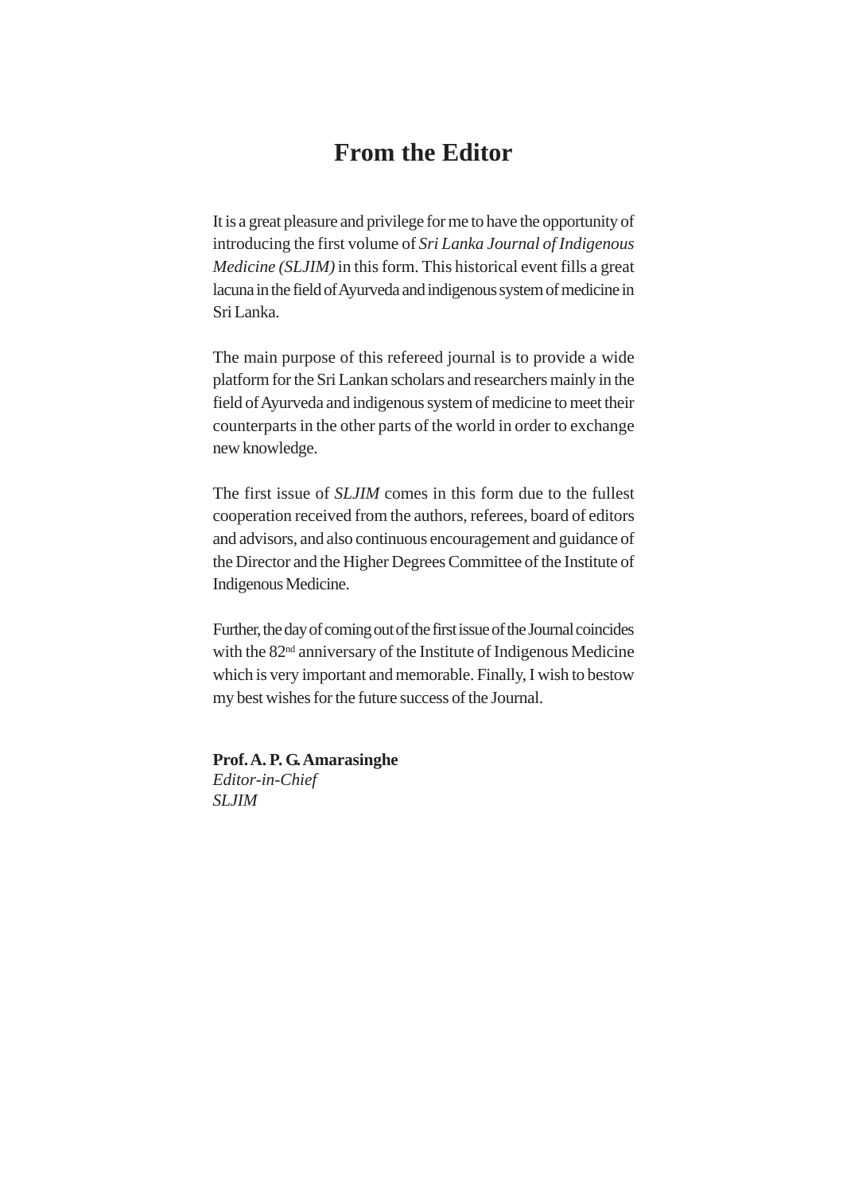# From the Editor

It is a great pleasure and privilege for me to have the opportunity of introducing the first volume of *Sri Lanka Journal of Indigenous Medicine (SLJIM)* in this form. This historical event fills a great lacuna in the field of Ayurveda and indigenous system of medicine in Sri Lanka.

The main purpose of this refereed journal is to provide a wide platform for the Sri Lankan scholars and researchers mainly in the field of Ayurveda and indigenous system of medicine to meet their counterparts in the other parts of the world in order to exchange new knowledge.

The first issue of *SLJIM* comes in this form due to the fullest cooperation received from the authors, referees, board of editors and advisors, and also continuous encouragement and guidance of the Director and the Higher Degrees Committee of the Institute of Indigenous Medicine.

Further, the day of coming out of the first issue of the Journal coincides with the 82$^{nd}$ anniversary of the Institute of Indigenous Medicine which is very important and memorable. Finally, I wish to bestow my best wishes for the future success of the Journal.

**Prof. A. P. G. Amarasinghe**
*Editor-in-Chief*
*SLJIM*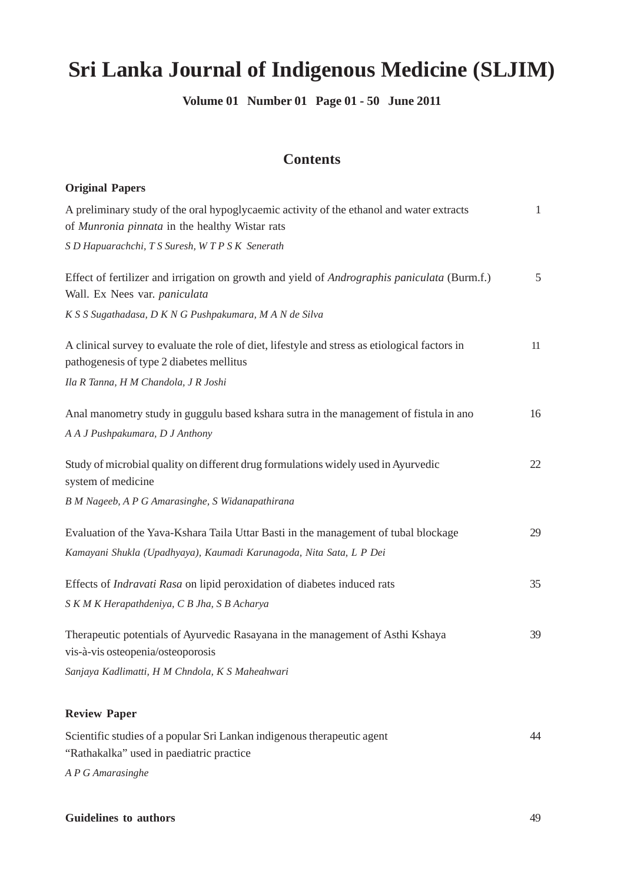# Sri Lanka Journal of Indigenous Medicine (SLJIM)

**Volume 01 Number 01 Page 01 - 50 June 2011**

## Contents

**Original Papers**

A preliminary study of the oral hypoglycaemic activity of the ethanol and water extracts of *Munronia pinnata* in the healthy Wistar rats — 1
*S D Hapuarachchi, T S Suresh, W T P S K Senerath*

Effect of fertilizer and irrigation on growth and yield of *Andrographis paniculata* (Burm.f.) Wall. Ex Nees var. *paniculata* — 5
*K S S Sugathadasa, D K N G Pushpakumara, M A N de Silva*

A clinical survey to evaluate the role of diet, lifestyle and stress as etiological factors in pathogenesis of type 2 diabetes mellitus — 11
*Ila R Tanna, H M Chandola, J R Joshi*

Anal manometry study in guggulu based kshara sutra in the management of fistula in ano — 16
*A A J Pushpakumara, D J Anthony*

Study of microbial quality on different drug formulations widely used in Ayurvedic system of medicine — 22
*B M Nageeb, A P G Amarasinghe, S Widanapathirana*

Evaluation of the Yava-Kshara Taila Uttar Basti in the management of tubal blockage — 29
*Kamayani Shukla (Upadhyaya), Kaumadi Karunagoda, Nita Sata, L P Dei*

Effects of *Indravati Rasa* on lipid peroxidation of diabetes induced rats — 35
*S K M K Herapathdeniya, C B Jha, S B Acharya*

Therapeutic potentials of Ayurvedic Rasayana in the management of Asthi Kshaya vis-à-vis osteopenia/osteoporosis — 39
*Sanjaya Kadlimatti, H M Chndola, K S Maheahwari*

**Review Paper**

Scientific studies of a popular Sri Lankan indigenous therapeutic agent "Rathakalka" used in paediatric practice — 44
*A P G Amarasinghe*

**Guidelines to authors** — 49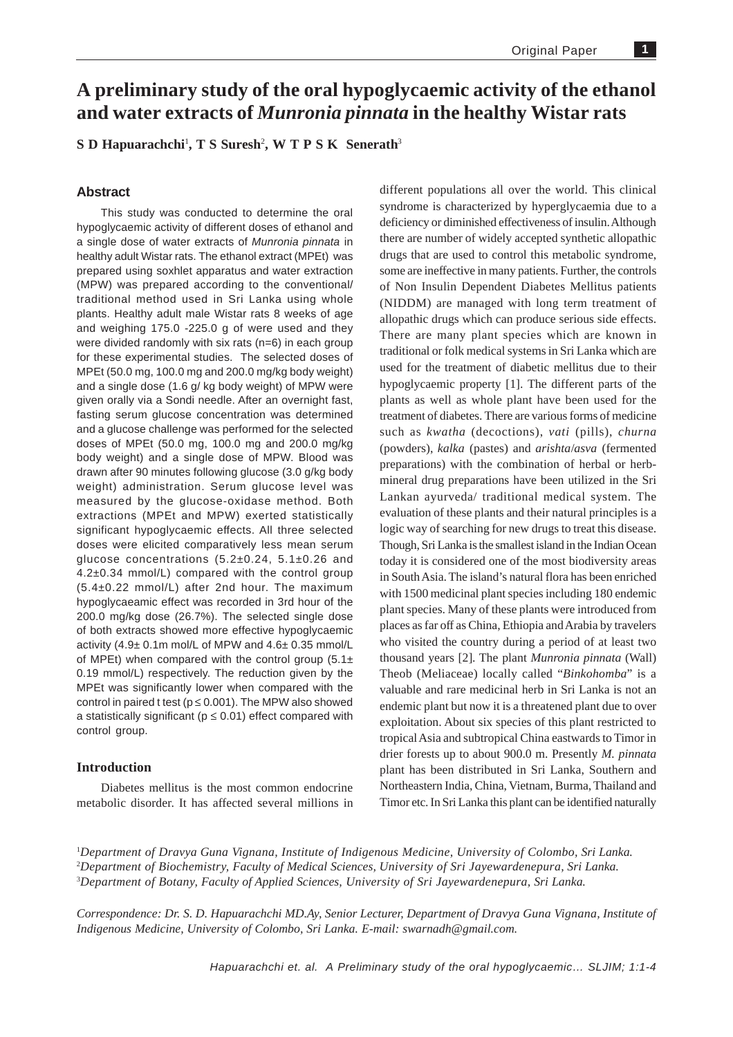# A preliminary study of the oral hypoglycaemic activity of the ethanol and water extracts of *Munronia pinnata* in the healthy Wistar rats

**S D Hapuarachchi[1], T S Suresh[2], W T P S K Senerath[3]**

## Abstract

This study was conducted to determine the oral hypoglycaemic activity of different doses of ethanol and a single dose of water extracts of *Munronia pinnata* in healthy adult Wistar rats. The ethanol extract (MPEt) was prepared using soxhlet apparatus and water extraction (MPW) was prepared according to the conventional/ traditional method used in Sri Lanka using whole plants. Healthy adult male Wistar rats 8 weeks of age and weighing 175.0 -225.0 g of were used and they were divided randomly with six rats (n=6) in each group for these experimental studies. The selected doses of MPEt (50.0 mg, 100.0 mg and 200.0 mg/kg body weight) and a single dose (1.6 g/ kg body weight) of MPW were given orally via a Sondi needle. After an overnight fast, fasting serum glucose concentration was determined and a glucose challenge was performed for the selected doses of MPEt (50.0 mg, 100.0 mg and 200.0 mg/kg body weight) and a single dose of MPW. Blood was drawn after 90 minutes following glucose (3.0 g/kg body weight) administration. Serum glucose level was measured by the glucose-oxidase method. Both extractions (MPEt and MPW) exerted statistically significant hypoglycaemic effects. All three selected doses were elicited comparatively less mean serum glucose concentrations (5.2±0.24, 5.1±0.26 and 4.2±0.34 mmol/L) compared with the control group (5.4±0.22 mmol/L) after 2nd hour. The maximum hypoglycaeamic effect was recorded in 3rd hour of the 200.0 mg/kg dose (26.7%). The selected single dose of both extracts showed more effective hypoglycaemic activity (4.9± 0.1m mol/L of MPW and 4.6± 0.35 mmol/L of MPEt) when compared with the control group (5.1± 0.19 mmol/L) respectively. The reduction given by the MPEt was significantly lower when compared with the control in paired t test ($p \leq 0.001$). The MPW also showed a statistically significant ($p \leq 0.01$) effect compared with control group.

## Introduction

Diabetes mellitus is the most common endocrine metabolic disorder. It has affected several millions in different populations all over the world. This clinical syndrome is characterized by hyperglycaemia due to a deficiency or diminished effectiveness of insulin. Although there are number of widely accepted synthetic allopathic drugs that are used to control this metabolic syndrome, some are ineffective in many patients. Further, the controls of Non Insulin Dependent Diabetes Mellitus patients (NIDDM) are managed with long term treatment of allopathic drugs which can produce serious side effects. There are many plant species which are known in traditional or folk medical systems in Sri Lanka which are used for the treatment of diabetic mellitus due to their hypoglycaemic property [1]. The different parts of the plants as well as whole plant have been used for the treatment of diabetes. There are various forms of medicine such as *kwatha* (decoctions), *vati* (pills), *churna* (powders), *kalka* (pastes) and *arishta*/*asva* (fermented preparations) with the combination of herbal or herb-mineral drug preparations have been utilized in the Sri Lankan ayurveda/ traditional medical system. The evaluation of these plants and their natural principles is a logic way of searching for new drugs to treat this disease. Though, Sri Lanka is the smallest island in the Indian Ocean today it is considered one of the most biodiversity areas in South Asia. The island's natural flora has been enriched with 1500 medicinal plant species including 180 endemic plant species. Many of these plants were introduced from places as far off as China, Ethiopia and Arabia by travelers who visited the country during a period of at least two thousand years [2]. The plant *Munronia pinnata* (Wall) Theob (Meliaceae) locally called "*Binkohomba*" is a valuable and rare medicinal herb in Sri Lanka is not an endemic plant but now it is a threatened plant due to over exploitation. About six species of this plant restricted to tropical Asia and subtropical China eastwards to Timor in drier forests up to about 900.0 m. Presently *M. pinnata* plant has been distributed in Sri Lanka, Southern and Northeastern India, China, Vietnam, Burma, Thailand and Timor etc. In Sri Lanka this plant can be identified naturally

[1]*Department of Dravya Guna Vignana, Institute of Indigenous Medicine, University of Colombo, Sri Lanka.*
[2]*Department of Biochemistry, Faculty of Medical Sciences, University of Sri Jayewardenepura, Sri Lanka.*
[3]*Department of Botany, Faculty of Applied Sciences, University of Sri Jayewardenepura, Sri Lanka.*

*Correspondence: Dr. S. D. Hapuarachchi MD.Ay, Senior Lecturer, Department of Dravya Guna Vignana, Institute of Indigenous Medicine, University of Colombo, Sri Lanka. E-mail: swarnadh@gmail.com.*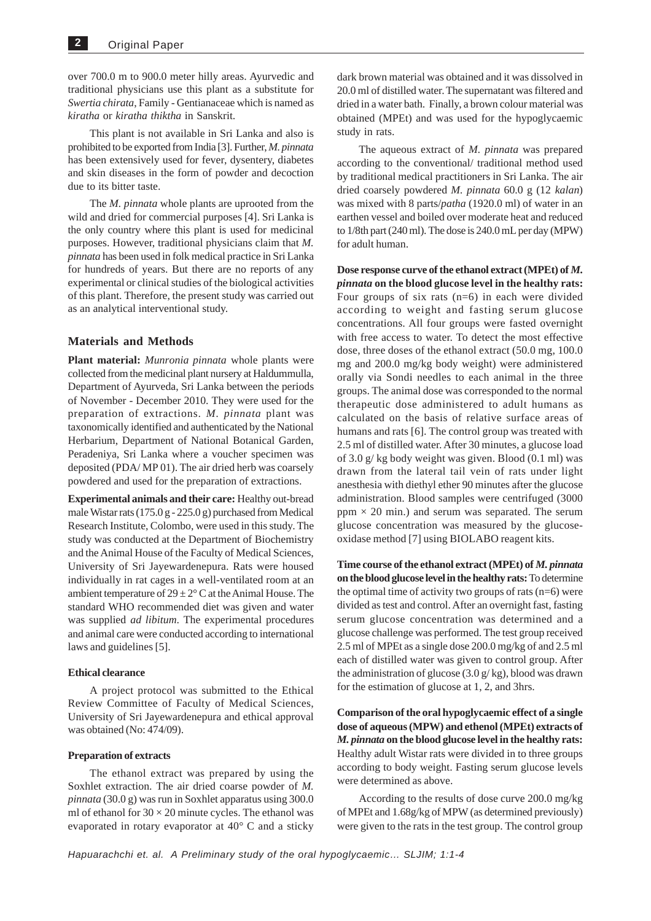over 700.0 m to 900.0 meter hilly areas. Ayurvedic and traditional physicians use this plant as a substitute for *Swertia chirata*, Family - Gentianaceae which is named as *kiratha* or *kiratha thiktha* in Sanskrit.

This plant is not available in Sri Lanka and also is prohibited to be exported from India [3]. Further, *M. pinnata* has been extensively used for fever, dysentery, diabetes and skin diseases in the form of powder and decoction due to its bitter taste.

The *M. pinnata* whole plants are uprooted from the wild and dried for commercial purposes [4]. Sri Lanka is the only country where this plant is used for medicinal purposes. However, traditional physicians claim that *M. pinnata* has been used in folk medical practice in Sri Lanka for hundreds of years. But there are no reports of any experimental or clinical studies of the biological activities of this plant. Therefore, the present study was carried out as an analytical interventional study.

## Materials and Methods

**Plant material:** *Munronia pinnata* whole plants were collected from the medicinal plant nursery at Haldummulla, Department of Ayurveda, Sri Lanka between the periods of November - December 2010. They were used for the preparation of extractions. *M. pinnata* plant was taxonomically identified and authenticated by the National Herbarium, Department of National Botanical Garden, Peradeniya, Sri Lanka where a voucher specimen was deposited (PDA/ MP 01). The air dried herb was coarsely powdered and used for the preparation of extractions.

**Experimental animals and their care:** Healthy out-bread male Wistar rats (175.0 g - 225.0 g) purchased from Medical Research Institute, Colombo, were used in this study. The study was conducted at the Department of Biochemistry and the Animal House of the Faculty of Medical Sciences, University of Sri Jayewardenepura. Rats were housed individually in rat cages in a well-ventilated room at an ambient temperature of $29 \pm 2°$ C at the Animal House. The standard WHO recommended diet was given and water was supplied *ad libitum*. The experimental procedures and animal care were conducted according to international laws and guidelines [5].

#### Ethical clearance

A project protocol was submitted to the Ethical Review Committee of Faculty of Medical Sciences, University of Sri Jayewardenepura and ethical approval was obtained (No: 474/09).

#### Preparation of extracts

The ethanol extract was prepared by using the Soxhlet extraction. The air dried coarse powder of *M. pinnata* (30.0 g) was run in Soxhlet apparatus using 300.0 ml of ethanol for $30 \times 20$ minute cycles. The ethanol was evaporated in rotary evaporator at 40° C and a sticky dark brown material was obtained and it was dissolved in 20.0 ml of distilled water. The supernatant was filtered and dried in a water bath. Finally, a brown colour material was obtained (MPEt) and was used for the hypoglycaemic study in rats.

The aqueous extract of *M. pinnata* was prepared according to the conventional/ traditional method used by traditional medical practitioners in Sri Lanka. The air dried coarsely powdered *M. pinnata* 60.0 g (12 *kalan*) was mixed with 8 parts/*patha* (1920.0 ml) of water in an earthen vessel and boiled over moderate heat and reduced to 1/8th part (240 ml). The dose is 240.0 mL per day (MPW) for adult human.

**Dose response curve of the ethanol extract (MPEt) of *M. pinnata* on the blood glucose level in the healthy rats:** Four groups of six rats (n=6) in each were divided according to weight and fasting serum glucose concentrations. All four groups were fasted overnight with free access to water. To detect the most effective dose, three doses of the ethanol extract (50.0 mg, 100.0 mg and 200.0 mg/kg body weight) were administered orally via Sondi needles to each animal in the three groups. The animal dose was corresponded to the normal therapeutic dose administered to adult humans as calculated on the basis of relative surface areas of humans and rats [6]. The control group was treated with 2.5 ml of distilled water. After 30 minutes, a glucose load of 3.0 g/ kg body weight was given. Blood (0.1 ml) was drawn from the lateral tail vein of rats under light anesthesia with diethyl ether 90 minutes after the glucose administration. Blood samples were centrifuged (3000 ppm $\times$ 20 min.) and serum was separated. The serum glucose concentration was measured by the glucose-oxidase method [7] using BIOLABO reagent kits.

**Time course of the ethanol extract (MPEt) of *M. pinnata* on the blood glucose level in the healthy rats:** To determine the optimal time of activity two groups of rats (n=6) were divided as test and control. After an overnight fast, fasting serum glucose concentration was determined and a glucose challenge was performed. The test group received 2.5 ml of MPEt as a single dose 200.0 mg/kg of and 2.5 ml each of distilled water was given to control group. After the administration of glucose (3.0 g/ kg), blood was drawn for the estimation of glucose at 1, 2, and 3hrs.

**Comparison of the oral hypoglycaemic effect of a single dose of aqueous (MPW) and ethenol (MPEt) extracts of *M. pinnata* on the blood glucose level in the healthy rats:** Healthy adult Wistar rats were divided in to three groups according to body weight. Fasting serum glucose levels were determined as above.

According to the results of dose curve 200.0 mg/kg of MPEt and 1.68g/kg of MPW (as determined previously) were given to the rats in the test group. The control group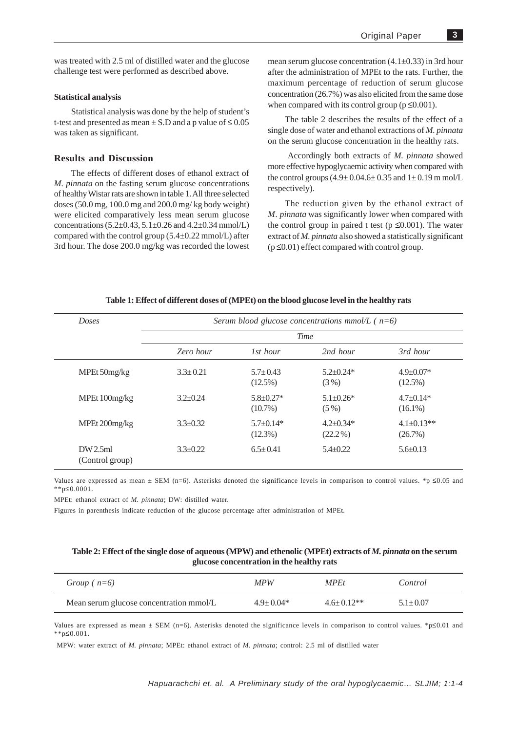was treated with 2.5 ml of distilled water and the glucose challenge test were performed as described above.

#### Statistical analysis

Statistical analysis was done by the help of student's t-test and presented as mean ± S.D and a p value of ≤ 0.05 was taken as significant.

### Results and Discussion

The effects of different doses of ethanol extract of *M. pinnata* on the fasting serum glucose concentrations of healthy Wistar rats are shown in table 1. All three selected doses (50.0 mg, 100.0 mg and 200.0 mg/ kg body weight) were elicited comparatively less mean serum glucose concentrations (5.2±0.43, 5.1±0.26 and 4.2±0.34 mmol/L) compared with the control group (5.4±0.22 mmol/L) after 3rd hour. The dose 200.0 mg/kg was recorded the lowest mean serum glucose concentration (4.1±0.33) in 3rd hour after the administration of MPEt to the rats. Further, the maximum percentage of reduction of serum glucose concentration (26.7%) was also elicited from the same dose when compared with its control group (p ≤0.001).

The table 2 describes the results of the effect of a single dose of water and ethanol extractions of *M. pinnata* on the serum glucose concentration in the healthy rats.

Accordingly both extracts of *M. pinnata* showed more effective hypoglycaemic activity when compared with the control groups (4.9± 0.04.6± 0.35 and 1± 0.19 m mol/L respectively).

The reduction given by the ethanol extract of *M. pinnata* was significantly lower when compared with the control group in paired t test (p ≤0.001). The water extract of *M. pinnata* also showed a statistically significant (p ≤0.01) effect compared with control group.

**Table 1: Effect of different doses of (MPEt) on the blood glucose level in the healthy rats**

| *Doses* | *Serum blood glucose concentrations mmol/L ( n=6)* | | | |
|---|---|---|---|---|
| | *Time* | | | |
| | *Zero hour* | *1st hour* | *2nd hour* | *3rd hour* |
| MPEt 50mg/kg | 3.3± 0.21 | 5.7± 0.43 (12.5%) | 5.2±0.24* (3 %) | 4.9±0.07* (12.5%) |
| MPEt 100mg/kg | 3.2±0.24 | 5.8±0.27* (10.7%) | 5.1±0.26* (5 %) | 4.7±0.14* (16.1%) |
| MPEt 200mg/kg | 3.3±0.32 | 5.7±0.14* (12.3%) | 4.2±0.34* (22.2 %) | 4.1±0.13** (26.7%) |
| DW 2.5ml (Control group) | 3.3±0.22 | 6.5± 0.41 | 5.4±0.22 | 5.6±0.13 |

Values are expressed as mean ± SEM (n=6). Asterisks denoted the significance levels in comparison to control values. *p ≤0.05 and **p≤0.0001.

MPEt: ethanol extract of *M. pinnata*; DW: distilled water.

Figures in parenthesis indicate reduction of the glucose percentage after administration of MPEt.

**Table 2: Effect of the single dose of aqueous (MPW) and ethenolic (MPEt) extracts of *M. pinnata* on the serum glucose concentration in the healthy rats**

| *Group ( n=6)* | *MPW* | *MPEt* | *Control* |
|---|---|---|---|
| Mean serum glucose concentration mmol/L | 4.9± 0.04* | 4.6± 0.12** | 5.1± 0.07 |

Values are expressed as mean ± SEM (n=6). Asterisks denoted the significance levels in comparison to control values. *p≤0.01 and **p≤0.001.

MPW: water extract of *M. pinnata*; MPEt: ethanol extract of *M. pinnata*; control: 2.5 ml of distilled water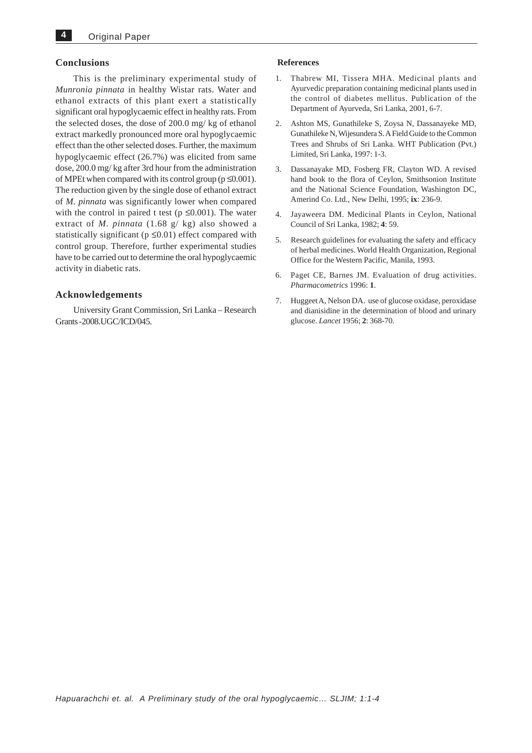## Conclusions

This is the preliminary experimental study of *Munronia pinnata* in healthy Wistar rats. Water and ethanol extracts of this plant exert a statistically significant oral hypoglycaemic effect in healthy rats. From the selected doses, the dose of 200.0 mg/ kg of ethanol extract markedly pronounced more oral hypoglycaemic effect than the other selected doses. Further, the maximum hypoglycaemic effect (26.7%) was elicited from same dose, 200.0 mg/ kg after 3rd hour from the administration of MPEt when compared with its control group ($p \leq 0.001$). The reduction given by the single dose of ethanol extract of *M. pinnata* was significantly lower when compared with the control in paired t test ($p \leq 0.001$). The water extract of *M. pinnata* (1.68 g/ kg) also showed a statistically significant ($p \leq 0.01$) effect compared with control group. Therefore, further experimental studies have to be carried out to determine the oral hypoglycaemic activity in diabetic rats.

## Acknowledgements

University Grant Commission, Sri Lanka – Research Grants -2008.UGC/ICD/045.

## References

1. Thabrew MI, Tissera MHA. Medicinal plants and Ayurvedic preparation containing medicinal plants used in the control of diabetes mellitus. Publication of the Department of Ayurveda, Sri Lanka, 2001, 6-7.
2. Ashton MS, Gunathileke S, Zoysa N, Dassanayeke MD, Gunathileke N, Wijesundera S. A Field Guide to the Common Trees and Shrubs of Sri Lanka. WHT Publication (Pvt.) Limited, Sri Lanka, 1997: 1-3.
3. Dassanayake MD, Fosberg FR, Clayton WD. A revised hand book to the flora of Ceylon, Smithsonion Institute and the National Science Foundation, Washington DC, Amerind Co. Ltd., New Delhi, 1995; **ix**: 236-9.
4. Jayaweera DM. Medicinal Plants in Ceylon, National Council of Sri Lanka, 1982; **4**: 59.
5. Research guidelines for evaluating the safety and efficacy of herbal medicines. World Health Organization, Regional Office for the Western Pacific, Manila, 1993.
6. Paget CE, Barnes JM. Evaluation of drug activities. *Pharmacometrics* 1996: **1**.
7. Huggeet A, Nelson DA. use of glucose oxidase, peroxidase and dianisidine in the determination of blood and urinary glucose. *Lancet* 1956; **2**: 368-70.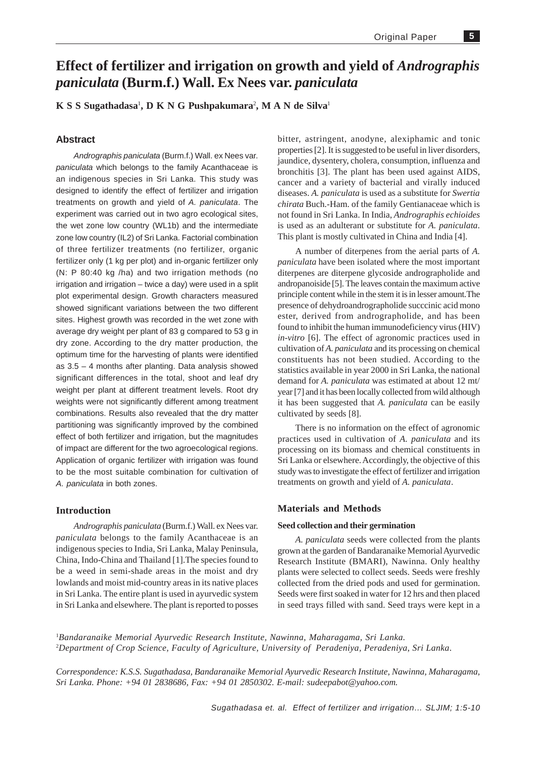# Effect of fertilizer and irrigation on growth and yield of *Andrographis paniculata* (Burm.f.) Wall. Ex Nees var. *paniculata*

**K S S Sugathadasa[1], D K N G Pushpakumara[2], M A N de Silva[1]**

## Abstract

*Andrographis paniculata* (Burm.f.) Wall. ex Nees var. *paniculata* which belongs to the family Acanthaceae is an indigenous species in Sri Lanka. This study was designed to identify the effect of fertilizer and irrigation treatments on growth and yield of *A. paniculata*. The experiment was carried out in two agro ecological sites, the wet zone low country (WL1b) and the intermediate zone low country (IL2) of Sri Lanka. Factorial combination of three fertilizer treatments (no fertilizer, organic fertilizer only (1 kg per plot) and in-organic fertilizer only (N: P 80:40 kg /ha) and two irrigation methods (no irrigation and irrigation – twice a day) were used in a split plot experimental design. Growth characters measured showed significant variations between the two different sites. Highest growth was recorded in the wet zone with average dry weight per plant of 83 g compared to 53 g in dry zone. According to the dry matter production, the optimum time for the harvesting of plants were identified as 3.5 – 4 months after planting. Data analysis showed significant differences in the total, shoot and leaf dry weight per plant at different treatment levels. Root dry weights were not significantly different among treatment combinations. Results also revealed that the dry matter partitioning was significantly improved by the combined effect of both fertilizer and irrigation, but the magnitudes of impact are different for the two agroecological regions. Application of organic fertilizer with irrigation was found to be the most suitable combination for cultivation of *A. paniculata* in both zones.

## Introduction

*Andrographis paniculata* (Burm.f.) Wall. ex Nees var. *paniculata* belongs to the family Acanthaceae is an indigenous species to India, Sri Lanka, Malay Peninsula, China, Indo-China and Thailand [1].The species found to be a weed in semi-shade areas in the moist and dry lowlands and moist mid-country areas in its native places in Sri Lanka. The entire plant is used in ayurvedic system in Sri Lanka and elsewhere. The plant is reported to posses bitter, astringent, anodyne, alexiphamic and tonic properties [2]. It is suggested to be useful in liver disorders, jaundice, dysentery, cholera, consumption, influenza and bronchitis [3]. The plant has been used against AIDS, cancer and a variety of bacterial and virally induced diseases. *A. paniculata* is used as a substitute for *Swertia chirata* Buch.-Ham. of the family Gentianaceae which is not found in Sri Lanka. In India, *Andrographis echioides* is used as an adulterant or substitute for *A. paniculata*. This plant is mostly cultivated in China and India [4].

A number of diterpenes from the aerial parts of *A. paniculata* have been isolated where the most important diterpenes are diterpene glycoside andrographolide and andropanoiside [5]. The leaves contain the maximum active principle content while in the stem it is in lesser amount.The presence of dehydroandrographolide succcinic acid mono ester, derived from andrographolide, and has been found to inhibit the human immunodeficiency virus (HIV) *in-vitro* [6]. The effect of agronomic practices used in cultivation of *A. paniculata* and its processing on chemical constituents has not been studied. According to the statistics available in year 2000 in Sri Lanka, the national demand for *A. paniculata* was estimated at about 12 mt/ year [7] and it has been locally collected from wild although it has been suggested that *A. paniculata* can be easily cultivated by seeds [8].

There is no information on the effect of agronomic practices used in cultivation of *A. paniculata* and its processing on its biomass and chemical constituents in Sri Lanka or elsewhere. Accordingly, the objective of this study was to investigate the effect of fertilizer and irrigation treatments on growth and yield of *A. paniculata*.

## Materials and Methods

### Seed collection and their germination

*A. paniculata* seeds were collected from the plants grown at the garden of Bandaranaike Memorial Ayurvedic Research Institute (BMARI), Nawinna. Only healthy plants were selected to collect seeds. Seeds were freshly collected from the dried pods and used for germination. Seeds were first soaked in water for 12 hrs and then placed in seed trays filled with sand. Seed trays were kept in a

[1]*Bandaranaike Memorial Ayurvedic Research Institute, Nawinna, Maharagama, Sri Lanka.*
[2]*Department of Crop Science, Faculty of Agriculture, University of Peradeniya, Peradeniya, Sri Lanka.*

*Correspondence: K.S.S. Sugathadasa, Bandaranaike Memorial Ayurvedic Research Institute, Nawinna, Maharagama, Sri Lanka. Phone: +94 01 2838686, Fax: +94 01 2850302. E-mail: sudeepabot@yahoo.com.*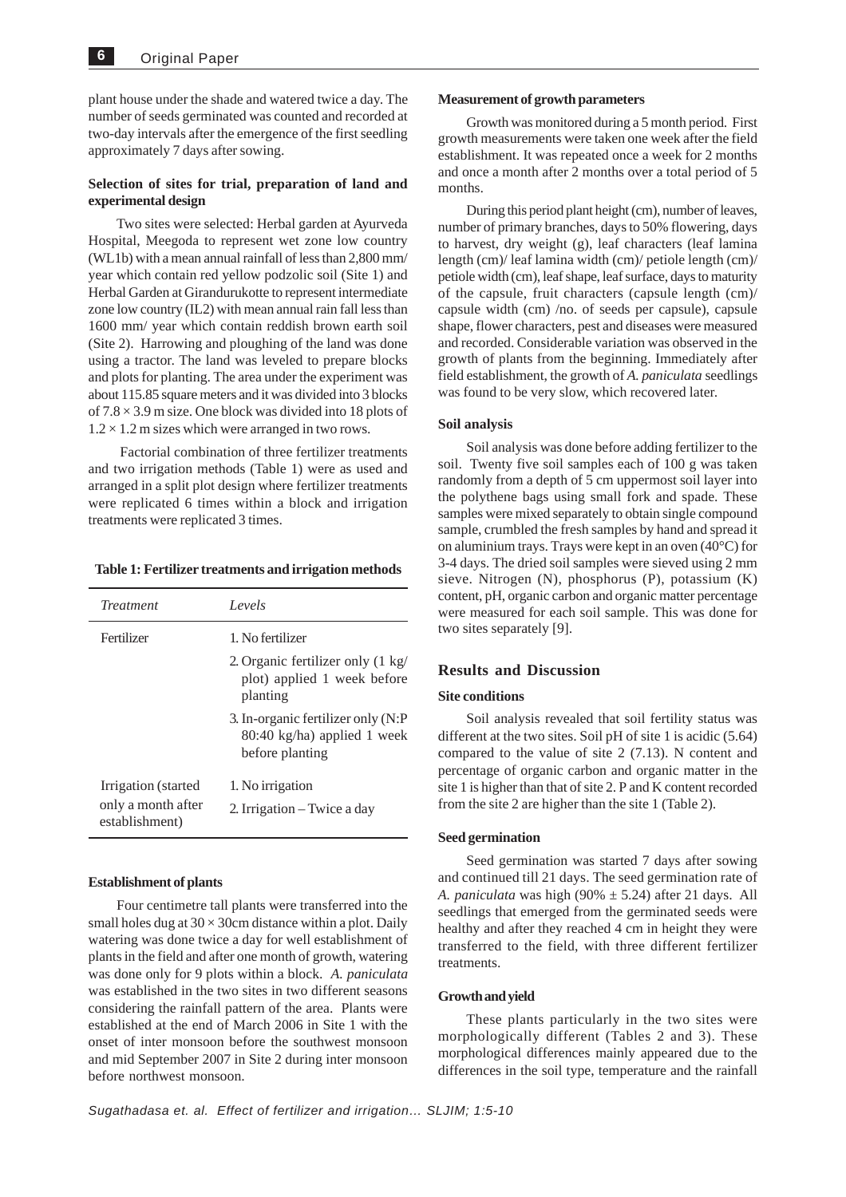plant house under the shade and watered twice a day. The number of seeds germinated was counted and recorded at two-day intervals after the emergence of the first seedling approximately 7 days after sowing.

### Selection of sites for trial, preparation of land and experimental design

Two sites were selected: Herbal garden at Ayurveda Hospital, Meegoda to represent wet zone low country (WL1b) with a mean annual rainfall of less than 2,800 mm/ year which contain red yellow podzolic soil (Site 1) and Herbal Garden at Girandurukotte to represent intermediate zone low country (IL2) with mean annual rain fall less than 1600 mm/ year which contain reddish brown earth soil (Site 2). Harrowing and ploughing of the land was done using a tractor. The land was leveled to prepare blocks and plots for planting. The area under the experiment was about 115.85 square meters and it was divided into 3 blocks of 7.8 × 3.9 m size. One block was divided into 18 plots of 1.2 × 1.2 m sizes which were arranged in two rows.

Factorial combination of three fertilizer treatments and two irrigation methods (Table 1) were as used and arranged in a split plot design where fertilizer treatments were replicated 6 times within a block and irrigation treatments were replicated 3 times.

**Table 1: Fertilizer treatments and irrigation methods**

| *Treatment* | *Levels* |
|---|---|
| Fertilizer | 1. No fertilizer |
| | 2. Organic fertilizer only (1 kg/ plot) applied 1 week before planting |
| | 3. In-organic fertilizer only (N:P 80:40 kg/ha) applied 1 week before planting |
| Irrigation (started only a month after establishment) | 1. No irrigation |
| | 2. Irrigation – Twice a day |

### Establishment of plants

Four centimetre tall plants were transferred into the small holes dug at 30 × 30cm distance within a plot. Daily watering was done twice a day for well establishment of plants in the field and after one month of growth, watering was done only for 9 plots within a block. *A. paniculata* was established in the two sites in two different seasons considering the rainfall pattern of the area. Plants were established at the end of March 2006 in Site 1 with the onset of inter monsoon before the southwest monsoon and mid September 2007 in Site 2 during inter monsoon before northwest monsoon.

### Measurement of growth parameters

Growth was monitored during a 5 month period. First growth measurements were taken one week after the field establishment. It was repeated once a week for 2 months and once a month after 2 months over a total period of 5 months.

During this period plant height (cm), number of leaves, number of primary branches, days to 50% flowering, days to harvest, dry weight (g), leaf characters (leaf lamina length (cm)/ leaf lamina width (cm)/ petiole length (cm)/ petiole width (cm), leaf shape, leaf surface, days to maturity of the capsule, fruit characters (capsule length (cm)/ capsule width (cm) /no. of seeds per capsule), capsule shape, flower characters, pest and diseases were measured and recorded. Considerable variation was observed in the growth of plants from the beginning. Immediately after field establishment, the growth of *A. paniculata* seedlings was found to be very slow, which recovered later.

### Soil analysis

Soil analysis was done before adding fertilizer to the soil. Twenty five soil samples each of 100 g was taken randomly from a depth of 5 cm uppermost soil layer into the polythene bags using small fork and spade. These samples were mixed separately to obtain single compound sample, crumbled the fresh samples by hand and spread it on aluminium trays. Trays were kept in an oven (40°C) for 3-4 days. The dried soil samples were sieved using 2 mm sieve. Nitrogen (N), phosphorus (P), potassium (K) content, pH, organic carbon and organic matter percentage were measured for each soil sample. This was done for two sites separately [9].

## Results and Discussion

### Site conditions

Soil analysis revealed that soil fertility status was different at the two sites. Soil pH of site 1 is acidic (5.64) compared to the value of site 2 (7.13). N content and percentage of organic carbon and organic matter in the site 1 is higher than that of site 2. P and K content recorded from the site 2 are higher than the site 1 (Table 2).

### Seed germination

Seed germination was started 7 days after sowing and continued till 21 days. The seed germination rate of *A. paniculata* was high (90% ± 5.24) after 21 days. All seedlings that emerged from the germinated seeds were healthy and after they reached 4 cm in height they were transferred to the field, with three different fertilizer treatments.

### Growth and yield

These plants particularly in the two sites were morphologically different (Tables 2 and 3). These morphological differences mainly appeared due to the differences in the soil type, temperature and the rainfall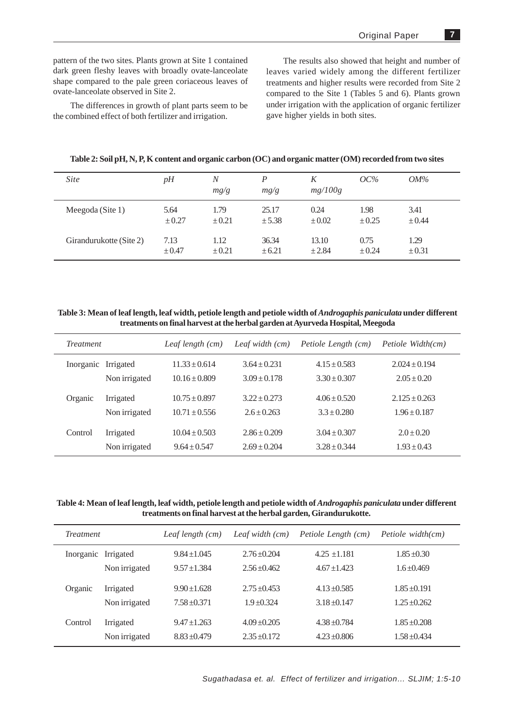pattern of the two sites. Plants grown at Site 1 contained dark green fleshy leaves with broadly ovate-lanceolate shape compared to the pale green coriaceous leaves of ovate-lanceolate observed in Site 2.

The differences in growth of plant parts seem to be the combined effect of both fertilizer and irrigation.

The results also showed that height and number of leaves varied widely among the different fertilizer treatments and higher results were recorded from Site 2 compared to the Site 1 (Tables 5 and 6). Plants grown under irrigation with the application of organic fertilizer gave higher yields in both sites.

**Table 2: Soil pH, N, P, K content and organic carbon (OC) and organic matter (OM) recorded from two sites**

| *Site* | *pH* | *N mg/g* | *P mg/g* | *K mg/100g* | *OC%* | *OM%* |
|---|---|---|---|---|---|---|
| Meegoda (Site 1) | 5.64 ± 0.27 | 1.79 ± 0.21 | 25.17 ± 5.38 | 0.24 ± 0.02 | 1.98 ± 0.25 | 3.41 ± 0.44 |
| Girandurukotte (Site 2) | 7.13 ± 0.47 | 1.12 ± 0.21 | 36.34 ± 6.21 | 13.10 ± 2.84 | 0.75 ± 0.24 | 1.29 ± 0.31 |

**Table 3: Mean of leaf length, leaf width, petiole length and petiole width of *Andrographis paniculata* under different treatments on final harvest at the herbal garden at Ayurveda Hospital, Meegoda**

| *Treatment* | | *Leaf length (cm)* | *Leaf width (cm)* | *Petiole Length (cm)* | *Petiole Width(cm)* |
|---|---|---|---|---|---|
| Inorganic | Irrigated | 11.33 ± 0.614 | 3.64 ± 0.231 | 4.15 ± 0.583 | 2.024 ± 0.194 |
| | Non irrigated | 10.16 ± 0.809 | 3.09 ± 0.178 | 3.30 ± 0.307 | 2.05 ± 0.20 |
| Organic | Irrigated | 10.75 ± 0.897 | 3.22 ± 0.273 | 4.06 ± 0.520 | 2.125 ± 0.263 |
| | Non irrigated | 10.71 ± 0.556 | 2.6 ± 0.263 | 3.3 ± 0.280 | 1.96 ± 0.187 |
| Control | Irrigated | 10.04 ± 0.503 | 2.86 ± 0.209 | 3.04 ± 0.307 | 2.0 ± 0.20 |
| | Non irrigated | 9.64 ± 0.547 | 2.69 ± 0.204 | 3.28 ± 0.344 | 1.93 ± 0.43 |

**Table 4: Mean of leaf length, leaf width, petiole length and petiole width of *Andrographis paniculata* under different treatments on final harvest at the herbal garden, Girandurukotte.**

| *Treatment* | | *Leaf length (cm)* | *Leaf width (cm)* | *Petiole Length (cm)* | *Petiole width(cm)* |
|---|---|---|---|---|---|
| Inorganic | Irrigated | 9.84 ±1.045 | 2.76 ±0.204 | 4.25 ±1.181 | 1.85 ±0.30 |
| | Non irrigated | 9.57 ±1.384 | 2.56 ±0.462 | 4.67 ±1.423 | 1.6 ±0.469 |
| Organic | Irrigated | 9.90 ±1.628 | 2.75 ±0.453 | 4.13 ±0.585 | 1.85 ±0.191 |
| | Non irrigated | 7.58 ±0.371 | 1.9 ±0.324 | 3.18 ±0.147 | 1.25 ±0.262 |
| Control | Irrigated | 9.47 ±1.263 | 4.09 ±0.205 | 4.38 ±0.784 | 1.85 ±0.208 |
| | Non irrigated | 8.83 ±0.479 | 2.35 ±0.172 | 4.23 ±0.806 | 1.58 ±0.434 |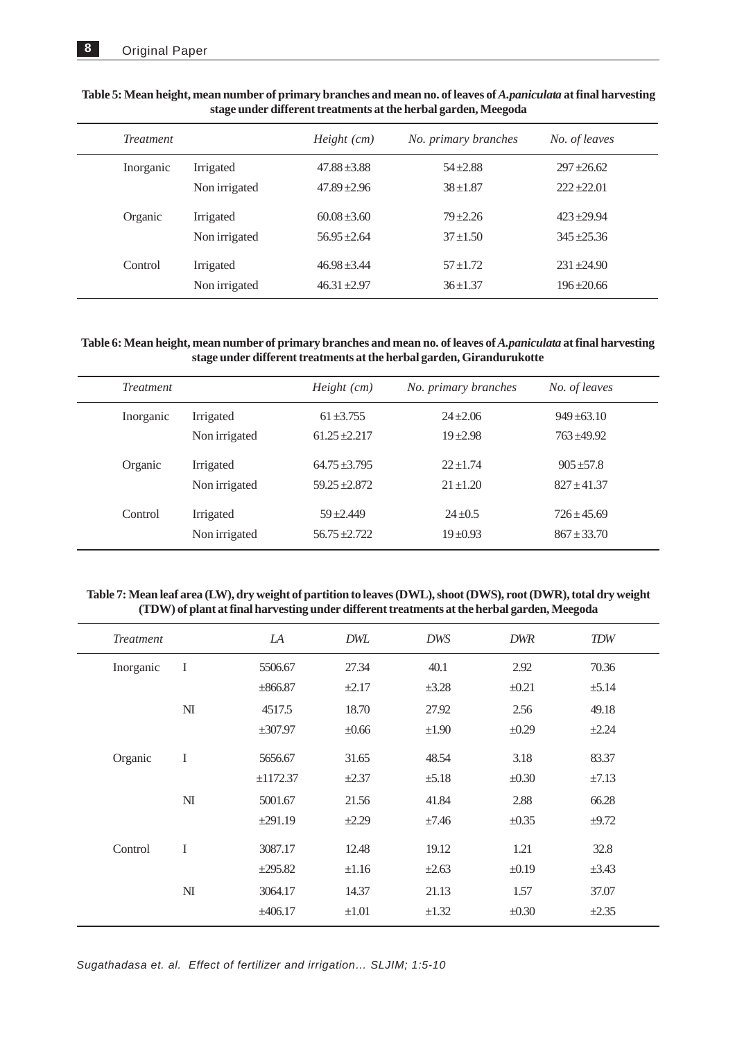**Table 5: Mean height, mean number of primary branches and mean no. of leaves of *A.paniculata* at final harvesting stage under different treatments at the herbal garden, Meegoda**

| *Treatment* | | *Height (cm)* | *No. primary branches* | *No. of leaves* |
|---|---|---|---|---|
| Inorganic | Irrigated | 47.88 ±3.88 | 54 ±2.88 | 297 ±26.62 |
| | Non irrigated | 47.89 ±2.96 | 38 ±1.87 | 222 ±22.01 |
| Organic | Irrigated | 60.08 ±3.60 | 79 ±2.26 | 423 ±29.94 |
| | Non irrigated | 56.95 ±2.64 | 37 ±1.50 | 345 ±25.36 |
| Control | Irrigated | 46.98 ±3.44 | 57 ±1.72 | 231 ±24.90 |
| | Non irrigated | 46.31 ±2.97 | 36 ±1.37 | 196 ±20.66 |

**Table 6: Mean height, mean number of primary branches and mean no. of leaves of *A.paniculata* at final harvesting stage under different treatments at the herbal garden, Girandurukotte**

| *Treatment* | | *Height (cm)* | *No. primary branches* | *No. of leaves* |
|---|---|---|---|---|
| Inorganic | Irrigated | 61 ±3.755 | 24 ±2.06 | 949 ±63.10 |
| | Non irrigated | 61.25 ±2.217 | 19 ±2.98 | 763 ±49.92 |
| Organic | Irrigated | 64.75 ±3.795 | 22 ±1.74 | 905 ±57.8 |
| | Non irrigated | 59.25 ±2.872 | 21 ±1.20 | 827 ± 41.37 |
| Control | Irrigated | 59 ±2.449 | 24 ±0.5 | 726 ± 45.69 |
| | Non irrigated | 56.75 ±2.722 | 19 ±0.93 | 867 ± 33.70 |

**Table 7: Mean leaf area (LW), dry weight of partition to leaves (DWL), shoot (DWS), root (DWR), total dry weight (TDW) of plant at final harvesting under different treatments at the herbal garden, Meegoda**

| *Treatment* | | *LA* | *DWL* | *DWS* | *DWR* | *TDW* |
|---|---|---|---|---|---|---|
| Inorganic | I | 5506.67 | 27.34 | 40.1 | 2.92 | 70.36 |
| | | ±866.87 | ±2.17 | ±3.28 | ±0.21 | ±5.14 |
| | NI | 4517.5 | 18.70 | 27.92 | 2.56 | 49.18 |
| | | ±307.97 | ±0.66 | ±1.90 | ±0.29 | ±2.24 |
| Organic | I | 5656.67 | 31.65 | 48.54 | 3.18 | 83.37 |
| | | ±1172.37 | ±2.37 | ±5.18 | ±0.30 | ±7.13 |
| | NI | 5001.67 | 21.56 | 41.84 | 2.88 | 66.28 |
| | | ±291.19 | ±2.29 | ±7.46 | ±0.35 | ±9.72 |
| Control | I | 3087.17 | 12.48 | 19.12 | 1.21 | 32.8 |
| | | ±295.82 | ±1.16 | ±2.63 | ±0.19 | ±3.43 |
| | NI | 3064.17 | 14.37 | 21.13 | 1.57 | 37.07 |
| | | ±406.17 | ±1.01 | ±1.32 | ±0.30 | ±2.35 |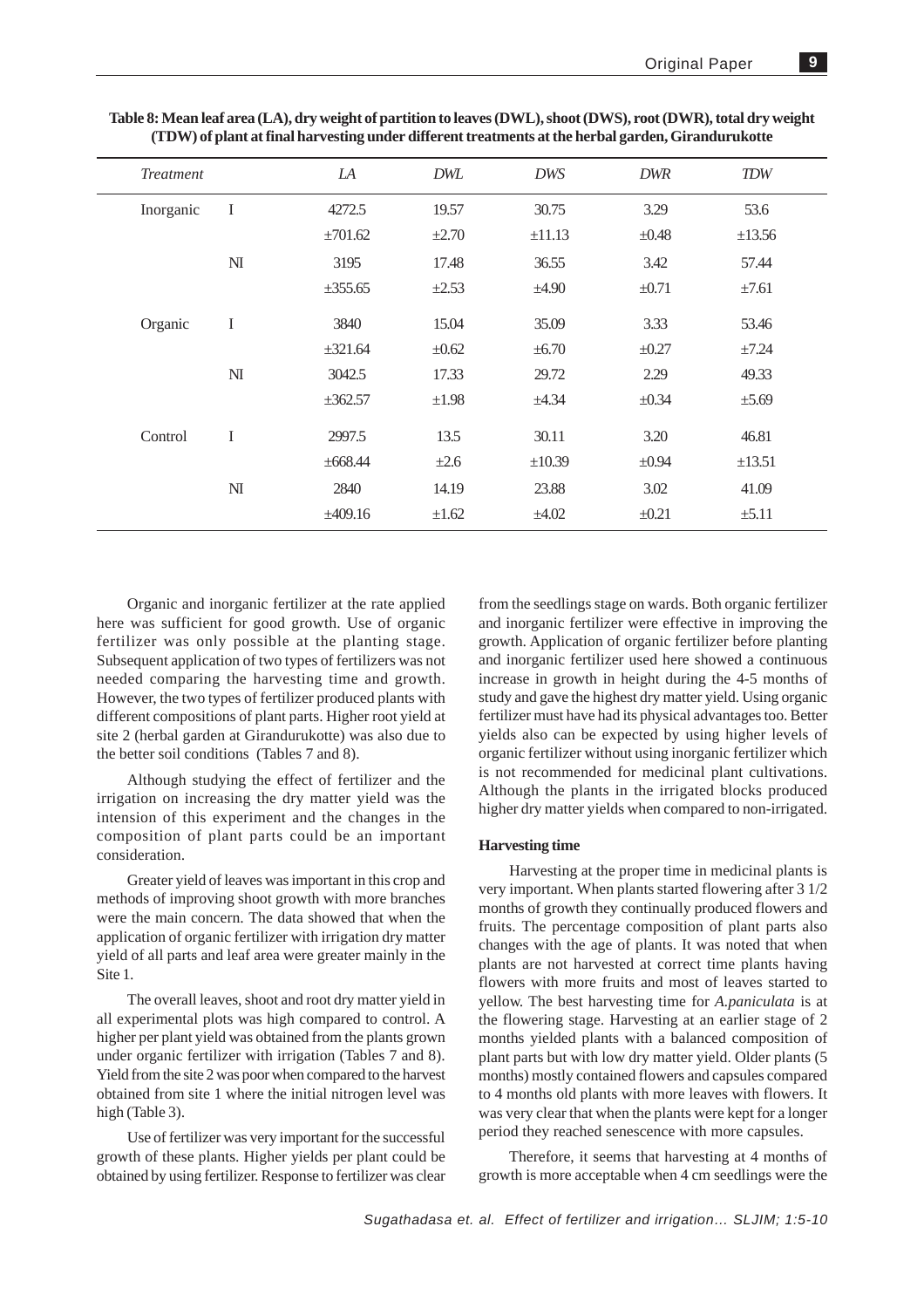**Table 8: Mean leaf area (LA), dry weight of partition to leaves (DWL), shoot (DWS), root (DWR), total dry weight (TDW) of plant at final harvesting under different treatments at the herbal garden, Girandurukotte**

| *Treatment* | | *LA* | *DWL* | *DWS* | *DWR* | *TDW* |
|---|---|---|---|---|---|---|
| Inorganic | I | 4272.5 | 19.57 | 30.75 | 3.29 | 53.6 |
| | | ±701.62 | ±2.70 | ±11.13 | ±0.48 | ±13.56 |
| | NI | 3195 | 17.48 | 36.55 | 3.42 | 57.44 |
| | | ±355.65 | ±2.53 | ±4.90 | ±0.71 | ±7.61 |
| Organic | I | 3840 | 15.04 | 35.09 | 3.33 | 53.46 |
| | | ±321.64 | ±0.62 | ±6.70 | ±0.27 | ±7.24 |
| | NI | 3042.5 | 17.33 | 29.72 | 2.29 | 49.33 |
| | | ±362.57 | ±1.98 | ±4.34 | ±0.34 | ±5.69 |
| Control | I | 2997.5 | 13.5 | 30.11 | 3.20 | 46.81 |
| | | ±668.44 | ±2.6 | ±10.39 | ±0.94 | ±13.51 |
| | NI | 2840 | 14.19 | 23.88 | 3.02 | 41.09 |
| | | ±409.16 | ±1.62 | ±4.02 | ±0.21 | ±5.11 |

Organic and inorganic fertilizer at the rate applied here was sufficient for good growth. Use of organic fertilizer was only possible at the planting stage. Subsequent application of two types of fertilizers was not needed comparing the harvesting time and growth. However, the two types of fertilizer produced plants with different compositions of plant parts. Higher root yield at site 2 (herbal garden at Girandurukotte) was also due to the better soil conditions (Tables 7 and 8).

Although studying the effect of fertilizer and the irrigation on increasing the dry matter yield was the intension of this experiment and the changes in the composition of plant parts could be an important consideration.

Greater yield of leaves was important in this crop and methods of improving shoot growth with more branches were the main concern. The data showed that when the application of organic fertilizer with irrigation dry matter yield of all parts and leaf area were greater mainly in the Site 1.

The overall leaves, shoot and root dry matter yield in all experimental plots was high compared to control. A higher per plant yield was obtained from the plants grown under organic fertilizer with irrigation (Tables 7 and 8). Yield from the site 2 was poor when compared to the harvest obtained from site 1 where the initial nitrogen level was high (Table 3).

Use of fertilizer was very important for the successful growth of these plants. Higher yields per plant could be obtained by using fertilizer. Response to fertilizer was clear from the seedlings stage on wards. Both organic fertilizer and inorganic fertilizer were effective in improving the growth. Application of organic fertilizer before planting and inorganic fertilizer used here showed a continuous increase in growth in height during the 4-5 months of study and gave the highest dry matter yield. Using organic fertilizer must have had its physical advantages too. Better yields also can be expected by using higher levels of organic fertilizer without using inorganic fertilizer which is not recommended for medicinal plant cultivations. Although the plants in the irrigated blocks produced higher dry matter yields when compared to non-irrigated.

**Harvesting time**

Harvesting at the proper time in medicinal plants is very important. When plants started flowering after 3 1/2 months of growth they continually produced flowers and fruits. The percentage composition of plant parts also changes with the age of plants. It was noted that when plants are not harvested at correct time plants having flowers with more fruits and most of leaves started to yellow. The best harvesting time for *A.paniculata* is at the flowering stage. Harvesting at an earlier stage of 2 months yielded plants with a balanced composition of plant parts but with low dry matter yield. Older plants (5 months) mostly contained flowers and capsules compared to 4 months old plants with more leaves with flowers. It was very clear that when the plants were kept for a longer period they reached senescence with more capsules.

Therefore, it seems that harvesting at 4 months of growth is more acceptable when 4 cm seedlings were the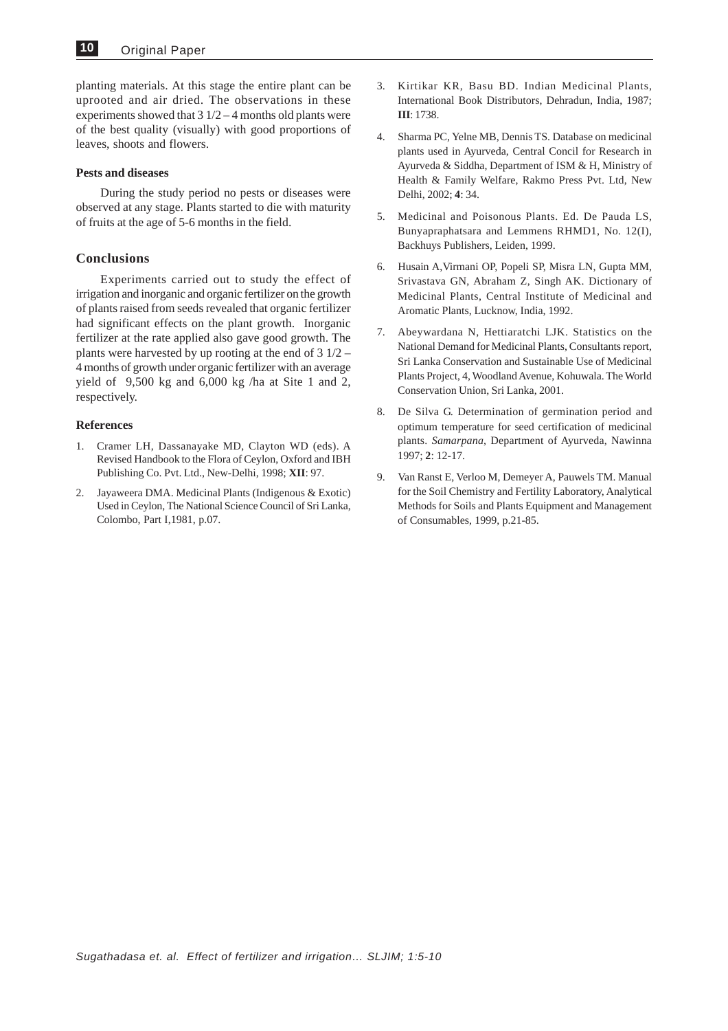planting materials. At this stage the entire plant can be uprooted and air dried. The observations in these experiments showed that 3 1/2 – 4 months old plants were of the best quality (visually) with good proportions of leaves, shoots and flowers.

### Pests and diseases

During the study period no pests or diseases were observed at any stage. Plants started to die with maturity of fruits at the age of 5-6 months in the field.

## Conclusions

Experiments carried out to study the effect of irrigation and inorganic and organic fertilizer on the growth of plants raised from seeds revealed that organic fertilizer had significant effects on the plant growth. Inorganic fertilizer at the rate applied also gave good growth. The plants were harvested by up rooting at the end of 3 1/2 – 4 months of growth under organic fertilizer with an average yield of 9,500 kg and 6,000 kg /ha at Site 1 and 2, respectively.

### References

1. Cramer LH, Dassanayake MD, Clayton WD (eds). A Revised Handbook to the Flora of Ceylon, Oxford and IBH Publishing Co. Pvt. Ltd., New-Delhi, 1998; **XII**: 97.
2. Jayaweera DMA. Medicinal Plants (Indigenous & Exotic) Used in Ceylon, The National Science Council of Sri Lanka, Colombo, Part I,1981, p.07.
3. Kirtikar KR, Basu BD. Indian Medicinal Plants, International Book Distributors, Dehradun, India, 1987; **III**: 1738.
4. Sharma PC, Yelne MB, Dennis TS. Database on medicinal plants used in Ayurveda, Central Concil for Research in Ayurveda & Siddha, Department of ISM & H, Ministry of Health & Family Welfare, Rakmo Press Pvt. Ltd, New Delhi, 2002; **4**: 34.
5. Medicinal and Poisonous Plants. Ed. De Pauda LS, Bunyapraphatsara and Lemmens RHMD1, No. 12(I), Backhuys Publishers, Leiden, 1999.
6. Husain A,Virmani OP, Popeli SP, Misra LN, Gupta MM, Srivastava GN, Abraham Z, Singh AK. Dictionary of Medicinal Plants, Central Institute of Medicinal and Aromatic Plants, Lucknow, India, 1992.
7. Abeywardana N, Hettiaratchi LJK. Statistics on the National Demand for Medicinal Plants, Consultants report, Sri Lanka Conservation and Sustainable Use of Medicinal Plants Project, 4, Woodland Avenue, Kohuwala. The World Conservation Union, Sri Lanka, 2001.
8. De Silva G. Determination of germination period and optimum temperature for seed certification of medicinal plants. *Samarpana*, Department of Ayurveda, Nawinna 1997; **2**: 12-17.
9. Van Ranst E, Verloo M, Demeyer A, Pauwels TM. Manual for the Soil Chemistry and Fertility Laboratory, Analytical Methods for Soils and Plants Equipment and Management of Consumables, 1999, p.21-85.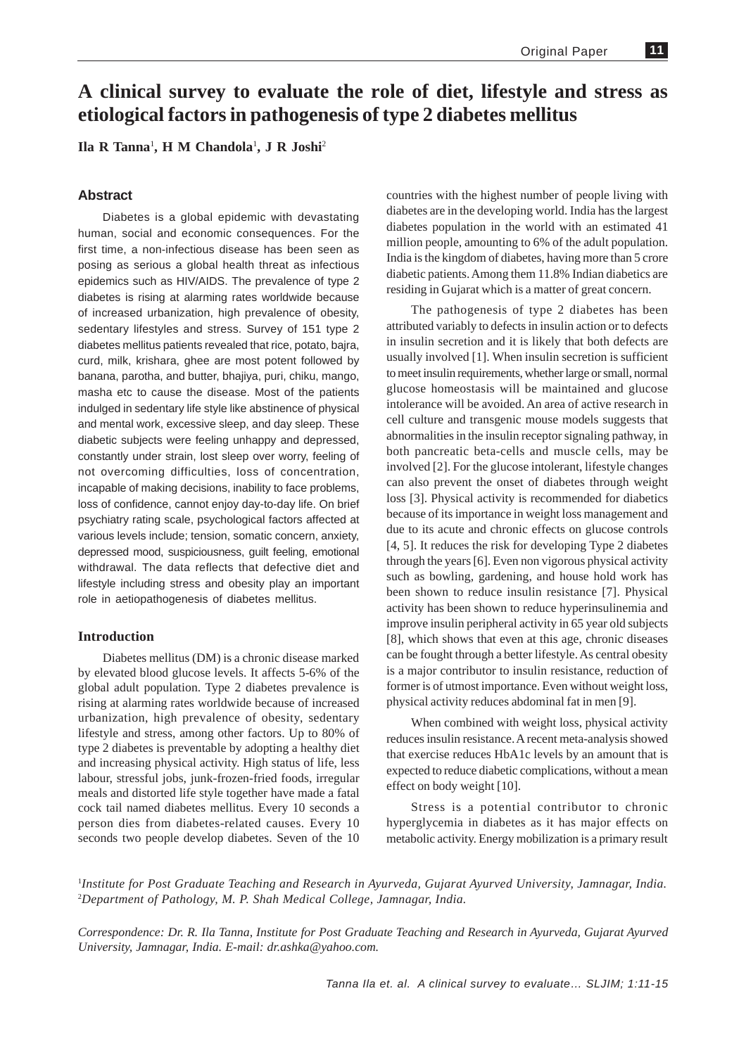# A clinical survey to evaluate the role of diet, lifestyle and stress as etiological factors in pathogenesis of type 2 diabetes mellitus

**Ila R Tanna[1], H M Chandola[1], J R Joshi[2]**

## Abstract

Diabetes is a global epidemic with devastating human, social and economic consequences. For the first time, a non-infectious disease has been seen as posing as serious a global health threat as infectious epidemics such as HIV/AIDS. The prevalence of type 2 diabetes is rising at alarming rates worldwide because of increased urbanization, high prevalence of obesity, sedentary lifestyles and stress. Survey of 151 type 2 diabetes mellitus patients revealed that rice, potato, bajra, curd, milk, krishara, ghee are most potent followed by banana, parotha, and butter, bhajiya, puri, chiku, mango, masha etc to cause the disease. Most of the patients indulged in sedentary life style like abstinence of physical and mental work, excessive sleep, and day sleep. These diabetic subjects were feeling unhappy and depressed, constantly under strain, lost sleep over worry, feeling of not overcoming difficulties, loss of concentration, incapable of making decisions, inability to face problems, loss of confidence, cannot enjoy day-to-day life. On brief psychiatry rating scale, psychological factors affected at various levels include; tension, somatic concern, anxiety, depressed mood, suspiciousness, guilt feeling, emotional withdrawal. The data reflects that defective diet and lifestyle including stress and obesity play an important role in aetiopathogenesis of diabetes mellitus.

## Introduction

Diabetes mellitus (DM) is a chronic disease marked by elevated blood glucose levels. It affects 5-6% of the global adult population. Type 2 diabetes prevalence is rising at alarming rates worldwide because of increased urbanization, high prevalence of obesity, sedentary lifestyle and stress, among other factors. Up to 80% of type 2 diabetes is preventable by adopting a healthy diet and increasing physical activity. High status of life, less labour, stressful jobs, junk-frozen-fried foods, irregular meals and distorted life style together have made a fatal cock tail named diabetes mellitus. Every 10 seconds a person dies from diabetes-related causes. Every 10 seconds two people develop diabetes. Seven of the 10 countries with the highest number of people living with diabetes are in the developing world. India has the largest diabetes population in the world with an estimated 41 million people, amounting to 6% of the adult population. India is the kingdom of diabetes, having more than 5 crore diabetic patients. Among them 11.8% Indian diabetics are residing in Gujarat which is a matter of great concern.

The pathogenesis of type 2 diabetes has been attributed variably to defects in insulin action or to defects in insulin secretion and it is likely that both defects are usually involved [1]. When insulin secretion is sufficient to meet insulin requirements, whether large or small, normal glucose homeostasis will be maintained and glucose intolerance will be avoided. An area of active research in cell culture and transgenic mouse models suggests that abnormalities in the insulin receptor signaling pathway, in both pancreatic beta-cells and muscle cells, may be involved [2]. For the glucose intolerant, lifestyle changes can also prevent the onset of diabetes through weight loss [3]. Physical activity is recommended for diabetics because of its importance in weight loss management and due to its acute and chronic effects on glucose controls [4, 5]. It reduces the risk for developing Type 2 diabetes through the years [6]. Even non vigorous physical activity such as bowling, gardening, and house hold work has been shown to reduce insulin resistance [7]. Physical activity has been shown to reduce hyperinsulinemia and improve insulin peripheral activity in 65 year old subjects [8], which shows that even at this age, chronic diseases can be fought through a better lifestyle. As central obesity is a major contributor to insulin resistance, reduction of former is of utmost importance. Even without weight loss, physical activity reduces abdominal fat in men [9].

When combined with weight loss, physical activity reduces insulin resistance. A recent meta-analysis showed that exercise reduces HbA1c levels by an amount that is expected to reduce diabetic complications, without a mean effect on body weight [10].

Stress is a potential contributor to chronic hyperglycemia in diabetes as it has major effects on metabolic activity. Energy mobilization is a primary result

[1] *Institute for Post Graduate Teaching and Research in Ayurveda, Gujarat Ayurved University, Jamnagar, India.*
[2] *Department of Pathology, M. P. Shah Medical College, Jamnagar, India.*

*Correspondence: Dr. R. Ila Tanna, Institute for Post Graduate Teaching and Research in Ayurveda, Gujarat Ayurved University, Jamnagar, India. E-mail: dr.ashka@yahoo.com.*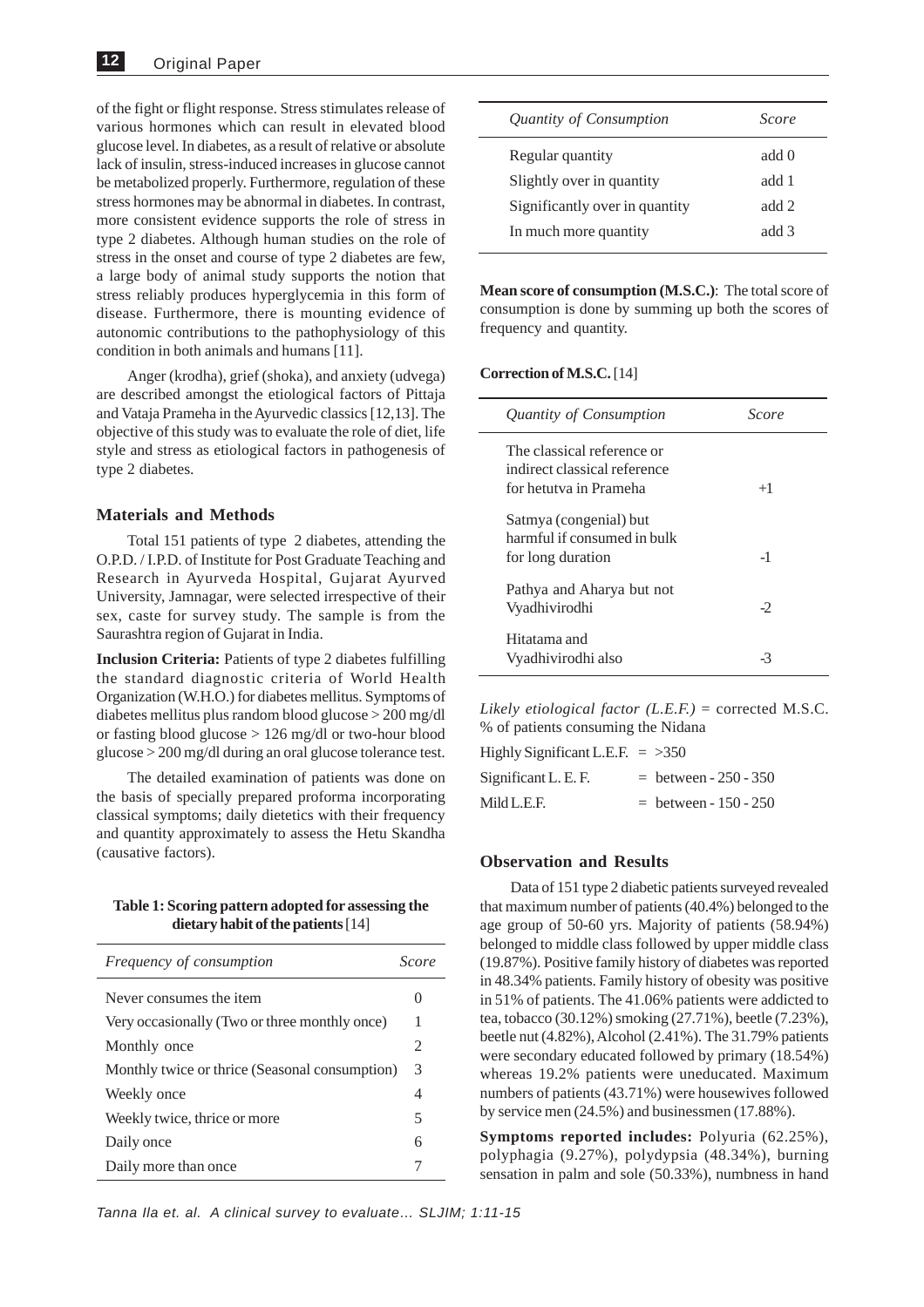of the fight or flight response. Stress stimulates release of various hormones which can result in elevated blood glucose level. In diabetes, as a result of relative or absolute lack of insulin, stress-induced increases in glucose cannot be metabolized properly. Furthermore, regulation of these stress hormones may be abnormal in diabetes. In contrast, more consistent evidence supports the role of stress in type 2 diabetes. Although human studies on the role of stress in the onset and course of type 2 diabetes are few, a large body of animal study supports the notion that stress reliably produces hyperglycemia in this form of disease. Furthermore, there is mounting evidence of autonomic contributions to the pathophysiology of this condition in both animals and humans [11].

Anger (krodha), grief (shoka), and anxiety (udvega) are described amongst the etiological factors of Pittaja and Vataja Prameha in the Ayurvedic classics [12,13]. The objective of this study was to evaluate the role of diet, life style and stress as etiological factors in pathogenesis of type 2 diabetes.

## Materials and Methods

Total 151 patients of type 2 diabetes, attending the O.P.D. / I.P.D. of Institute for Post Graduate Teaching and Research in Ayurveda Hospital, Gujarat Ayurved University, Jamnagar, were selected irrespective of their sex, caste for survey study. The sample is from the Saurashtra region of Gujarat in India.

**Inclusion Criteria:** Patients of type 2 diabetes fulfilling the standard diagnostic criteria of World Health Organization (W.H.O.) for diabetes mellitus. Symptoms of diabetes mellitus plus random blood glucose > 200 mg/dl or fasting blood glucose > 126 mg/dl or two-hour blood glucose > 200 mg/dl during an oral glucose tolerance test.

The detailed examination of patients was done on the basis of specially prepared proforma incorporating classical symptoms; daily dietetics with their frequency and quantity approximately to assess the Hetu Skandha (causative factors).

**Table 1: Scoring pattern adopted for assessing the dietary habit of the patients** [14]

| *Frequency of consumption* | *Score* |
|---|---|
| Never consumes the item | 0 |
| Very occasionally (Two or three monthly once) | 1 |
| Monthly once | 2 |
| Monthly twice or thrice (Seasonal consumption) | 3 |
| Weekly once | 4 |
| Weekly twice, thrice or more | 5 |
| Daily once | 6 |
| Daily more than once | 7 |

| *Quantity of Consumption* | *Score* |
|---|---|
| Regular quantity | add 0 |
| Slightly over in quantity | add 1 |
| Significantly over in quantity | add 2 |
| In much more quantity | add 3 |

**Mean score of consumption (M.S.C.)**: The total score of consumption is done by summing up both the scores of frequency and quantity.

**Correction of M.S.C.** [14]

| *Quantity of Consumption* | *Score* |
|---|---|
| The classical reference or indirect classical reference for hetutva in Prameha | +1 |
| Satmya (congenial) but harmful if consumed in bulk for long duration | -1 |
| Pathya and Aharya but not Vyadhivirodhi | -2 |
| Hitatama and Vyadhivirodhi also | -3 |

*Likely etiological factor (L.E.F.)* = corrected M.S.C. % of patients consuming the Nidana

Highly Significant L.E.F. = >350

Significant L. E. F. = between - 250 - 350

Mild L.E.F. = between - 150 - 250

## Observation and Results

Data of 151 type 2 diabetic patients surveyed revealed that maximum number of patients (40.4%) belonged to the age group of 50-60 yrs. Majority of patients (58.94%) belonged to middle class followed by upper middle class (19.87%). Positive family history of diabetes was reported in 48.34% patients. Family history of obesity was positive in 51% of patients. The 41.06% patients were addicted to tea, tobacco (30.12%) smoking (27.71%), beetle (7.23%), beetle nut (4.82%), Alcohol (2.41%). The 31.79% patients were secondary educated followed by primary (18.54%) whereas 19.2% patients were uneducated. Maximum numbers of patients (43.71%) were housewives followed by service men (24.5%) and businessmen (17.88%).

**Symptoms reported includes:** Polyuria (62.25%), polyphagia (9.27%), polydypsia (48.34%), burning sensation in palm and sole (50.33%), numbness in hand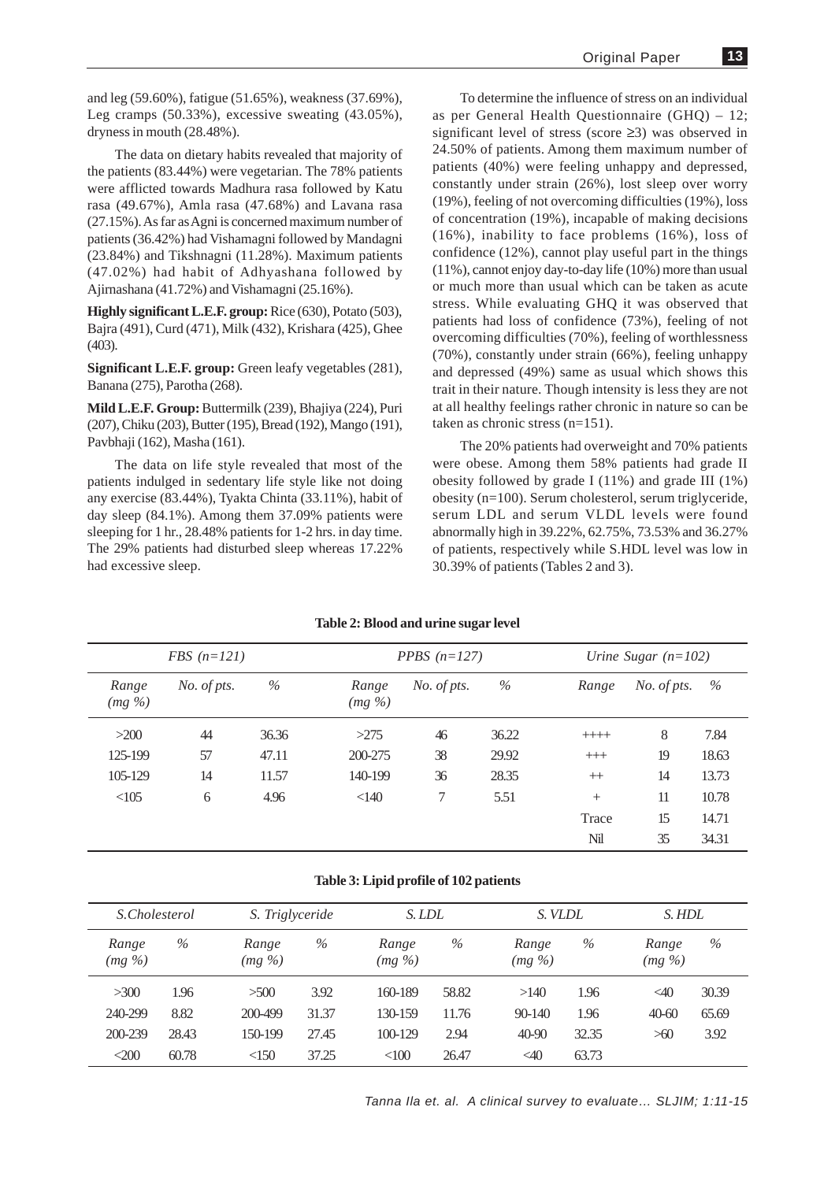and leg (59.60%), fatigue (51.65%), weakness (37.69%), Leg cramps (50.33%), excessive sweating (43.05%), dryness in mouth (28.48%).

The data on dietary habits revealed that majority of the patients (83.44%) were vegetarian. The 78% patients were afflicted towards Madhura rasa followed by Katu rasa (49.67%), Amla rasa (47.68%) and Lavana rasa (27.15%). As far as Agni is concerned maximum number of patients (36.42%) had Vishamagni followed by Mandagni (23.84%) and Tikshnagni (11.28%). Maximum patients (47.02%) had habit of Adhyashana followed by Ajirnashana (41.72%) and Vishamagni (25.16%).

**Highly significant L.E.F. group:** Rice (630), Potato (503), Bajra (491), Curd (471), Milk (432), Krishara (425), Ghee (403).

**Significant L.E.F. group:** Green leafy vegetables (281), Banana (275), Parotha (268).

**Mild L.E.F. Group:** Buttermilk (239), Bhajiya (224), Puri (207), Chiku (203), Butter (195), Bread (192), Mango (191), Pavbhaji (162), Masha (161).

The data on life style revealed that most of the patients indulged in sedentary life style like not doing any exercise (83.44%), Tyakta Chinta (33.11%), habit of day sleep (84.1%). Among them 37.09% patients were sleeping for 1 hr., 28.48% patients for 1-2 hrs. in day time. The 29% patients had disturbed sleep whereas 17.22% had excessive sleep.

To determine the influence of stress on an individual as per General Health Questionnaire (GHQ) – 12; significant level of stress (score ≥3) was observed in 24.50% of patients. Among them maximum number of patients (40%) were feeling unhappy and depressed, constantly under strain (26%), lost sleep over worry (19%), feeling of not overcoming difficulties (19%), loss of concentration (19%), incapable of making decisions (16%), inability to face problems (16%), loss of confidence (12%), cannot play useful part in the things (11%), cannot enjoy day-to-day life (10%) more than usual or much more than usual which can be taken as acute stress. While evaluating GHQ it was observed that patients had loss of confidence (73%), feeling of not overcoming difficulties (70%), feeling of worthlessness (70%), constantly under strain (66%), feeling unhappy and depressed (49%) same as usual which shows this trait in their nature. Though intensity is less they are not at all healthy feelings rather chronic in nature so can be taken as chronic stress (n=151).

The 20% patients had overweight and 70% patients were obese. Among them 58% patients had grade II obesity followed by grade I (11%) and grade III (1%) obesity (n=100). Serum cholesterol, serum triglyceride, serum LDL and serum VLDL levels were found abnormally high in 39.22%, 62.75%, 73.53% and 36.27% of patients, respectively while S.HDL level was low in 30.39% of patients (Tables 2 and 3).

**Table 2: Blood and urine sugar level**

| *FBS (n=121)* | | | *PPBS (n=127)* | | | *Urine Sugar (n=102)* | | |
|---|---|---|---|---|---|---|---|---|
| *Range (mg %)* | *No. of pts.* | *%* | *Range (mg %)* | *No. of pts.* | *%* | *Range* | *No. of pts.* | *%* |
| >200 | 44 | 36.36 | >275 | 46 | 36.22 | ++++ | 8 | 7.84 |
| 125-199 | 57 | 47.11 | 200-275 | 38 | 29.92 | +++ | 19 | 18.63 |
| 105-129 | 14 | 11.57 | 140-199 | 36 | 28.35 | ++ | 14 | 13.73 |
| <105 | 6 | 4.96 | <140 | 7 | 5.51 | + | 11 | 10.78 |
| | | | | | | Trace | 15 | 14.71 |
| | | | | | | Nil | 35 | 34.31 |

**Table 3: Lipid profile of 102 patients**

| *S.Cholesterol* | | *S. Triglyceride* | | *S. LDL* | | *S. VLDL* | | *S. HDL* | |
|---|---|---|---|---|---|---|---|---|---|
| *Range (mg %)* | *%* | *Range (mg %)* | *%* | *Range (mg %)* | *%* | *Range (mg %)* | *%* | *Range (mg %)* | *%* |
| >300 | 1.96 | >500 | 3.92 | 160-189 | 58.82 | >140 | 1.96 | <40 | 30.39 |
| 240-299 | 8.82 | 200-499 | 31.37 | 130-159 | 11.76 | 90-140 | 1.96 | 40-60 | 65.69 |
| 200-239 | 28.43 | 150-199 | 27.45 | 100-129 | 2.94 | 40-90 | 32.35 | >60 | 3.92 |
| <200 | 60.78 | <150 | 37.25 | <100 | 26.47 | <40 | 63.73 | | |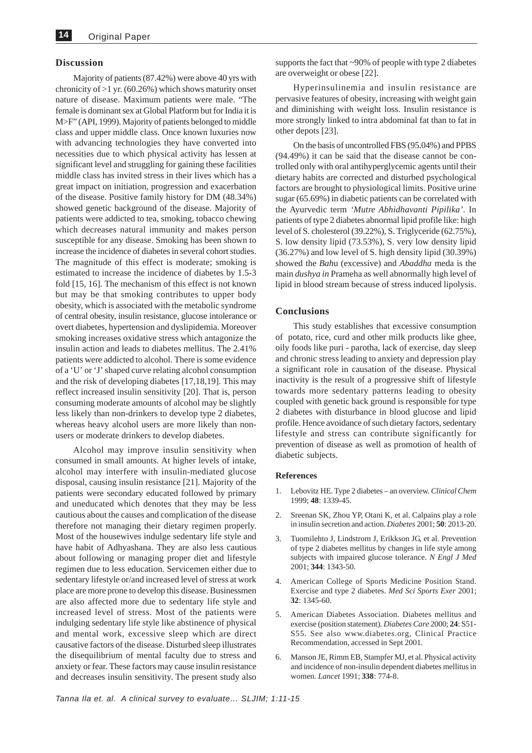## Discussion

Majority of patients (87.42%) were above 40 yrs with chronicity of >1 yr. (60.26%) which shows maturity onset nature of disease. Maximum patients were male. "The female is dominant sex at Global Platform but for India it is M>F" (API, 1999). Majority of patients belonged to middle class and upper middle class. Once known luxuries now with advancing technologies they have converted into necessities due to which physical activity has lessen at significant level and struggling for gaining these facilities middle class has invited stress in their lives which has a great impact on initiation, progression and exacerbation of the disease. Positive family history for DM (48.34%) showed genetic background of the disease. Majority of patients were addicted to tea, smoking, tobacco chewing which decreases natural immunity and makes person susceptible for any disease. Smoking has been shown to increase the incidence of diabetes in several cohort studies. The magnitude of this effect is moderate; smoking is estimated to increase the incidence of diabetes by 1.5-3 fold [15, 16]. The mechanism of this effect is not known but may be that smoking contributes to upper body obesity, which is associated with the metabolic syndrome of central obesity, insulin resistance, glucose intolerance or overt diabetes, hypertension and dyslipidemia. Moreover smoking increases oxidative stress which antagonize the insulin action and leads to diabetes mellitus. The 2.41% patients were addicted to alcohol. There is some evidence of a 'U' or 'J' shaped curve relating alcohol consumption and the risk of developing diabetes [17,18,19]. This may reflect increased insulin sensitivity [20]. That is, person consuming moderate amounts of alcohol may be slightly less likely than non-drinkers to develop type 2 diabetes, whereas heavy alcohol users are more likely than non-users or moderate drinkers to develop diabetes.

Alcohol may improve insulin sensitivity when consumed in small amounts. At higher levels of intake, alcohol may interfere with insulin-mediated glucose disposal, causing insulin resistance [21]. Majority of the patients were secondary educated followed by primary and uneducated which denotes that they may be less cautious about the causes and complication of the disease therefore not managing their dietary regimen properly. Most of the housewives indulge sedentary life style and have habit of Adhyashana. They are also less cautious about following or managing proper diet and lifestyle regimen due to less education. Servicemen either due to sedentary lifestyle or/and increased level of stress at work place are more prone to develop this disease. Businessmen are also affected more due to sedentary life style and increased level of stress. Most of the patients were indulging sedentary life style like abstinence of physical and mental work, excessive sleep which are direct causative factors of the disease. Disturbed sleep illustrates the disequilibrium of mental faculty due to stress and anxiety or fear. These factors may cause insulin resistance and decreases insulin sensitivity. The present study also supports the fact that ~90% of people with type 2 diabetes are overweight or obese [22].

Hyperinsulinemia and insulin resistance are pervasive features of obesity, increasing with weight gain and diminishing with weight loss. Insulin resistance is more strongly linked to intra abdominal fat than to fat in other depots [23].

On the basis of uncontrolled FBS (95.04%) and PPBS (94.49%) it can be said that the disease cannot be controlled only with oral antihyperglycemic agents until their dietary habits are corrected and disturbed psychological factors are brought to physiological limits. Positive urine sugar (65.69%) in diabetic patients can be correlated with the Ayurvedic term *'Mutre Abhidhavanti Pipilika'*. In patients of type 2 diabetes abnormal lipid profile like: high level of S. cholesterol (39.22%), S. Triglyceride (62.75%), S. low density lipid (73.53%), S. very low density lipid (36.27%) and low level of S. high density lipid (30.39%) showed the *Bah*u (excessive) and *Abaddha* meda is the main *dushya in* Prameha as well abnormally high level of lipid in blood stream because of stress induced lipolysis.

## Conclusions

This study establishes that excessive consumption of potato, rice, curd and other milk products like ghee, oily foods like puri - parotha, lack of exercise, day sleep and chronic stress leading to anxiety and depression play a significant role in causation of the disease. Physical inactivity is the result of a progressive shift of lifestyle towards more sedentary patterns leading to obesity coupled with genetic back ground is responsible for type 2 diabetes with disturbance in blood glucose and lipid profile. Hence avoidance of such dietary factors, sedentary lifestyle and stress can contribute significantly for prevention of disease as well as promotion of health of diabetic subjects.

### References

1. Lebovitz HE. Type 2 diabetes – an overview. *Clinical Chem* 1999; **48**: 1339-45.
2. Sreenan SK, Zhou YP, Otani K, et al. Calpains play a role in insulin secretion and action. *Diabetes* 2001; **50**: 2013-20.
3. Tuomilehto J, Lindstrom J, Erikkson JG, et al. Prevention of type 2 diabetes mellitus by changes in life style among subjects with impaired glucose tolerance. *N Engl J Med* 2001; **344**: 1343-50.
4. American College of Sports Medicine Position Stand. Exercise and type 2 diabetes. *Med Sci Sports Exer* 2001; **32**: 1345-60.
5. American Diabetes Association. Diabetes mellitus and exercise (position statement). *Diabetes Care* 2000; **24**: S51-S55. See also www.diabetes.org, Clinical Practice Recommendation, accessed in Sept 2001.
6. Manson JE, Rimm EB, Stampfer MJ, et al. Physical activity and incidence of non-insulin dependent diabetes mellitus in women. *Lancet* 1991; **338**: 774-8.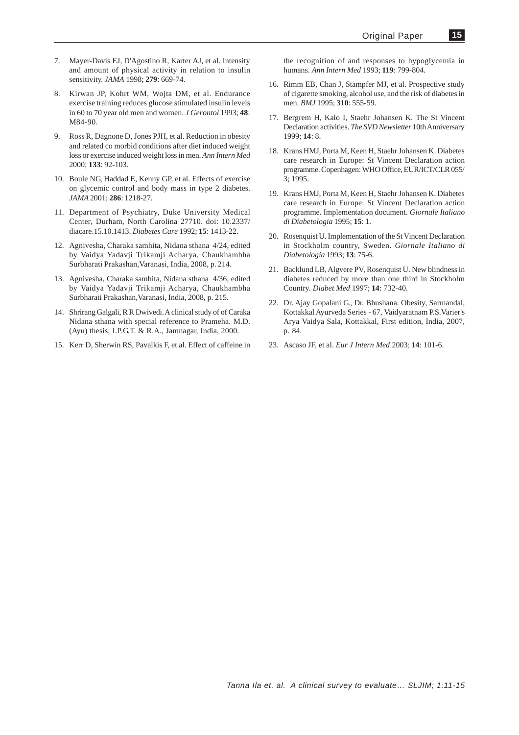7. Mayer-Davis EJ, D'Agostino R, Karter AJ, et al. Intensity and amount of physical activity in relation to insulin sensitivity. *JAMA* 1998; **279**: 669-74.

8. Kirwan JP, Kohrt WM, Wojta DM, et al. Endurance exercise training reduces glucose stimulated insulin levels in 60 to 70 year old men and women. *J Gerontol* 1993; **48**: M84-90.

9. Ross R, Dagnone D, Jones PJH, et al. Reduction in obesity and related co morbid conditions after diet induced weight loss or exercise induced weight loss in men. *Ann Intern Med* 2000; **133**: 92-103.

10. Boule NG, Haddad E, Kenny GP, et al. Effects of exercise on glycemic control and body mass in type 2 diabetes. *JAMA* 2001; **286**: 1218-27.

11. Department of Psychiatry, Duke University Medical Center, Durham, North Carolina 27710. doi: 10.2337/diacare.15.10.1413. *Diabetes Care* 1992; **15**: 1413-22.

12. Agnivesha, Charaka samhita, Nidana sthana 4/24, edited by Vaidya Yadavji Trikamji Acharya, Chaukhambha Surbharati Prakashan,Varanasi, India, 2008, p. 214.

13. Agnivesha, Charaka samhita, Nidana sthana 4/36, edited by Vaidya Yadavji Trikamji Acharya, Chaukhambha Surbharati Prakashan,Varanasi, India, 2008, p. 215.

14. Shrirang Galgali, R R Dwivedi. A clinical study of of Caraka Nidana sthana with special reference to Prameha. M.D. (Ayu) thesis; I.P.G.T. & R.A., Jamnagar, India, 2000.

15. Kerr D, Sherwin RS, Pavalkis F, et al. Effect of caffeine in the recognition of and responses to hypoglycemia in humans. *Ann Intern Med* 1993; **119**: 799-804.

16. Rimm EB, Chan J, Stampfer MJ, et al. Prospective study of cigarette smoking, alcohol use, and the risk of diabetes in men. *BMJ* 1995; **310**: 555-59.

17. Bergrem H, Kalo I, Staehr Johansen K. The St Vincent Declaration activities. *The SVD Newsletter* 10th Anniversary 1999; **14**: 8.

18. Krans HMJ, Porta M, Keen H, Staehr Johansen K. Diabetes care research in Europe: St Vincent Declaration action programme. Copenhagen: WHO Office, EUR/ICT/CLR 055/3; 1995.

19. Krans HMJ, Porta M, Keen H, Staehr Johansen K. Diabetes care research in Europe: St Vincent Declaration action programme. Implementation document. *Giornale Italiano di Diabetologia* 1995; **15**: 1.

20. Rosenquist U. Implementation of the St Vincent Declaration in Stockholm country, Sweden. *Giornale Italiano di Diabetologia* 1993; **13**: 75-6.

21. Backlund LB, Algvere PV, Rosenquist U. New blindness in diabetes reduced by more than one third in Stockholm Country. *Diabet Med* 1997; **14**: 732-40.

22. Dr. Ajay Gopalani G., Dr. Bhushana. Obesity, Sarmandal, Kottakkal Ayurveda Series - 67, Vaidyaratnam P.S.Varier's Arya Vaidya Sala, Kottakkal, First edition, India, 2007, p. 84.

23. Ascaso JF, et al. *Eur J Intern Med* 2003; **14**: 101-6.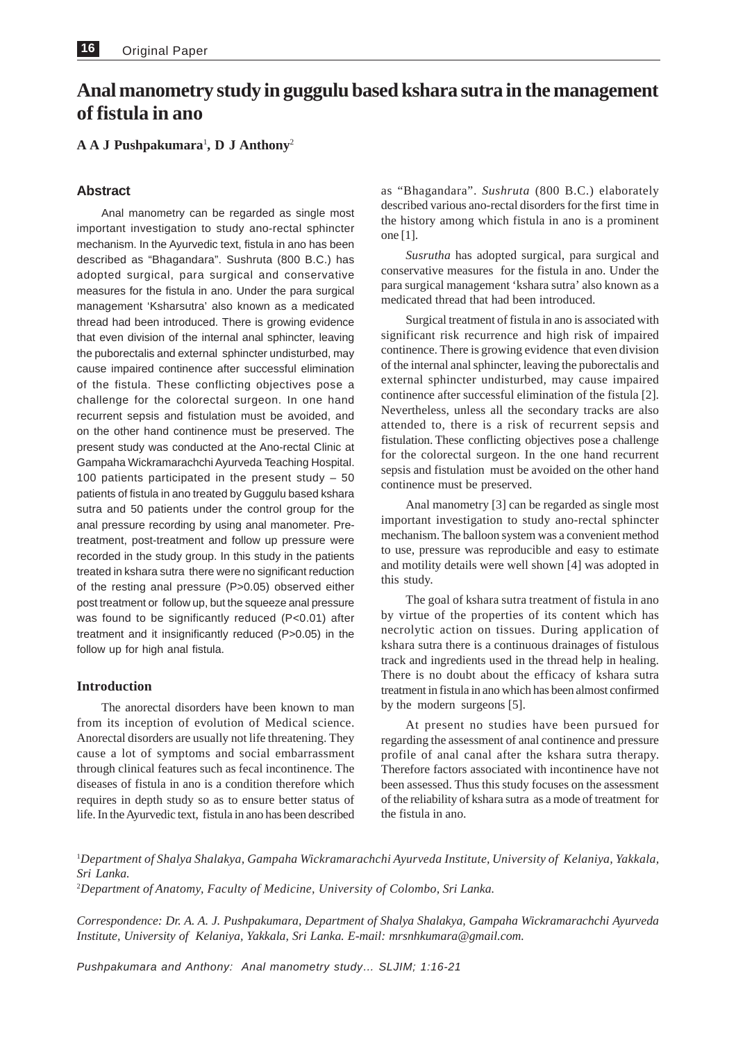# Anal manometry study in guggulu based kshara sutra in the management of fistula in ano

**A A J Pushpakumara[1], D J Anthony[2]**

## Abstract

Anal manometry can be regarded as single most important investigation to study ano-rectal sphincter mechanism. In the Ayurvedic text, fistula in ano has been described as "Bhagandara". Sushruta (800 B.C.) has adopted surgical, para surgical and conservative measures for the fistula in ano. Under the para surgical management 'Ksharsutra' also known as a medicated thread had been introduced. There is growing evidence that even division of the internal anal sphincter, leaving the puborectalis and external sphincter undisturbed, may cause impaired continence after successful elimination of the fistula. These conflicting objectives pose a challenge for the colorectal surgeon. In one hand recurrent sepsis and fistulation must be avoided, and on the other hand continence must be preserved. The present study was conducted at the Ano-rectal Clinic at Gampaha Wickramarachchi Ayurveda Teaching Hospital. 100 patients participated in the present study – 50 patients of fistula in ano treated by Guggulu based kshara sutra and 50 patients under the control group for the anal pressure recording by using anal manometer. Pre-treatment, post-treatment and follow up pressure were recorded in the study group. In this study in the patients treated in kshara sutra there were no significant reduction of the resting anal pressure ($P>0.05$) observed either post treatment or follow up, but the squeeze anal pressure was found to be significantly reduced ($P<0.01$) after treatment and it insignificantly reduced ($P>0.05$) in the follow up for high anal fistula.

## Introduction

The anorectal disorders have been known to man from its inception of evolution of Medical science. Anorectal disorders are usually not life threatening. They cause a lot of symptoms and social embarrassment through clinical features such as fecal incontinence. The diseases of fistula in ano is a condition therefore which requires in depth study so as to ensure better status of life. In the Ayurvedic text, fistula in ano has been described as "Bhagandara". *Sushruta* (800 B.C.) elaborately described various ano-rectal disorders for the first time in the history among which fistula in ano is a prominent one [1].

*Susrutha* has adopted surgical, para surgical and conservative measures for the fistula in ano. Under the para surgical management 'kshara sutra' also known as a medicated thread that had been introduced.

Surgical treatment of fistula in ano is associated with significant risk recurrence and high risk of impaired continence. There is growing evidence that even division of the internal anal sphincter, leaving the puborectalis and external sphincter undisturbed, may cause impaired continence after successful elimination of the fistula [2]. Nevertheless, unless all the secondary tracks are also attended to, there is a risk of recurrent sepsis and fistulation. These conflicting objectives pose a challenge for the colorectal surgeon. In the one hand recurrent sepsis and fistulation must be avoided on the other hand continence must be preserved.

Anal manometry [3] can be regarded as single most important investigation to study ano-rectal sphincter mechanism. The balloon system was a convenient method to use, pressure was reproducible and easy to estimate and motility details were well shown [4] was adopted in this study.

The goal of kshara sutra treatment of fistula in ano by virtue of the properties of its content which has necrolytic action on tissues. During application of kshara sutra there is a continuous drainages of fistulous track and ingredients used in the thread help in healing. There is no doubt about the efficacy of kshara sutra treatment in fistula in ano which has been almost confirmed by the modern surgeons [5].

At present no studies have been pursued for regarding the assessment of anal continence and pressure profile of anal canal after the kshara sutra therapy. Therefore factors associated with incontinence have not been assessed. Thus this study focuses on the assessment of the reliability of kshara sutra as a mode of treatment for the fistula in ano.

[1]*Department of Shalya Shalakya, Gampaha Wickramarachchi Ayurveda Institute, University of Kelaniya, Yakkala, Sri Lanka.*

[2]*Department of Anatomy, Faculty of Medicine, University of Colombo, Sri Lanka.*

*Correspondence: Dr. A. A. J. Pushpakumara, Department of Shalya Shalakya, Gampaha Wickramarachchi Ayurveda Institute, University of Kelaniya, Yakkala, Sri Lanka. E-mail: mrsnhkumara@gmail.com.*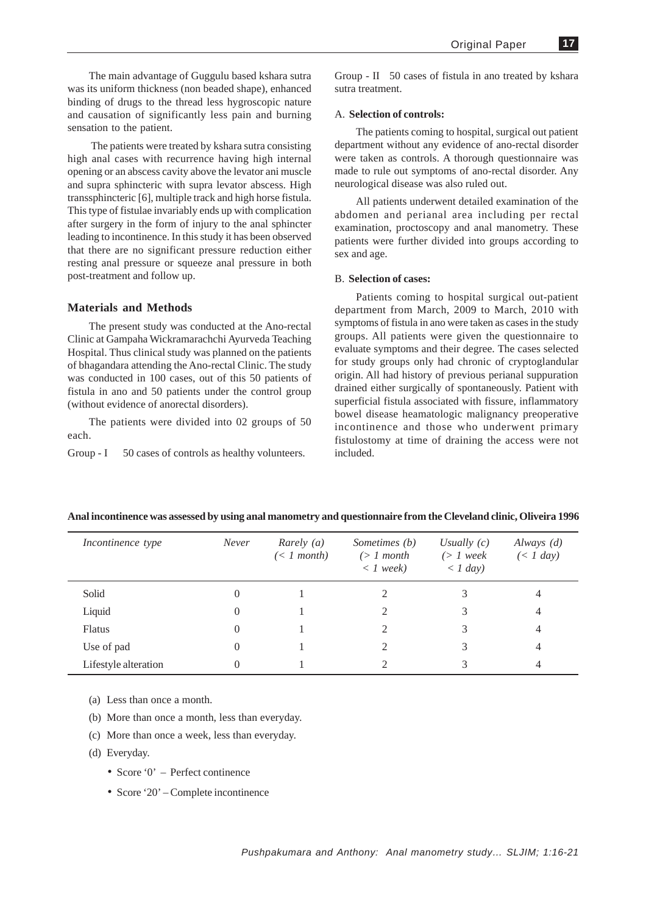The main advantage of Guggulu based kshara sutra was its uniform thickness (non beaded shape), enhanced binding of drugs to the thread less hygroscopic nature and causation of significantly less pain and burning sensation to the patient.

The patients were treated by kshara sutra consisting high anal cases with recurrence having high internal opening or an abscess cavity above the levator ani muscle and supra sphincteric with supra levator abscess. High transsphincteric [6], multiple track and high horse fistula. This type of fistulae invariably ends up with complication after surgery in the form of injury to the anal sphincter leading to incontinence. In this study it has been observed that there are no significant pressure reduction either resting anal pressure or squeeze anal pressure in both post-treatment and follow up.

## Materials and Methods

The present study was conducted at the Ano-rectal Clinic at Gampaha Wickramarachchi Ayurveda Teaching Hospital. Thus clinical study was planned on the patients of bhagandara attending the Ano-rectal Clinic. The study was conducted in 100 cases, out of this 50 patients of fistula in ano and 50 patients under the control group (without evidence of anorectal disorders).

The patients were divided into 02 groups of 50 each.

Group - I  50 cases of controls as healthy volunteers.

Group - II  50 cases of fistula in ano treated by kshara sutra treatment.

A. **Selection of controls:**

The patients coming to hospital, surgical out patient department without any evidence of ano-rectal disorder were taken as controls. A thorough questionnaire was made to rule out symptoms of ano-rectal disorder. Any neurological disease was also ruled out.

All patients underwent detailed examination of the abdomen and perianal area including per rectal examination, proctoscopy and anal manometry. These patients were further divided into groups according to sex and age.

B. **Selection of cases:**

Patients coming to hospital surgical out-patient department from March, 2009 to March, 2010 with symptoms of fistula in ano were taken as cases in the study groups. All patients were given the questionnaire to evaluate symptoms and their degree. The cases selected for study groups only had chronic of cryptoglandular origin. All had history of previous perianal suppuration drained either surgically of spontaneously. Patient with superficial fistula associated with fissure, inflammatory bowel disease heamatologic malignancy preoperative incontinence and those who underwent primary fistulostomy at time of draining the access were not included.

**Anal incontinence was assessed by using anal manometry and questionnaire from the Cleveland clinic, Oliveira 1996**

| *Incontinence type* | *Never* | *Rarely (a) (< 1 month)* | *Sometimes (b) (> 1 month < 1 week)* | *Usually (c) (> 1 week < 1 day)* | *Always (d) (< 1 day)* |
|---|---|---|---|---|---|
| Solid | 0 | 1 | 2 | 3 | 4 |
| Liquid | 0 | 1 | 2 | 3 | 4 |
| Flatus | 0 | 1 | 2 | 3 | 4 |
| Use of pad | 0 | 1 | 2 | 3 | 4 |
| Lifestyle alteration | 0 | 1 | 2 | 3 | 4 |

(a) Less than once a month.

(b) More than once a month, less than everyday.

(c) More than once a week, less than everyday.

(d) Everyday.

- Score '0' – Perfect continence
- Score '20' – Complete incontinence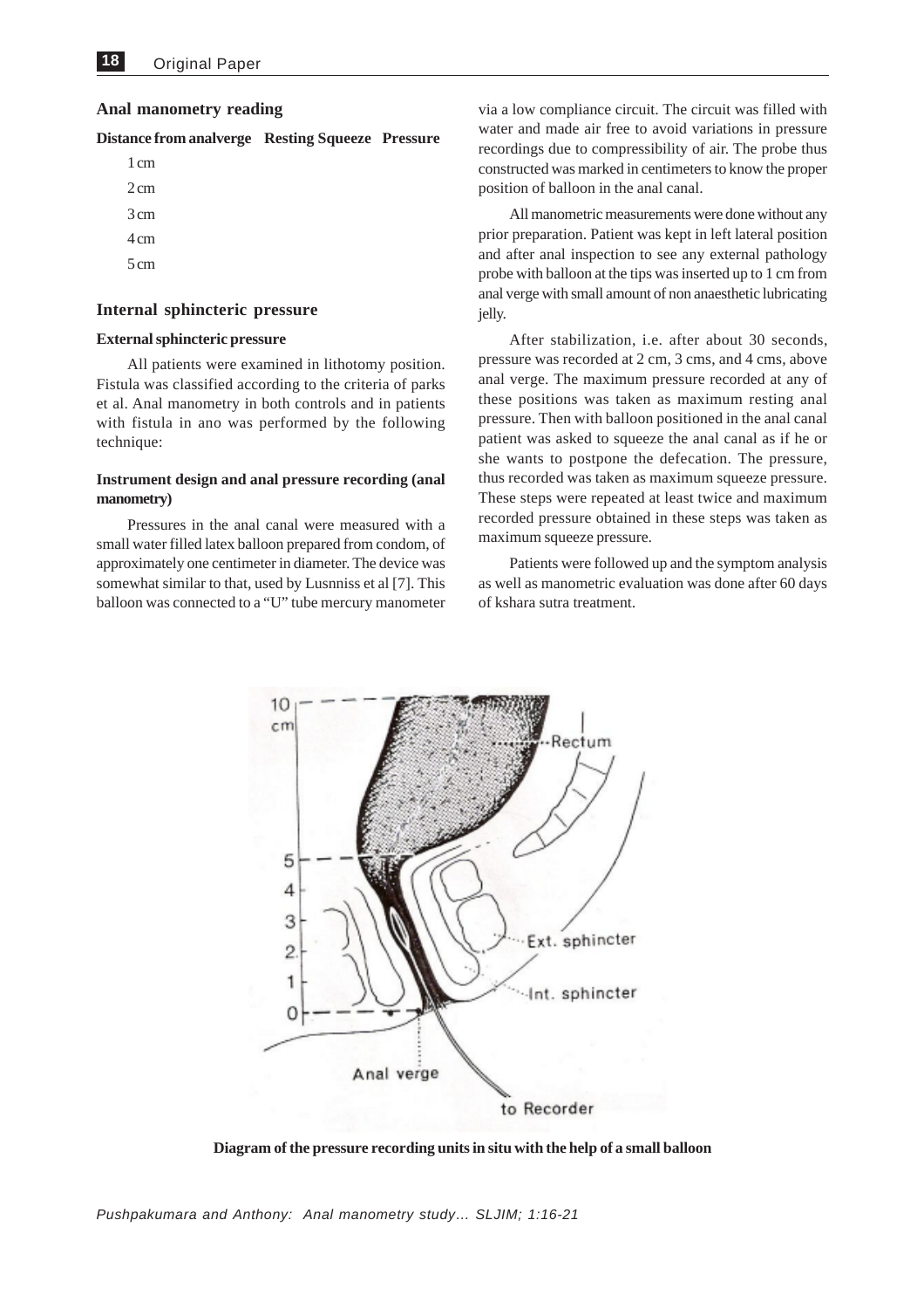### Anal manometry reading

| Distance from analverge | Resting Squeeze Pressure |
|---|---|
| 1 cm | |
| 2 cm | |
| 3 cm | |
| 4 cm | |
| 5 cm | |

### Internal sphincteric pressure

#### External sphincteric pressure

All patients were examined in lithotomy position. Fistula was classified according to the criteria of parks et al. Anal manometry in both controls and in patients with fistula in ano was performed by the following technique:

#### Instrument design and anal pressure recording (anal manometry)

Pressures in the anal canal were measured with a small water filled latex balloon prepared from condom, of approximately one centimeter in diameter. The device was somewhat similar to that, used by Lusnniss et al [7]. This balloon was connected to a "U" tube mercury manometer via a low compliance circuit. The circuit was filled with water and made air free to avoid variations in pressure recordings due to compressibility of air. The probe thus constructed was marked in centimeters to know the proper position of balloon in the anal canal.

All manometric measurements were done without any prior preparation. Patient was kept in left lateral position and after anal inspection to see any external pathology probe with balloon at the tips was inserted up to 1 cm from anal verge with small amount of non anaesthetic lubricating jelly.

After stabilization, i.e. after about 30 seconds, pressure was recorded at 2 cm, 3 cms, and 4 cms, above anal verge. The maximum pressure recorded at any of these positions was taken as maximum resting anal pressure. Then with balloon positioned in the anal canal patient was asked to squeeze the anal canal as if he or she wants to postpone the defecation. The pressure, thus recorded was taken as maximum squeeze pressure. These steps were repeated at least twice and maximum recorded pressure obtained in these steps was taken as maximum squeeze pressure.

Patients were followed up and the symptom analysis as well as manometric evaluation was done after 60 days of kshara sutra treatment.

**Diagram of the pressure recording units in situ with the help of a small balloon**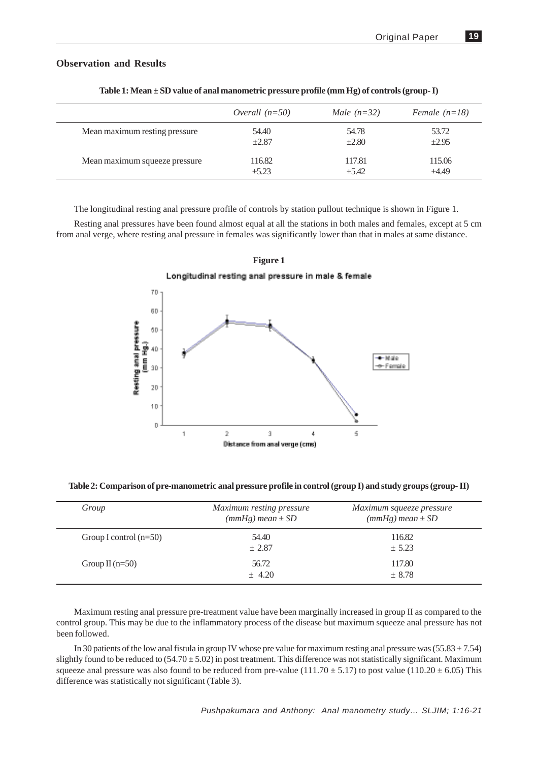## Observation and Results

**Table 1: Mean ± SD value of anal manometric pressure profile (mm Hg) of controls (group- I)**

| | *Overall (n=50)* | *Male (n=32)* | *Female (n=18)* |
|---|---|---|---|
| Mean maximum resting pressure | 54.40 ±2.87 | 54.78 ±2.80 | 53.72 ±2.95 |
| Mean maximum squeeze pressure | 116.82 ±5.23 | 117.81 ±5.42 | 115.06 ±4.49 |

The longitudinal resting anal pressure profile of controls by station pullout technique is shown in Figure 1.

Resting anal pressures have been found almost equal at all the stations in both males and females, except at 5 cm from anal verge, where resting anal pressure in females was significantly lower than that in males at same distance.

**Figure 1**

Longitudinal resting anal pressure in male & female

Resting anal pressure (mm Hg.)

70
60
50
40
30
20
10
0

1 2 3 4 5

Distance from anal verge (cms)

Male
Female

**Table 2: Comparison of pre-manometric anal pressure profile in control (group I) and study groups (group- II)**

| *Group* | *Maximum resting pressure (mmHg) mean ± SD* | *Maximum squeeze pressure (mmHg) mean ± SD* |
|---|---|---|
| Group I control (n=50) | 54.40 ± 2.87 | 116.82 ± 5.23 |
| Group II (n=50) | 56.72 ± 4.20 | 117.80 ± 8.78 |

Maximum resting anal pressure pre-treatment value have been marginally increased in group II as compared to the control group. This may be due to the inflammatory process of the disease but maximum squeeze anal pressure has not been followed.

In 30 patients of the low anal fistula in group IV whose pre value for maximum resting anal pressure was (55.83 ± 7.54) slightly found to be reduced to (54.70 ± 5.02) in post treatment. This difference was not statistically significant. Maximum squeeze anal pressure was also found to be reduced from pre-value (111.70 ± 5.17) to post value (110.20 ± 6.05) This difference was statistically not significant (Table 3).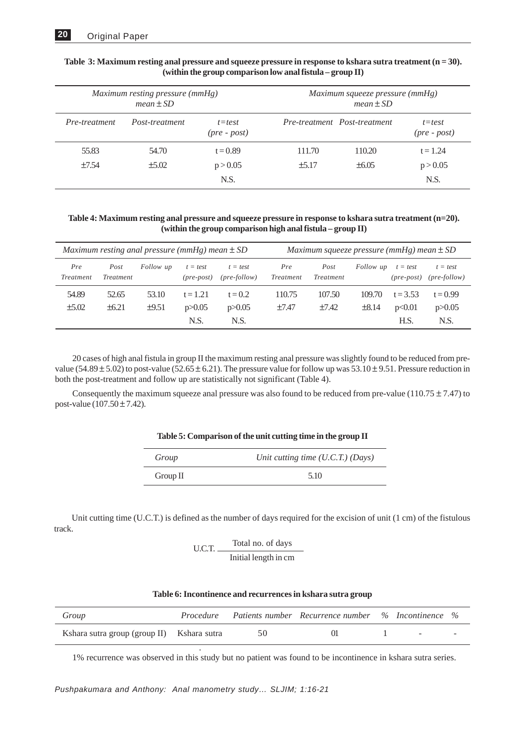**Table 3: Maximum resting anal pressure and squeeze pressure in response to kshara sutra treatment (n = 30). (within the group comparison low anal fistula – group II)**

| *Maximum resting pressure (mmHg) mean ± SD* | | | *Maximum squeeze pressure (mmHg) mean ± SD* | | |
|---|---|---|---|---|---|
| *Pre-treatment* | *Post-treatment* | *t=test (pre - post)* | *Pre-treatment* | *Post-treatment* | *t=test (pre - post)* |
| 55.83 | 54.70 | t = 0.89 | 111.70 | 110.20 | t = 1.24 |
| ±7.54 | ±5.02 | p > 0.05 | ±5.17 | ±6.05 | p > 0.05 |
| | | N.S. | | | N.S. |

**Table 4: Maximum resting anal pressure and squeeze pressure in response to kshara sutra treatment (n=20). (within the group comparison high anal fistula – group II)**

| *Maximum resting anal pressure (mmHg) mean ± SD* | | | | | *Maximum squeeze pressure (mmHg) mean ± SD* | | | | |
|---|---|---|---|---|---|---|---|---|---|
| *Pre Treatment* | *Post Treatment* | *Follow up* | *t = test (pre-post)* | *t = test (pre-follow)* | *Pre Treatment* | *Post Treatment* | *Follow up* | *t = test (pre-post)* | *t = test (pre-follow)* |
| 54.89 | 52.65 | 53.10 | t = 1.21 | t = 0.2 | 110.75 | 107.50 | 109.70 | t = 3.53 | t = 0.99 |
| ±5.02 | ±6.21 | ±9.51 | p>0.05 | p>0.05 | ±7.47 | ±7.42 | ±8.14 | p<0.01 | p>0.05 |
| | | | N.S. | N.S. | | | | H.S. | N.S. |

20 cases of high anal fistula in group II the maximum resting anal pressure was slightly found to be reduced from pre-value (54.89 ± 5.02) to post-value (52.65 ± 6.21). The pressure value for follow up was 53.10 ± 9.51. Pressure reduction in both the post-treatment and follow up are statistically not significant (Table 4).

Consequently the maximum squeeze anal pressure was also found to be reduced from pre-value (110.75 ± 7.47) to post-value (107.50 ± 7.42).

**Table 5: Comparison of the unit cutting time in the group II**

| *Group* | *Unit cutting time (U.C.T.) (Days)* |
|---|---|
| Group II | 5.10 |

Unit cutting time (U.C.T.) is defined as the number of days required for the excision of unit (1 cm) of the fistulous track.

$$\text{U.C.T.} \; \frac{\text{Total no. of days}}{\text{Initial length in cm}}$$

**Table 6: Incontinence and recurrences in kshara sutra group**

| *Group* | *Procedure* | *Patients number* | *Recurrence number* | *%* | *Incontinence* | *%* |
|---|---|---|---|---|---|---|
| Kshara sutra group (group II) | Kshara sutra | 50 | 01 | 1 | - | - |

1% recurrence was observed in this study but no patient was found to be incontinence in kshara sutra series.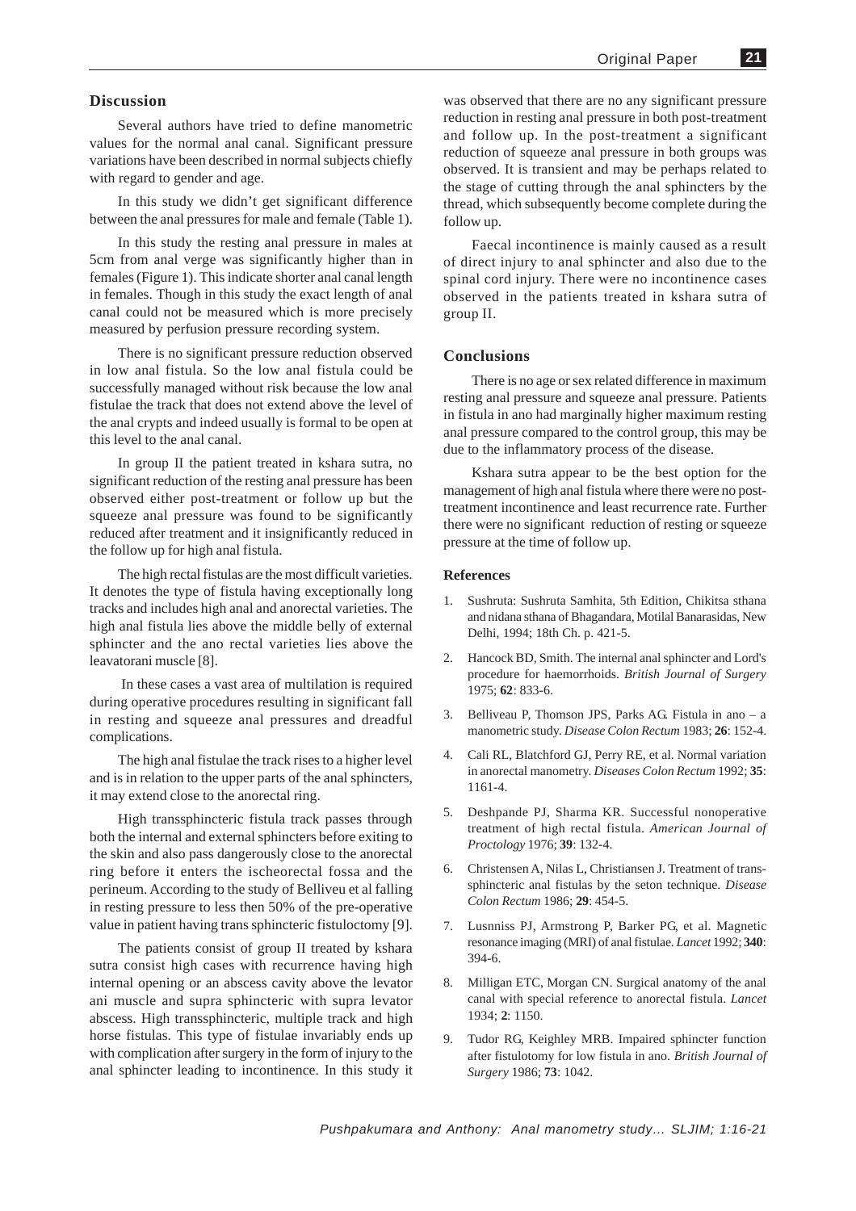## Discussion

Several authors have tried to define manometric values for the normal anal canal. Significant pressure variations have been described in normal subjects chiefly with regard to gender and age.

In this study we didn't get significant difference between the anal pressures for male and female (Table 1).

In this study the resting anal pressure in males at 5cm from anal verge was significantly higher than in females (Figure 1). This indicate shorter anal canal length in females. Though in this study the exact length of anal canal could not be measured which is more precisely measured by perfusion pressure recording system.

There is no significant pressure reduction observed in low anal fistula. So the low anal fistula could be successfully managed without risk because the low anal fistulae the track that does not extend above the level of the anal crypts and indeed usually is formal to be open at this level to the anal canal.

In group II the patient treated in kshara sutra, no significant reduction of the resting anal pressure has been observed either post-treatment or follow up but the squeeze anal pressure was found to be significantly reduced after treatment and it insignificantly reduced in the follow up for high anal fistula.

The high rectal fistulas are the most difficult varieties. It denotes the type of fistula having exceptionally long tracks and includes high anal and anorectal varieties. The high anal fistula lies above the middle belly of external sphincter and the ano rectal varieties lies above the leavatorani muscle [8].

In these cases a vast area of multilation is required during operative procedures resulting in significant fall in resting and squeeze anal pressures and dreadful complications.

The high anal fistulae the track rises to a higher level and is in relation to the upper parts of the anal sphincters, it may extend close to the anorectal ring.

High transsphincteric fistula track passes through both the internal and external sphincters before exiting to the skin and also pass dangerously close to the anorectal ring before it enters the ischeorectal fossa and the perineum. According to the study of Belliveu et al falling in resting pressure to less then 50% of the pre-operative value in patient having trans sphincteric fistuloctomy [9].

The patients consist of group II treated by kshara sutra consist high cases with recurrence having high internal opening or an abscess cavity above the levator ani muscle and supra sphincteric with supra levator abscess. High transsphincteric, multiple track and high horse fistulas. This type of fistulae invariably ends up with complication after surgery in the form of injury to the anal sphincter leading to incontinence. In this study it was observed that there are no any significant pressure reduction in resting anal pressure in both post-treatment and follow up. In the post-treatment a significant reduction of squeeze anal pressure in both groups was observed. It is transient and may be perhaps related to the stage of cutting through the anal sphincters by the thread, which subsequently become complete during the follow up.

Faecal incontinence is mainly caused as a result of direct injury to anal sphincter and also due to the spinal cord injury. There were no incontinence cases observed in the patients treated in kshara sutra of group II.

## Conclusions

There is no age or sex related difference in maximum resting anal pressure and squeeze anal pressure. Patients in fistula in ano had marginally higher maximum resting anal pressure compared to the control group, this may be due to the inflammatory process of the disease.

Kshara sutra appear to be the best option for the management of high anal fistula where there were no post-treatment incontinence and least recurrence rate. Further there were no significant reduction of resting or squeeze pressure at the time of follow up.

### References

1. Sushruta: Sushruta Samhita, 5th Edition, Chikitsa sthana and nidana sthana of Bhagandara, Motilal Banarasidas, New Delhi, 1994; 18th Ch. p. 421-5.
2. Hancock BD, Smith. The internal anal sphincter and Lord's procedure for haemorrhoids. *British Journal of Surgery* 1975; **62**: 833-6.
3. Belliveau P, Thomson JPS, Parks AG. Fistula in ano – a manometric study. *Disease Colon Rectum* 1983; **26**: 152-4.
4. Cali RL, Blatchford GJ, Perry RE, et al. Normal variation in anorectal manometry. *Diseases Colon Rectum* 1992; **35**: 1161-4.
5. Deshpande PJ, Sharma KR. Successful nonoperative treatment of high rectal fistula. *American Journal of Proctology* 1976; **39**: 132-4.
6. Christensen A, Nilas L, Christiansen J. Treatment of trans-sphincteric anal fistulas by the seton technique. *Disease Colon Rectum* 1986; **29**: 454-5.
7. Lusnniss PJ, Armstrong P, Barker PG, et al. Magnetic resonance imaging (MRI) of anal fistulae. *Lancet* 1992; **340**: 394-6.
8. Milligan ETC, Morgan CN. Surgical anatomy of the anal canal with special reference to anorectal fistula. *Lancet* 1934; **2**: 1150.
9. Tudor RG, Keighley MRB. Impaired sphincter function after fistulotomy for low fistula in ano. *British Journal of Surgery* 1986; **73**: 1042.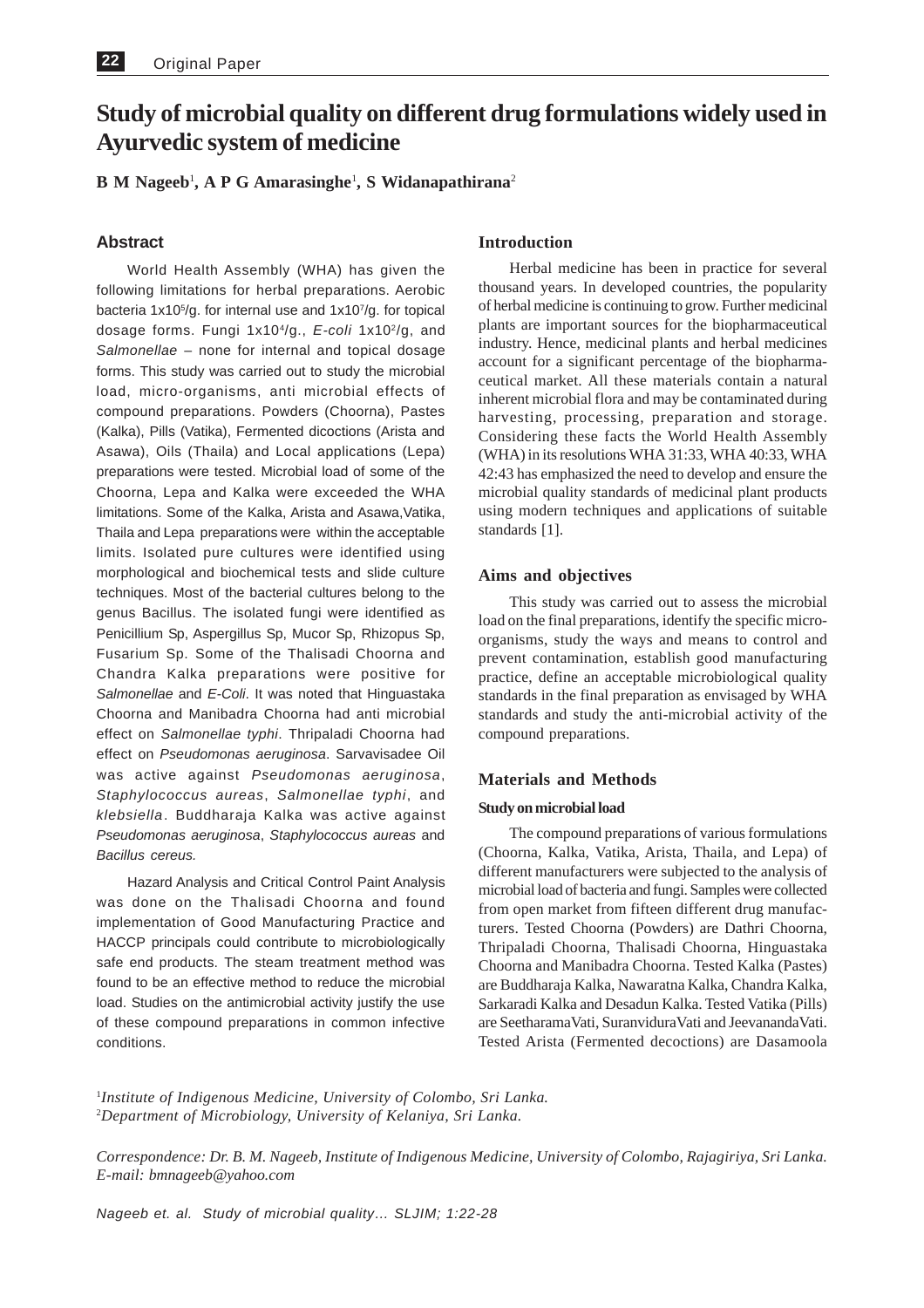# Study of microbial quality on different drug formulations widely used in Ayurvedic system of medicine

**B M Nageeb**[1], **A P G Amarasinghe**[1], **S Widanapathirana**[2]

## Abstract

World Health Assembly (WHA) has given the following limitations for herbal preparations. Aerobic bacteria $1x10^5$/g. for internal use and $1x10^7$/g. for topical dosage forms. Fungi $1x10^4$/g., *E-coli* $1x10^2$/g, and *Salmonellae* – none for internal and topical dosage forms. This study was carried out to study the microbial load, micro-organisms, anti microbial effects of compound preparations. Powders (Choorna), Pastes (Kalka), Pills (Vatika), Fermented dicoctions (Arista and Asawa), Oils (Thaila) and Local applications (Lepa) preparations were tested. Microbial load of some of the Choorna, Lepa and Kalka were exceeded the WHA limitations. Some of the Kalka, Arista and Asawa,Vatika, Thaila and Lepa preparations were within the acceptable limits. Isolated pure cultures were identified using morphological and biochemical tests and slide culture techniques. Most of the bacterial cultures belong to the genus Bacillus. The isolated fungi were identified as Penicillium Sp, Aspergillus Sp, Mucor Sp, Rhizopus Sp, Fusarium Sp. Some of the Thalisadi Choorna and Chandra Kalka preparations were positive for *Salmonellae* and *E-Coli*. It was noted that Hinguastaka Choorna and Manibadra Choorna had anti microbial effect on *Salmonellae typhi*. Tripaladi Choorna had effect on *Pseudomonas aeruginosa*. Sarvavisadee Oil was active against *Pseudomonas aeruginosa*, *Staphylococcus aureas*, *Salmonellae typhi*, and *klebsiella*. Buddharaja Kalka was active against *Pseudomonas aeruginosa*, *Staphylococcus aureas* and *Bacillus cereus.*

Hazard Analysis and Critical Control Paint Analysis was done on the Thalisadi Choorna and found implementation of Good Manufacturing Practice and HACCP principals could contribute to microbiologically safe end products. The steam treatment method was found to be an effective method to reduce the microbial load. Studies on the antimicrobial activity justify the use of these compound preparations in common infective conditions.

## Introduction

Herbal medicine has been in practice for several thousand years. In developed countries, the popularity of herbal medicine is continuing to grow. Further medicinal plants are important sources for the biopharmaceutical industry. Hence, medicinal plants and herbal medicines account for a significant percentage of the biopharmaceutical market. All these materials contain a natural inherent microbial flora and may be contaminated during harvesting, processing, preparation and storage. Considering these facts the World Health Assembly (WHA) in its resolutions WHA 31:33, WHA 40:33, WHA 42:43 has emphasized the need to develop and ensure the microbial quality standards of medicinal plant products using modern techniques and applications of suitable standards [1].

## Aims and objectives

This study was carried out to assess the microbial load on the final preparations, identify the specific micro-organisms, study the ways and means to control and prevent contamination, establish good manufacturing practice, define an acceptable microbiological quality standards in the final preparation as envisaged by WHA standards and study the anti-microbial activity of the compound preparations.

## Materials and Methods

### Study on microbial load

The compound preparations of various formulations (Choorna, Kalka, Vatika, Arista, Thaila, and Lepa) of different manufacturers were subjected to the analysis of microbial load of bacteria and fungi. Samples were collected from open market from fifteen different drug manufacturers. Tested Choorna (Powders) are Dathri Choorna, Thripaladi Choorna, Thalisadi Choorna, Hinguastaka Choorna and Manibadra Choorna. Tested Kalka (Pastes) are Buddharaja Kalka, Nawaratna Kalka, Chandra Kalka, Sarkaradi Kalka and Desadun Kalka. Tested Vatika (Pills) are SeetharamaVati, SuranviduraVati and JeevanandaVati. Tested Arista (Fermented decoctions) are Dasamoola

[1]*Institute of Indigenous Medicine, University of Colombo, Sri Lanka.*
[2]*Department of Microbiology, University of Kelaniya, Sri Lanka.*

*Correspondence: Dr. B. M. Nageeb, Institute of Indigenous Medicine, University of Colombo, Rajagiriya, Sri Lanka. E-mail: bmnageeb@yahoo.com*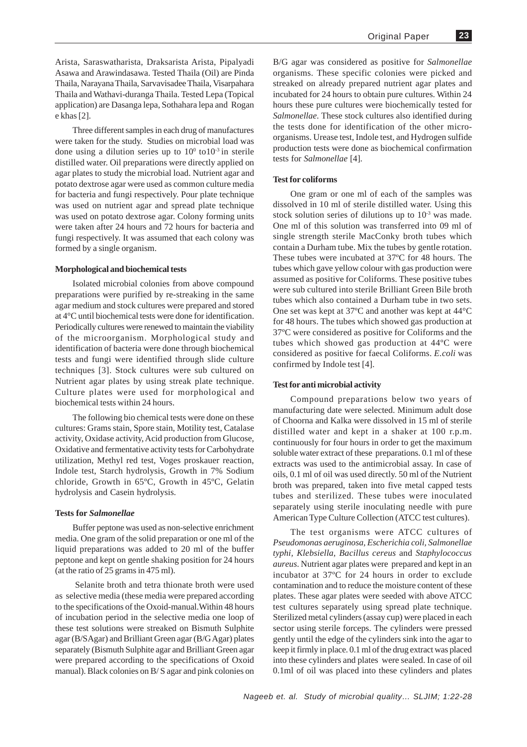Arista, Saraswatharista, Draksarista Arista, Pipalyadi Asawa and Arawindasawa. Tested Thaila (Oil) are Pinda Thaila, Narayana Thaila, Sarvavisadee Thaila, Visarpahara Thaila and Wathavi-duranga Thaila. Tested Lepa (Topical application) are Dasanga lepa, Sothahara lepa and Rogan e khas [2].

Three different samples in each drug of manufactures were taken for the study. Studies on microbial load was done using a dilution series up to $10^0$ to$10^{-3}$ in sterile distilled water. Oil preparations were directly applied on agar plates to study the microbial load. Nutrient agar and potato dextrose agar were used as common culture media for bacteria and fungi respectively. Pour plate technique was used on nutrient agar and spread plate technique was used on potato dextrose agar. Colony forming units were taken after 24 hours and 72 hours for bacteria and fungi respectively. It was assumed that each colony was formed by a single organism.

#### Morphological and biochemical tests

Isolated microbial colonies from above compound preparations were purified by re-streaking in the same agar medium and stock cultures were prepared and stored at 4°C until biochemical tests were done for identification. Periodically cultures were renewed to maintain the viability of the microorganism. Morphological study and identification of bacteria were done through biochemical tests and fungi were identified through slide culture techniques [3]. Stock cultures were sub cultured on Nutrient agar plates by using streak plate technique. Culture plates were used for morphological and biochemical tests within 24 hours.

The following bio chemical tests were done on these cultures: Grams stain, Spore stain, Motility test, Catalase activity, Oxidase activity, Acid production from Glucose, Oxidative and fermentative activity tests for Carbohydrate utilization, Methyl red test, Voges proskauer reaction, Indole test, Starch hydrolysis, Growth in 7% Sodium chloride, Growth in 65ºC, Growth in 45ºC, Gelatin hydrolysis and Casein hydrolysis.

#### Tests for *Salmonellae*

Buffer peptone was used as non-selective enrichment media. One gram of the solid preparation or one ml of the liquid preparations was added to 20 ml of the buffer peptone and kept on gentle shaking position for 24 hours (at the ratio of 25 grams in 475 ml).

Selanite broth and tetra thionate broth were used as selective media (these media were prepared according to the specifications of the Oxoid-manual.Within 48 hours of incubation period in the selective media one loop of these test solutions were streaked on Bismuth Sulphite agar (B/SAgar) and Brilliant Green agar (B/G Agar) plates separately (Bismuth Sulphite agar and Brilliant Green agar were prepared according to the specifications of Oxoid manual). Black colonies on B/ S agar and pink colonies on B/G agar was considered as positive for *Salmonellae* organisms. These specific colonies were picked and streaked on already prepared nutrient agar plates and incubated for 24 hours to obtain pure cultures. Within 24 hours these pure cultures were biochemically tested for *Salmonellae*. These stock cultures also identified during the tests done for identification of the other micro-organisms. Urease test, Indole test, and Hydrogen sulfide production tests were done as biochemical confirmation tests for *Salmonellae* [4].

#### Test for coliforms

One gram or one ml of each of the samples was dissolved in 10 ml of sterile distilled water. Using this stock solution series of dilutions up to $10^{-3}$ was made. One ml of this solution was transferred into 09 ml of single strength sterile MacConky broth tubes which contain a Durham tube. Mix the tubes by gentle rotation. These tubes were incubated at 37ºC for 48 hours. The tubes which gave yellow colour with gas production were assumed as positive for Coliforms. These positive tubes were sub cultured into sterile Brilliant Green Bile broth tubes which also contained a Durham tube in two sets. One set was kept at 37ºC and another was kept at 44°C for 48 hours. The tubes which showed gas production at 37ºC were considered as positive for Coliforms and the tubes which showed gas production at 44ºC were considered as positive for faecal Coliforms. *E.coli* was confirmed by Indole test [4].

#### Test for anti microbial activity

Compound preparations below two years of manufacturing date were selected. Minimum adult dose of Choorna and Kalka were dissolved in 15 ml of sterile distilled water and kept in a shaker at 100 r.p.m. continuously for four hours in order to get the maximum soluble water extract of these preparations. 0.1 ml of these extracts was used to the antimicrobial assay. In case of oils, 0.1 ml of oil was used directly. 50 ml of the Nutrient broth was prepared, taken into five metal capped tests tubes and sterilized. These tubes were inoculated separately using sterile inoculating needle with pure American Type Culture Collection (ATCC test cultures).

The test organisms were ATCC cultures of *Pseudomonas aeruginosa, Escherichia coli, Salmonellae typhi, Klebsiella, Bacillus cereus* and *Staphylococcus aureus*. Nutrient agar plates were prepared and kept in an incubator at 37ºC for 24 hours in order to exclude contamination and to reduce the moisture content of these plates. These agar plates were seeded with above ATCC test cultures separately using spread plate technique. Sterilized metal cylinders (assay cup) were placed in each sector using sterile forceps. The cylinders were pressed gently until the edge of the cylinders sink into the agar to keep it firmly in place. 0.1 ml of the drug extract was placed into these cylinders and plates were sealed. In case of oil 0.1ml of oil was placed into these cylinders and plates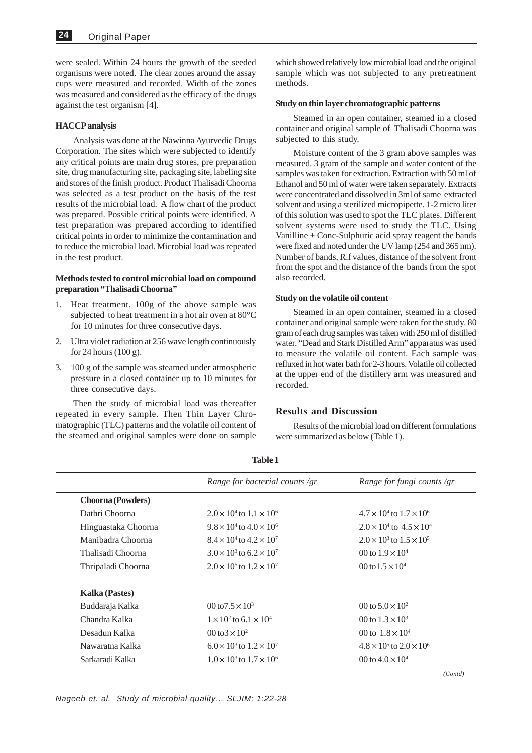were sealed. Within 24 hours the growth of the seeded organisms were noted. The clear zones around the assay cups were measured and recorded. Width of the zones was measured and considered as the efficacy of the drugs against the test organism [4].

#### HACCP analysis

Analysis was done at the Nawinna Ayurvedic Drugs Corporation. The sites which were subjected to identify any critical points are main drug stores, pre preparation site, drug manufacturing site, packaging site, labeling site and stores of the finish product. Product Thalisadi Choorna was selected as a test product on the basis of the test results of the microbial load. A flow chart of the product was prepared. Possible critical points were identified. A test preparation was prepared according to identified critical points in order to minimize the contamination and to reduce the microbial load. Microbial load was repeated in the test product.

#### Methods tested to control microbial load on compound preparation "Thalisadi Choorna"

1. Heat treatment. 100g of the above sample was subjected to heat treatment in a hot air oven at 80°C for 10 minutes for three consecutive days.
2. Ultra violet radiation at 256 wave length continuously for 24 hours (100 g).
3. 100 g of the sample was steamed under atmospheric pressure in a closed container up to 10 minutes for three consecutive days.

Then the study of microbial load was thereafter repeated in every sample. Then Thin Layer Chromatographic (TLC) patterns and the volatile oil content of the steamed and original samples were done on sample which showed relatively low microbial load and the original sample which was not subjected to any pretreatment methods.

#### Study on thin layer chromatographic patterns

Steamed in an open container, steamed in a closed container and original sample of Thalisadi Choorna was subjected to this study.

Moisture content of the 3 gram above samples was measured. 3 gram of the sample and water content of the samples was taken for extraction. Extraction with 50 ml of Ethanol and 50 ml of water were taken separately. Extracts were concentrated and dissolved in 3ml of same extracted solvent and using a sterilized micropipette. 1-2 micro liter of this solution was used to spot the TLC plates. Different solvent systems were used to study the TLC. Using Vanilline + Conc-Sulphuric acid spray reagent the bands were fixed and noted under the UV lamp (254 and 365 nm). Number of bands, R.f values, distance of the solvent front from the spot and the distance of the bands from the spot also recorded.

#### Study on the volatile oil content

Steamed in an open container, steamed in a closed container and original sample were taken for the study. 80 gram of each drug samples was taken with 250 ml of distilled water. "Dead and Stark Distilled Arm" apparatus was used to measure the volatile oil content. Each sample was refluxed in hot water bath for 2-3 hours. Volatile oil collected at the upper end of the distillery arm was measured and recorded.

## Results and Discussion

Results of the microbial load on different formulations were summarized as below (Table 1).

**Table 1**

| | *Range for bacterial counts /gr* | *Range for fungi counts /gr* |
|---|---|---|
| **Choorna (Powders)** | | |
| Dathri Choorna | $2.0\times10^4$ to $1.1\times10^6$ | $4.7\times10^4$ to $1.7\times10^6$ |
| Hinguastaka Choorna | $9.8\times10^4$ to $4.0\times10^6$ | $2.0\times10^4$ to $4.5\times10^4$ |
| Manibadra Choorna | $8.4\times10^4$ to $4.2\times10^7$ | $2.0\times10^3$ to $1.5\times10^5$ |
| Thalisadi Choorna | $3.0\times10^3$ to $6.2\times10^7$ | 00 to $1.9\times10^4$ |
| Thripaladi Choorna | $2.0\times10^5$ to $1.2\times10^7$ | 00 to$1.5\times10^4$ |
| **Kalka (Pastes)** | | |
| Buddaraja Kalka | 00 to$7.5\times10^3$ | 00 to $5.0\times10^2$ |
| Chandra Kalka | $1\times10^2$ to $6.1\times10^4$ | 00 to $1.3\times10^3$ |
| Desadun Kalka | 00 to$3\times10^2$ | 00 to $1.8\times10^4$ |
| Nawaratna Kalka | $6.0\times10^3$ to $1.2\times10^7$ | $4.8\times10^5$ to $2.0\times10^6$ |
| Sarkaradi Kalka | $1.0\times10^3$ to $1.7\times10^6$ | 00 to $4.0\times10^4$ |

*(Contd)*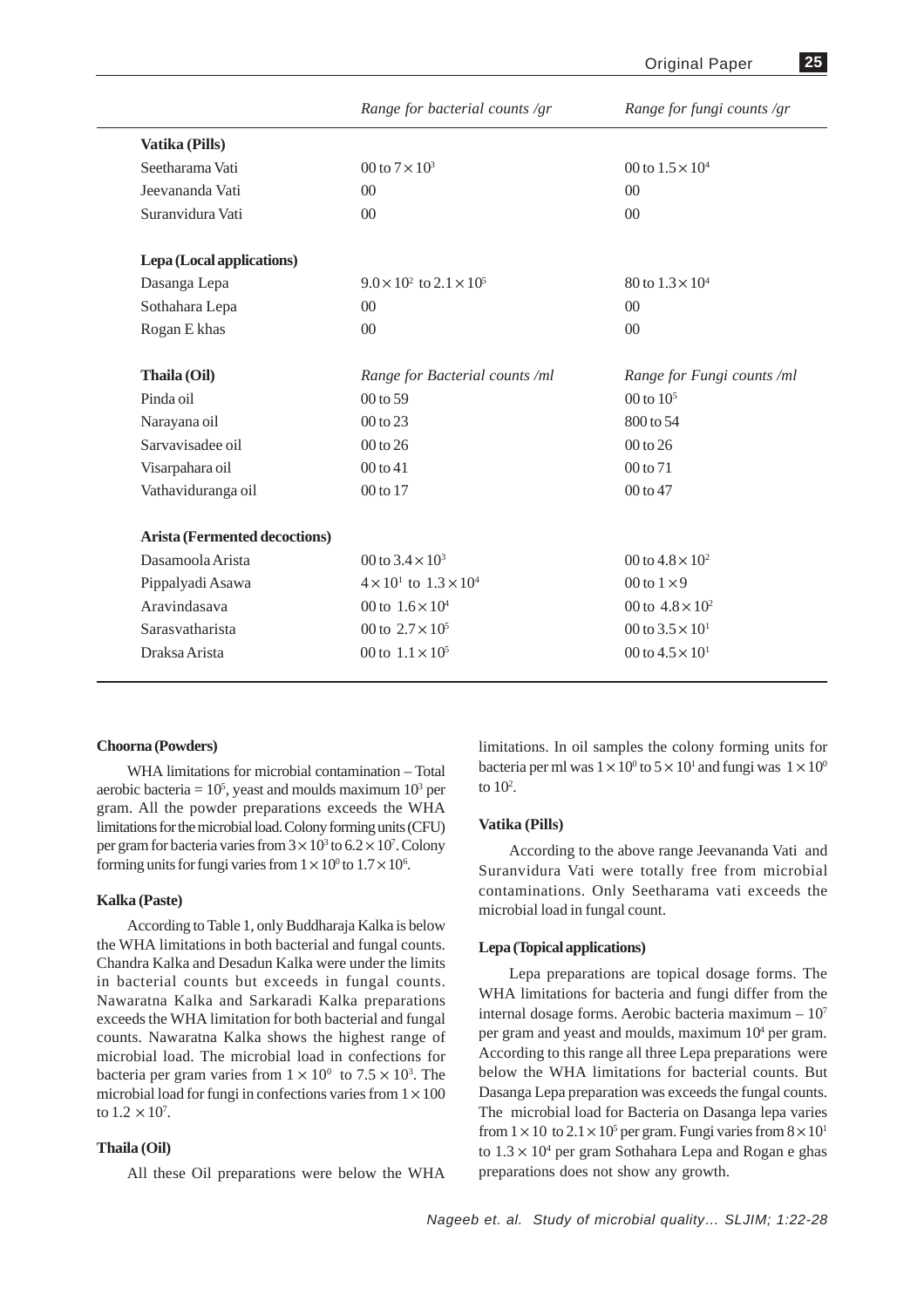| | *Range for bacterial counts /gr* | *Range for fungi counts /gr* |
|---|---|---|
| **Vatika (Pills)** | | |
| Seetharama Vati | 00 to $7\times10^3$ | 00 to $1.5\times10^4$ |
| Jeevananda Vati | 00 | 00 |
| Suranvidura Vati | 00 | 00 |
| **Lepa (Local applications)** | | |
| Dasanga Lepa | $9.0\times10^2$ to $2.1\times10^5$ | 80 to $1.3\times10^4$ |
| Sothahara Lepa | 00 | 00 |
| Rogan E khas | 00 | 00 |
| **Thaila (Oil)** | *Range for Bacterial counts /ml* | *Range for Fungi counts /ml* |
| Pinda oil | 00 to 59 | 00 to $10^5$ |
| Narayana oil | 00 to 23 | 800 to 54 |
| Sarvavisadee oil | 00 to 26 | 00 to 26 |
| Visarpahara oil | 00 to 41 | 00 to 71 |
| Vathaviduranga oil | 00 to 17 | 00 to 47 |
| **Arista (Fermented decoctions)** | | |
| Dasamoola Arista | 00 to $3.4\times10^3$ | 00 to $4.8\times10^2$ |
| Pippalyadi Asawa | $4\times10^1$ to $1.3\times10^4$ | 00 to $1\times9$ |
| Aravindasava | 00 to $1.6\times10^4$ | 00 to $4.8\times10^2$ |
| Sarasvatharista | 00 to $2.7\times10^5$ | 00 to $3.5\times10^1$ |
| Draksa Arista | 00 to $1.1\times10^5$ | 00 to $4.5\times10^1$ |

**Choorna (Powders)**

WHA limitations for microbial contamination – Total aerobic bacteria = $10^5$, yeast and moulds maximum $10^3$ per gram. All the powder preparations exceeds the WHA limitations for the microbial load. Colony forming units (CFU) per gram for bacteria varies from $3\times10^3$ to $6.2\times10^7$. Colony forming units for fungi varies from $1\times10^0$ to $1.7\times10^6$.

**Kalka (Paste)**

According to Table 1, only Buddharaja Kalka is below the WHA limitations in both bacterial and fungal counts. Chandra Kalka and Desadun Kalka were under the limits in bacterial counts but exceeds in fungal counts. Nawaratna Kalka and Sarkaradi Kalka preparations exceeds the WHA limitation for both bacterial and fungal counts. Nawaratna Kalka shows the highest range of microbial load. The microbial load in confections for bacteria per gram varies from $1\times10^0$ to $7.5\times10^3$. The microbial load for fungi in confections varies from $1\times100$ to $1.2\times10^7$.

**Thaila (Oil)**

All these Oil preparations were below the WHA limitations. In oil samples the colony forming units for bacteria per ml was $1\times10^0$ to $5\times10^1$ and fungi was $1\times10^0$ to $10^2$.

**Vatika (Pills)**

According to the above range Jeevananda Vati and Suranvidura Vati were totally free from microbial contaminations. Only Seetharama vati exceeds the microbial load in fungal count.

**Lepa (Topical applications)**

Lepa preparations are topical dosage forms. The WHA limitations for bacteria and fungi differ from the internal dosage forms. Aerobic bacteria maximum – $10^7$ per gram and yeast and moulds, maximum $10^4$ per gram. According to this range all three Lepa preparations were below the WHA limitations for bacterial counts. But Dasanga Lepa preparation was exceeds the fungal counts. The microbial load for Bacteria on Dasanga lepa varies from $1\times10$ to $2.1\times10^5$ per gram. Fungi varies from $8\times10^1$ to $1.3\times10^4$ per gram Sothahara Lepa and Rogan e ghas preparations does not show any growth.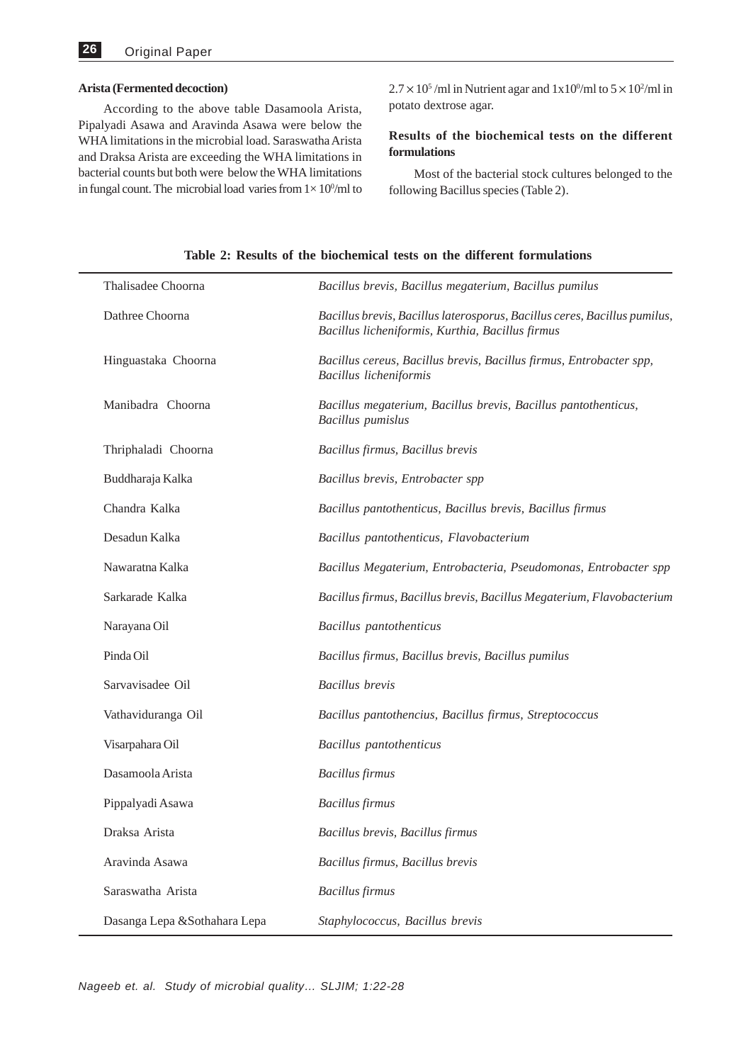**Arista (Fermented decoction)**

According to the above table Dasamoola Arista, Pipalyadi Asawa and Aravinda Asawa were below the WHA limitations in the microbial load. Saraswatha Arista and Draksa Arista are exceeding the WHA limitations in bacterial counts but both were below the WHA limitations in fungal count. The microbial load varies from $1\times 10^{0}$/ml to $2.7\times 10^{5}$/ml in Nutrient agar and $1x10^{0}$/ml to $5\times 10^{2}$/ml in potato dextrose agar.

**Results of the biochemical tests on the different formulations**

Most of the bacterial stock cultures belonged to the following Bacillus species (Table 2).

**Table 2: Results of the biochemical tests on the different formulations**

| | |
|---|---|
| Thalisadee Choorna | *Bacillus brevis, Bacillus megaterium, Bacillus pumilus* |
| Dathree Choorna | *Bacillus brevis, Bacillus laterosporus, Bacillus ceres, Bacillus pumilus, Bacillus licheniformis, Kurthia, Bacillus firmus* |
| Hinguastaka Choorna | *Bacillus cereus, Bacillus brevis, Bacillus firmus, Entrobacter spp, Bacillus licheniformis* |
| Manibadra Choorna | *Bacillus megaterium, Bacillus brevis, Bacillus pantothenticus, Bacillus pumislus* |
| Thriphaladi Choorna | *Bacillus firmus, Bacillus brevis* |
| Buddharaja Kalka | *Bacillus brevis, Entrobacter spp* |
| Chandra Kalka | *Bacillus pantothenticus, Bacillus brevis, Bacillus firmus* |
| Desadun Kalka | *Bacillus pantothenticus, Flavobacterium* |
| Nawaratna Kalka | *Bacillus Megaterium, Entrobacteria, Pseudomonas, Entrobacter spp* |
| Sarkarade Kalka | *Bacillus firmus, Bacillus brevis, Bacillus Megaterium, Flavobacterium* |
| Narayana Oil | *Bacillus pantothenticus* |
| Pinda Oil | *Bacillus firmus, Bacillus brevis, Bacillus pumilus* |
| Sarvavisadee Oil | *Bacillus brevis* |
| Vathaviduranga Oil | *Bacillus pantothencius, Bacillus firmus, Streptococcus* |
| Visarpahara Oil | *Bacillus pantothenticus* |
| Dasamoola Arista | *Bacillus firmus* |
| Pippalyadi Asawa | *Bacillus firmus* |
| Draksa Arista | *Bacillus brevis, Bacillus firmus* |
| Aravinda Asawa | *Bacillus firmus, Bacillus brevis* |
| Saraswatha Arista | *Bacillus firmus* |
| Dasanga Lepa &Sothahara Lepa | *Staphylococcus, Bacillus brevis* |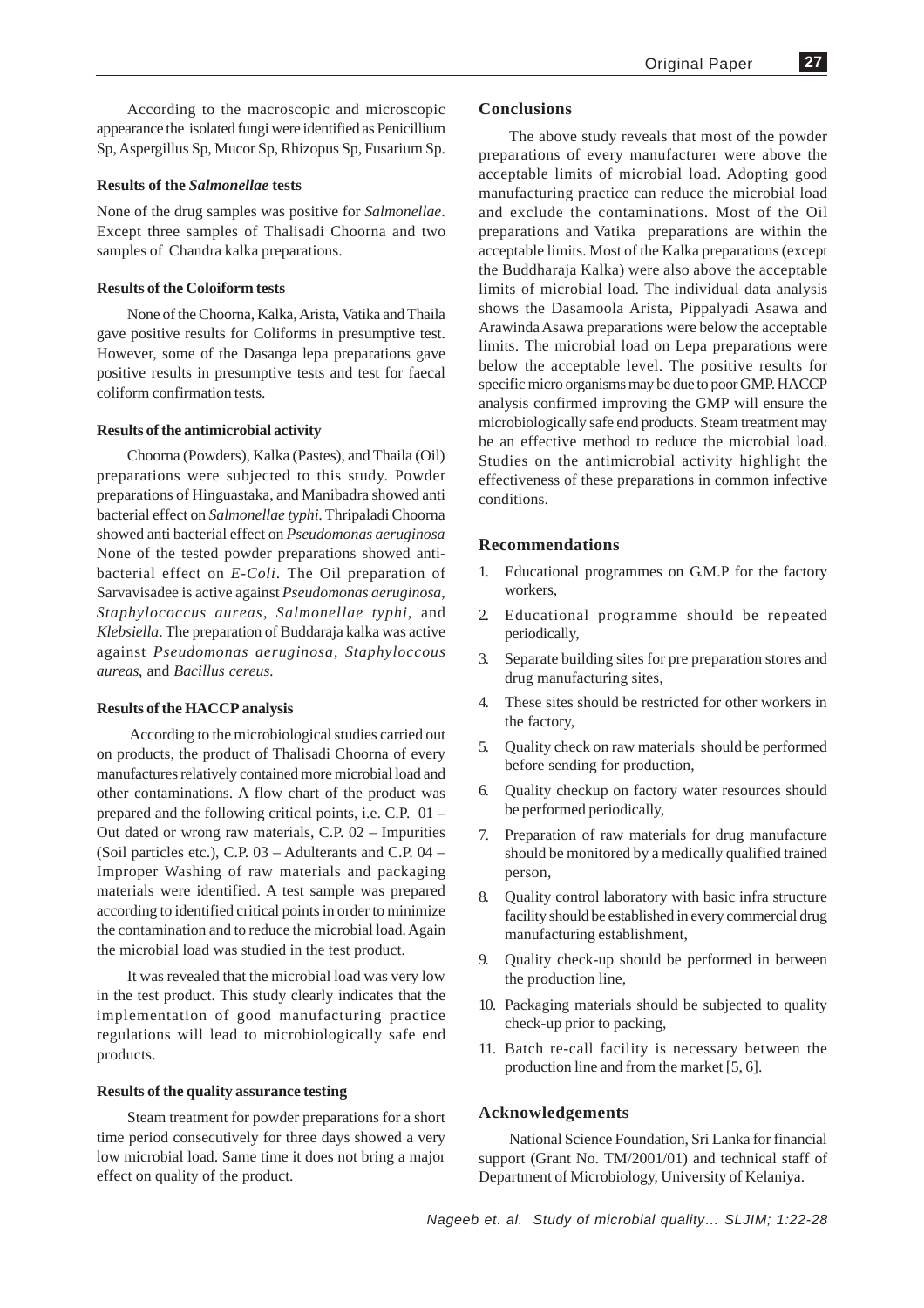According to the macroscopic and microscopic appearance the isolated fungi were identified as Penicillium Sp, Aspergillus Sp, Mucor Sp, Rhizopus Sp, Fusarium Sp.

#### Results of the *Salmonellae* tests

None of the drug samples was positive for *Salmonellae*. Except three samples of Thalisadi Choorna and two samples of Chandra kalka preparations.

#### Results of the Coloiform tests

None of the Choorna, Kalka, Arista, Vatika and Thaila gave positive results for Coliforms in presumptive test. However, some of the Dasanga lepa preparations gave positive results in presumptive tests and test for faecal coliform confirmation tests.

#### Results of the antimicrobial activity

Choorna (Powders), Kalka (Pastes), and Thaila (Oil) preparations were subjected to this study. Powder preparations of Hinguastaka, and Manibadra showed anti bacterial effect on *Salmonellae typhi*. Thripaladi Choorna showed anti bacterial effect on *Pseudomonas aeruginosa* None of the tested powder preparations showed anti-bacterial effect on *E-Coli*. The Oil preparation of Sarvavisadee is active against *Pseudomonas aeruginosa*, *Staphylococcus aureas*, *Salmonellae typhi*, and *Klebsiella*. The preparation of Buddaraja kalka was active against *Pseudomonas aeruginosa*, *Staphyloccous aureas*, and *Bacillus cereus.*

#### Results of the HACCP analysis

According to the microbiological studies carried out on products, the product of Thalisadi Choorna of every manufactures relatively contained more microbial load and other contaminations. A flow chart of the product was prepared and the following critical points, i.e. C.P. 01 – Out dated or wrong raw materials, C.P. 02 – Impurities (Soil particles etc.), C.P. 03 – Adulterants and C.P. 04 – Improper Washing of raw materials and packaging materials were identified. A test sample was prepared according to identified critical points in order to minimize the contamination and to reduce the microbial load. Again the microbial load was studied in the test product.

It was revealed that the microbial load was very low in the test product. This study clearly indicates that the implementation of good manufacturing practice regulations will lead to microbiologically safe end products.

#### Results of the quality assurance testing

Steam treatment for powder preparations for a short time period consecutively for three days showed a very low microbial load. Same time it does not bring a major effect on quality of the product.

## Conclusions

The above study reveals that most of the powder preparations of every manufacturer were above the acceptable limits of microbial load. Adopting good manufacturing practice can reduce the microbial load and exclude the contaminations. Most of the Oil preparations and Vatika preparations are within the acceptable limits. Most of the Kalka preparations (except the Buddharaja Kalka) were also above the acceptable limits of microbial load. The individual data analysis shows the Dasamoola Arista, Pippalyadi Asawa and Arawinda Asawa preparations were below the acceptable limits. The microbial load on Lepa preparations were below the acceptable level. The positive results for specific micro organisms may be due to poor GMP. HACCP analysis confirmed improving the GMP will ensure the microbiologically safe end products. Steam treatment may be an effective method to reduce the microbial load. Studies on the antimicrobial activity highlight the effectiveness of these preparations in common infective conditions.

## Recommendations

1. Educational programmes on G.M.P for the factory workers,
2. Educational programme should be repeated periodically,
3. Separate building sites for pre preparation stores and drug manufacturing sites,
4. These sites should be restricted for other workers in the factory,
5. Quality check on raw materials should be performed before sending for production,
6. Quality checkup on factory water resources should be performed periodically,
7. Preparation of raw materials for drug manufacture should be monitored by a medically qualified trained person,
8. Quality control laboratory with basic infra structure facility should be established in every commercial drug manufacturing establishment,
9. Quality check-up should be performed in between the production line,
10. Packaging materials should be subjected to quality check-up prior to packing,
11. Batch re-call facility is necessary between the production line and from the market [5, 6].

## Acknowledgements

National Science Foundation, Sri Lanka for financial support (Grant No. TM/2001/01) and technical staff of Department of Microbiology, University of Kelaniya.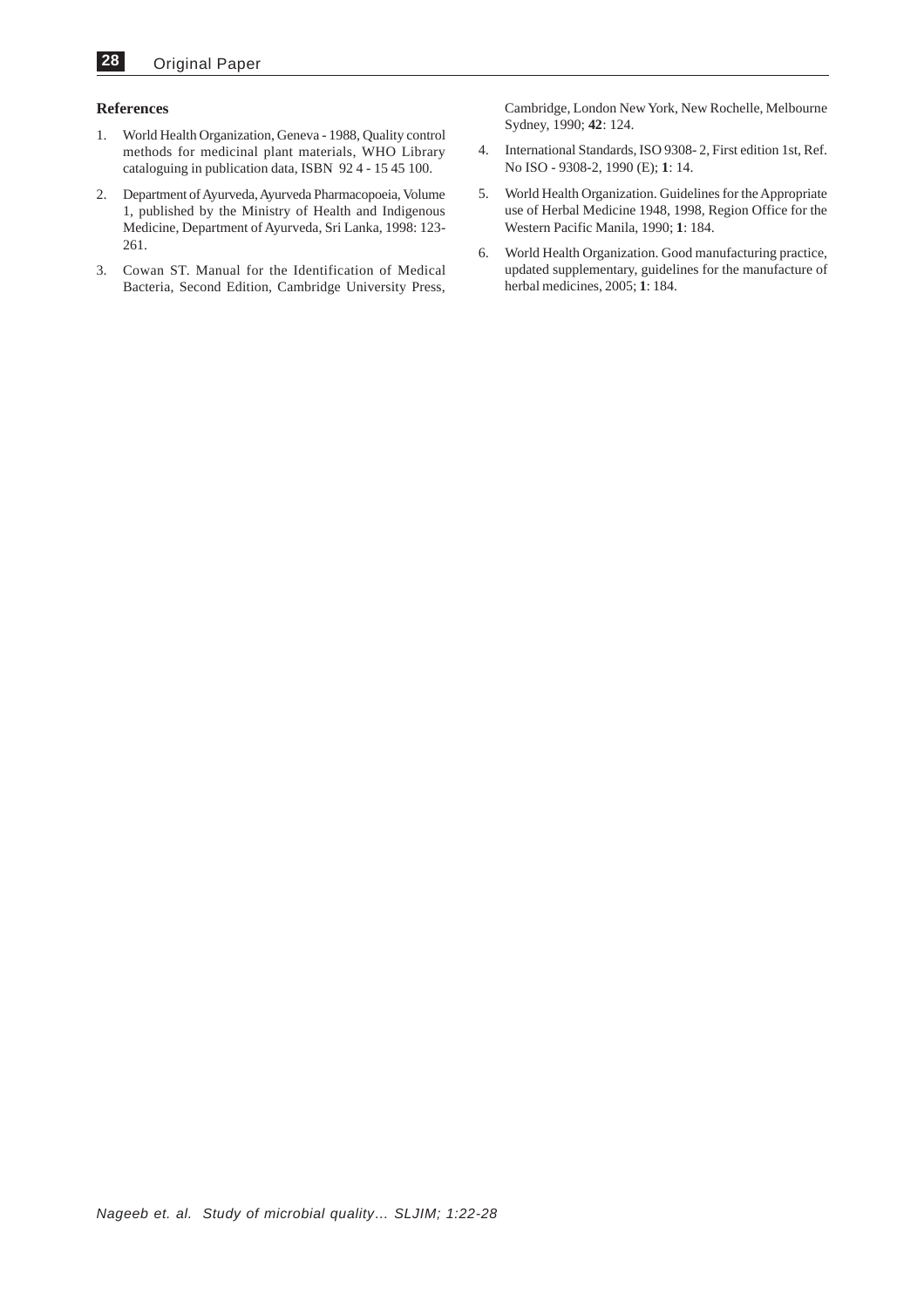### References

1. World Health Organization, Geneva - 1988, Quality control methods for medicinal plant materials, WHO Library cataloguing in publication data, ISBN 92 4 - 15 45 100.
2. Department of Ayurveda, Ayurveda Pharmacopoeia, Volume 1, published by the Ministry of Health and Indigenous Medicine, Department of Ayurveda, Sri Lanka, 1998: 123-261.
3. Cowan ST. Manual for the Identification of Medical Bacteria, Second Edition, Cambridge University Press, Cambridge, London New York, New Rochelle, Melbourne Sydney, 1990; **42**: 124.
4. International Standards, ISO 9308- 2, First edition 1st, Ref. No ISO - 9308-2, 1990 (E); **1**: 14.
5. World Health Organization. Guidelines for the Appropriate use of Herbal Medicine 1948, 1998, Region Office for the Western Pacific Manila, 1990; **1**: 184.
6. World Health Organization. Good manufacturing practice, updated supplementary, guidelines for the manufacture of herbal medicines, 2005; **1**: 184.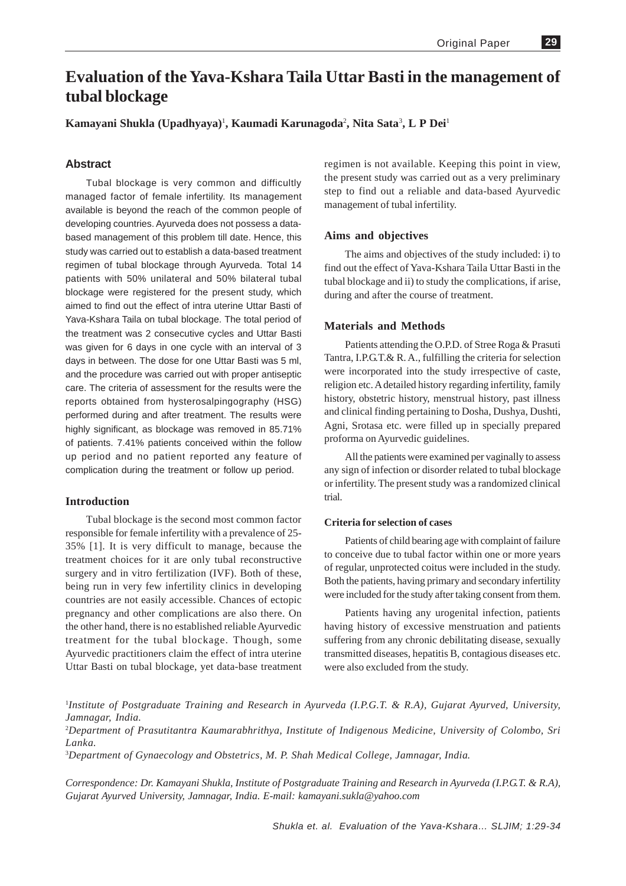# Evaluation of the Yava-Kshara Taila Uttar Basti in the management of tubal blockage

**Kamayani Shukla (Upadhyaya)[1], Kaumadi Karunagoda[2], Nita Sata[3], L P Dei[1]**

## Abstract

Tubal blockage is very common and difficultly managed factor of female infertility. Its management available is beyond the reach of the common people of developing countries. Ayurveda does not possess a data-based management of this problem till date. Hence, this study was carried out to establish a data-based treatment regimen of tubal blockage through Ayurveda. Total 14 patients with 50% unilateral and 50% bilateral tubal blockage were registered for the present study, which aimed to find out the effect of intra uterine Uttar Basti of Yava-Kshara Taila on tubal blockage. The total period of the treatment was 2 consecutive cycles and Uttar Basti was given for 6 days in one cycle with an interval of 3 days in between. The dose for one Uttar Basti was 5 ml, and the procedure was carried out with proper antiseptic care. The criteria of assessment for the results were the reports obtained from hysterosalpingography (HSG) performed during and after treatment. The results were highly significant, as blockage was removed in 85.71% of patients. 7.41% patients conceived within the follow up period and no patient reported any feature of complication during the treatment or follow up period.

## Introduction

Tubal blockage is the second most common factor responsible for female infertility with a prevalence of 25-35% [1]. It is very difficult to manage, because the treatment choices for it are only tubal reconstructive surgery and in vitro fertilization (IVF). Both of these, being run in very few infertility clinics in developing countries are not easily accessible. Chances of ectopic pregnancy and other complications are also there. On the other hand, there is no established reliable Ayurvedic treatment for the tubal blockage. Though, some Ayurvedic practitioners claim the effect of intra uterine Uttar Basti on tubal blockage, yet data-base treatment regimen is not available. Keeping this point in view, the present study was carried out as a very preliminary step to find out a reliable and data-based Ayurvedic management of tubal infertility.

## Aims and objectives

The aims and objectives of the study included: i) to find out the effect of Yava-Kshara Taila Uttar Basti in the tubal blockage and ii) to study the complications, if arise, during and after the course of treatment.

## Materials and Methods

Patients attending the O.P.D. of Stree Roga & Prasuti Tantra, I.P.G.T.& R. A., fulfilling the criteria for selection were incorporated into the study irrespective of caste, religion etc. A detailed history regarding infertility, family history, obstetric history, menstrual history, past illness and clinical finding pertaining to Dosha, Dushya, Dushti, Agni, Srotasa etc. were filled up in specially prepared proforma on Ayurvedic guidelines.

All the patients were examined per vaginally to assess any sign of infection or disorder related to tubal blockage or infertility. The present study was a randomized clinical trial.

### Criteria for selection of cases

Patients of child bearing age with complaint of failure to conceive due to tubal factor within one or more years of regular, unprotected coitus were included in the study. Both the patients, having primary and secondary infertility were included for the study after taking consent from them.

Patients having any urogenital infection, patients having history of excessive menstruation and patients suffering from any chronic debilitating disease, sexually transmitted diseases, hepatitis B, contagious diseases etc. were also excluded from the study.

[1]*Institute of Postgraduate Training and Research in Ayurveda (I.P.G.T. & R.A), Gujarat Ayurved, University, Jamnagar, India.*

[2]*Department of Prasutitantra Kaumarabhrithya, Institute of Indigenous Medicine, University of Colombo, Sri Lanka.*

[3]*Department of Gynaecology and Obstetrics, M. P. Shah Medical College, Jamnagar, India.*

*Correspondence: Dr. Kamayani Shukla, Institute of Postgraduate Training and Research in Ayurveda (I.P.G.T. & R.A), Gujarat Ayurved University, Jamnagar, India. E-mail: kamayani.sukla@yahoo.com*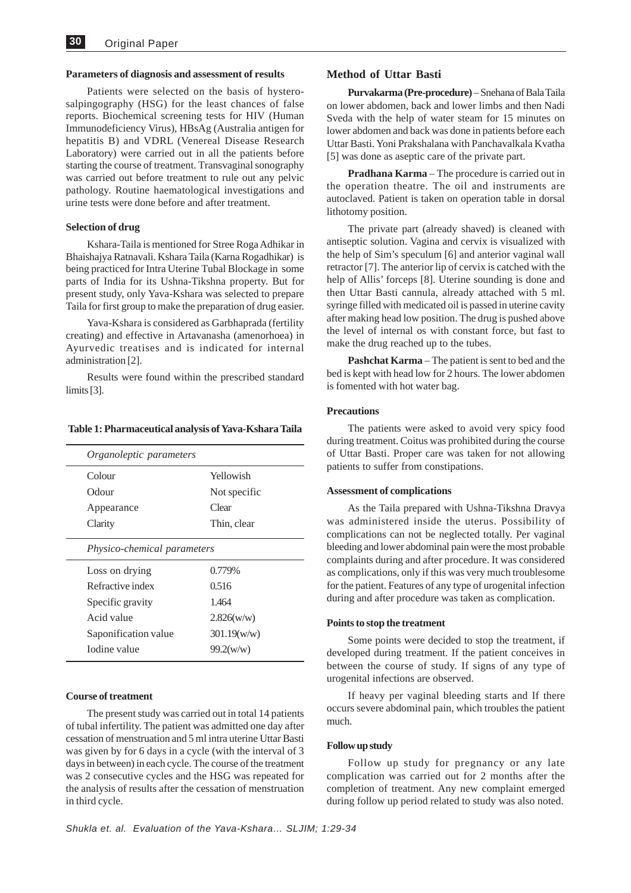#### Parameters of diagnosis and assessment of results

Patients were selected on the basis of hysterosalpingography (HSG) for the least chances of false reports. Biochemical screening tests for HIV (Human Immunodeficiency Virus), HBsAg (Australia antigen for hepatitis B) and VDRL (Venereal Disease Research Laboratory) were carried out in all the patients before starting the course of treatment. Transvaginal sonography was carried out before treatment to rule out any pelvic pathology. Routine haematological investigations and urine tests were done before and after treatment.

#### Selection of drug

Kshara-Taila is mentioned for Stree Roga Adhikar in Bhaishajya Ratnavali. Kshara Taila (Karna Rogadhikar) is being practiced for Intra Uterine Tubal Blockage in some parts of India for its Ushna-Tikshna property. But for present study, only Yava-Kshara was selected to prepare Taila for first group to make the preparation of drug easier.

Yava-Kshara is considered as Garbhaprada (fertility creating) and effective in Artavanasha (amenorhoea) in Ayurvedic treatises and is indicated for internal administration [2].

Results were found within the prescribed standard limits [3].

**Table 1: Pharmaceutical analysis of Yava-Kshara Taila**

| | |
|---|---|
| *Organoleptic parameters* | |
| Colour | Yellowish |
| Odour | Not specific |
| Appearance | Clear |
| Clarity | Thin, clear |
| *Physico-chemical parameters* | |
| Loss on drying | 0.779% |
| Refractive index | 0.516 |
| Specific gravity | 1.464 |
| Acid value | 2.826(w/w) |
| Saponification value | 301.19(w/w) |
| Iodine value | 99.2(w/w) |

#### Course of treatment

The present study was carried out in total 14 patients of tubal infertility. The patient was admitted one day after cessation of menstruation and 5 ml intra uterine Uttar Basti was given by for 6 days in a cycle (with the interval of 3 days in between) in each cycle. The course of the treatment was 2 consecutive cycles and the HSG was repeated for the analysis of results after the cessation of menstruation in third cycle.

### Method of Uttar Basti

**Purvakarma (Pre-procedure)** – Snehana of Bala Taila on lower abdomen, back and lower limbs and then Nadi Sveda with the help of water steam for 15 minutes on lower abdomen and back was done in patients before each Uttar Basti. Yoni Prakshalana with Panchavalkala Kvatha [5] was done as aseptic care of the private part.

**Pradhana Karma** – The procedure is carried out in the operation theatre. The oil and instruments are autoclaved. Patient is taken on operation table in dorsal lithotomy position.

The private part (already shaved) is cleaned with antiseptic solution. Vagina and cervix is visualized with the help of Sim's speculum [6] and anterior vaginal wall retractor [7]. The anterior lip of cervix is catched with the help of Allis' forceps [8]. Uterine sounding is done and then Uttar Basti cannula, already attached with 5 ml. syringe filled with medicated oil is passed in uterine cavity after making head low position. The drug is pushed above the level of internal os with constant force, but fast to make the drug reached up to the tubes.

**Pashchat Karma** – The patient is sent to bed and the bed is kept with head low for 2 hours. The lower abdomen is fomented with hot water bag.

#### Precautions

The patients were asked to avoid very spicy food during treatment. Coitus was prohibited during the course of Uttar Basti. Proper care was taken for not allowing patients to suffer from constipations.

#### Assessment of complications

As the Taila prepared with Ushna-Tikshna Dravya was administered inside the uterus. Possibility of complications can not be neglected totally. Per vaginal bleeding and lower abdominal pain were the most probable complaints during and after procedure. It was considered as complications, only if this was very much troublesome for the patient. Features of any type of urogenital infection during and after procedure was taken as complication.

#### Points to stop the treatment

Some points were decided to stop the treatment, if developed during treatment. If the patient conceives in between the course of study. If signs of any type of urogenital infections are observed.

If heavy per vaginal bleeding starts and If there occurs severe abdominal pain, which troubles the patient much.

#### Follow up study

Follow up study for pregnancy or any late complication was carried out for 2 months after the completion of treatment. Any new complaint emerged during follow up period related to study was also noted.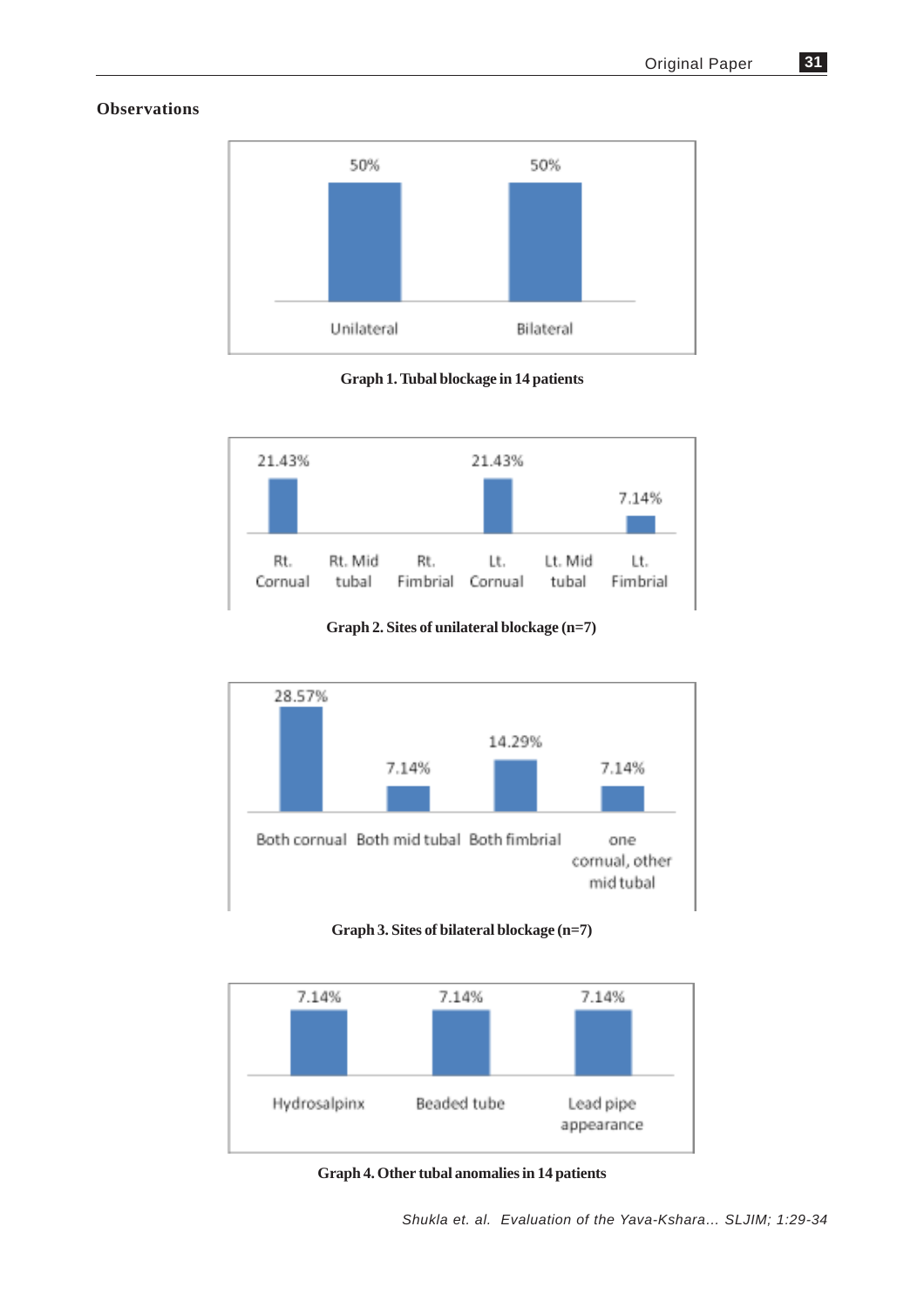## Observations

50%
50%
Unilateral
Bilateral

**Graph 1. Tubal blockage in 14 patients**

21.43%
21.43%
7.14%
Rt. Cornual
Rt. Mid tubal
Rt. Fimbrial
Lt. Cornual
Lt. Mid tubal
Lt. Fimbrial

**Graph 2. Sites of unilateral blockage (n=7)**

28.57%
7.14%
14.29%
7.14%
Both cornual
Both mid tubal
Both fimbrial
one cornual, other mid tubal

**Graph 3. Sites of bilateral blockage (n=7)**

7.14%
7.14%
7.14%
Hydrosalpinx
Beaded tube
Lead pipe appearance

**Graph 4. Other tubal anomalies in 14 patients**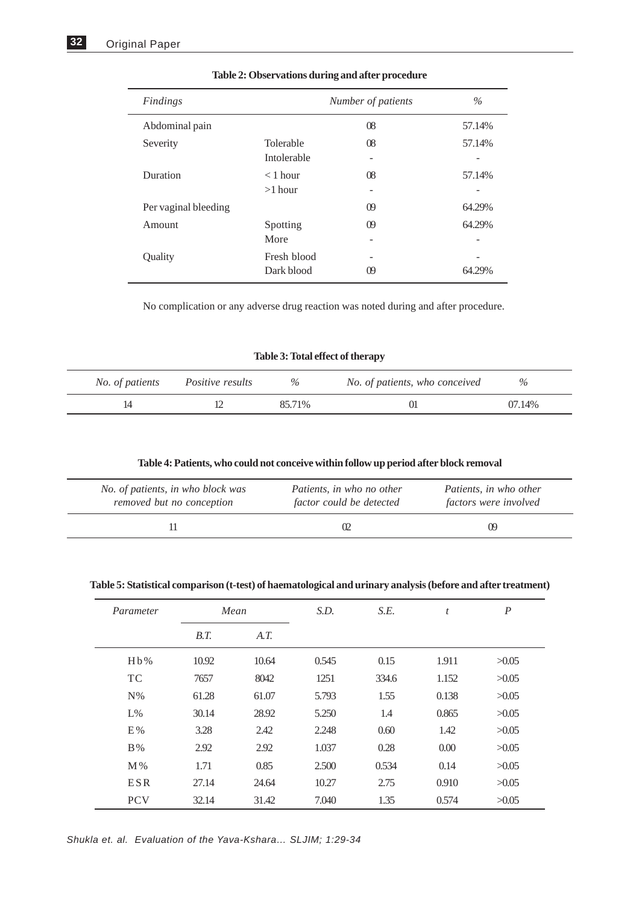**Table 2: Observations during and after procedure**

| *Findings* | | *Number of patients* | *%* |
|---|---|---|---|
| Abdominal pain | | 08 | 57.14% |
| Severity | Tolerable | 08 | 57.14% |
| | Intolerable | - | - |
| Duration | < 1 hour | 08 | 57.14% |
| | >1 hour | - | - |
| Per vaginal bleeding | | 09 | 64.29% |
| Amount | Spotting | 09 | 64.29% |
| | More | - | - |
| Quality | Fresh blood | - | - |
| | Dark blood | 09 | 64.29% |

No complication or any adverse drug reaction was noted during and after procedure.

**Table 3: Total effect of therapy**

| *No. of patients* | *Positive results* | *%* | *No. of patients, who conceived* | *%* |
|---|---|---|---|---|
| 14 | 12 | 85.71% | 01 | 07.14% |

**Table 4: Patients, who could not conceive within follow up period after block removal**

| *No. of patients, in who block was removed but no conception* | *Patients, in who no other factor could be detected* | *Patients, in who other factors were involved* |
|---|---|---|
| 11 | 02 | 09 |

**Table 5: Statistical comparison (t-test) of haematological and urinary analysis (before and after treatment)**

| *Parameter* | *Mean* | | *S.D.* | *S.E.* | *t* | *P* |
|---|---|---|---|---|---|---|
| | *B.T.* | *A.T.* | | | | |
| Hb% | 10.92 | 10.64 | 0.545 | 0.15 | 1.911 | >0.05 |
| TC | 7657 | 8042 | 1251 | 334.6 | 1.152 | >0.05 |
| N% | 61.28 | 61.07 | 5.793 | 1.55 | 0.138 | >0.05 |
| L% | 30.14 | 28.92 | 5.250 | 1.4 | 0.865 | >0.05 |
| E% | 3.28 | 2.42 | 2.248 | 0.60 | 1.42 | >0.05 |
| B% | 2.92 | 2.92 | 1.037 | 0.28 | 0.00 | >0.05 |
| M% | 1.71 | 0.85 | 2.500 | 0.534 | 0.14 | >0.05 |
| ESR | 27.14 | 24.64 | 10.27 | 2.75 | 0.910 | >0.05 |
| PCV | 32.14 | 31.42 | 7.040 | 1.35 | 0.574 | >0.05 |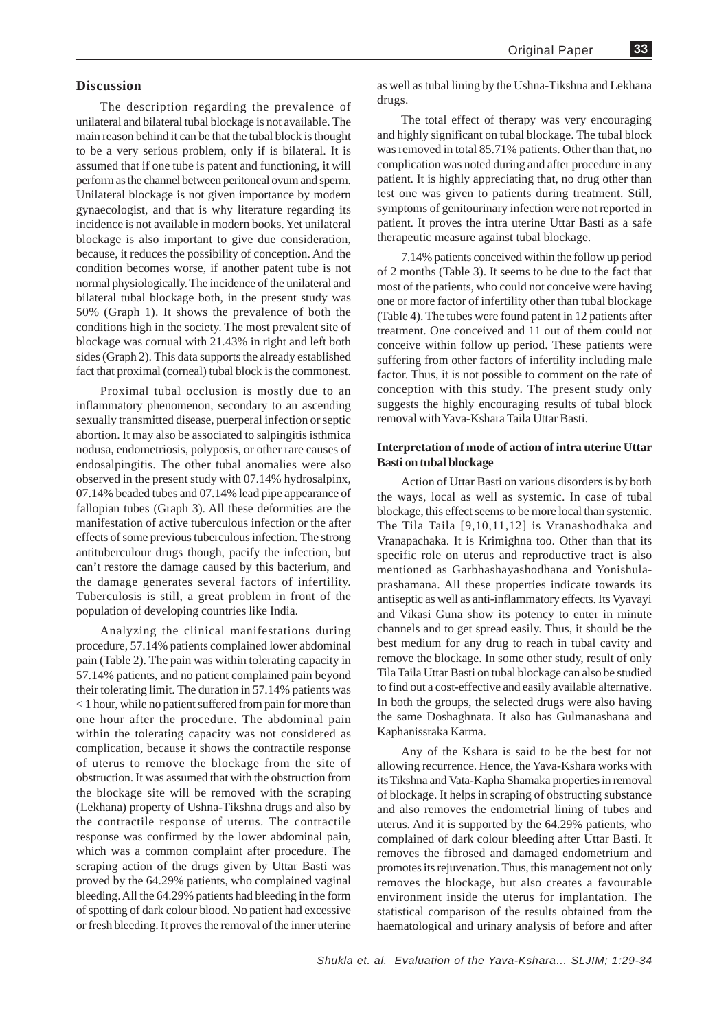## Discussion

The description regarding the prevalence of unilateral and bilateral tubal blockage is not available. The main reason behind it can be that the tubal block is thought to be a very serious problem, only if is bilateral. It is assumed that if one tube is patent and functioning, it will perform as the channel between peritoneal ovum and sperm. Unilateral blockage is not given importance by modern gynaecologist, and that is why literature regarding its incidence is not available in modern books. Yet unilateral blockage is also important to give due consideration, because, it reduces the possibility of conception. And the condition becomes worse, if another patent tube is not normal physiologically. The incidence of the unilateral and bilateral tubal blockage both, in the present study was 50% (Graph 1). It shows the prevalence of both the conditions high in the society. The most prevalent site of blockage was cornual with 21.43% in right and left both sides (Graph 2). This data supports the already established fact that proximal (corneal) tubal block is the commonest.

Proximal tubal occlusion is mostly due to an inflammatory phenomenon, secondary to an ascending sexually transmitted disease, puerperal infection or septic abortion. It may also be associated to salpingitis isthmica nodusa, endometriosis, polyposis, or other rare causes of endosalpingitis. The other tubal anomalies were also observed in the present study with 07.14% hydrosalpinx, 07.14% beaded tubes and 07.14% lead pipe appearance of fallopian tubes (Graph 3). All these deformities are the manifestation of active tuberculous infection or the after effects of some previous tuberculous infection. The strong antituberculour drugs though, pacify the infection, but can't restore the damage caused by this bacterium, and the damage generates several factors of infertility. Tuberculosis is still, a great problem in front of the population of developing countries like India.

Analyzing the clinical manifestations during procedure, 57.14% patients complained lower abdominal pain (Table 2). The pain was within tolerating capacity in 57.14% patients, and no patient complained pain beyond their tolerating limit. The duration in 57.14% patients was < 1 hour, while no patient suffered from pain for more than one hour after the procedure. The abdominal pain within the tolerating capacity was not considered as complication, because it shows the contractile response of uterus to remove the blockage from the site of obstruction. It was assumed that with the obstruction from the blockage site will be removed with the scraping (Lekhana) property of Ushna-Tikshna drugs and also by the contractile response of uterus. The contractile response was confirmed by the lower abdominal pain, which was a common complaint after procedure. The scraping action of the drugs given by Uttar Basti was proved by the 64.29% patients, who complained vaginal bleeding. All the 64.29% patients had bleeding in the form of spotting of dark colour blood. No patient had excessive or fresh bleeding. It proves the removal of the inner uterine as well as tubal lining by the Ushna-Tikshna and Lekhana drugs.

The total effect of therapy was very encouraging and highly significant on tubal blockage. The tubal block was removed in total 85.71% patients. Other than that, no complication was noted during and after procedure in any patient. It is highly appreciating that, no drug other than test one was given to patients during treatment. Still, symptoms of genitourinary infection were not reported in patient. It proves the intra uterine Uttar Basti as a safe therapeutic measure against tubal blockage.

7.14% patients conceived within the follow up period of 2 months (Table 3). It seems to be due to the fact that most of the patients, who could not conceive were having one or more factor of infertility other than tubal blockage (Table 4). The tubes were found patent in 12 patients after treatment. One conceived and 11 out of them could not conceive within follow up period. These patients were suffering from other factors of infertility including male factor. Thus, it is not possible to comment on the rate of conception with this study. The present study only suggests the highly encouraging results of tubal block removal with Yava-Kshara Taila Uttar Basti.

### Interpretation of mode of action of intra uterine Uttar Basti on tubal blockage

Action of Uttar Basti on various disorders is by both the ways, local as well as systemic. In case of tubal blockage, this effect seems to be more local than systemic. The Tila Taila [9,10,11,12] is Vranashodhaka and Vranapachaka. It is Krimighna too. Other than that its specific role on uterus and reproductive tract is also mentioned as Garbhashayashodhana and Yonishula-prashamana. All these properties indicate towards its antiseptic as well as anti-inflammatory effects. Its Vyavayi and Vikasi Guna show its potency to enter in minute channels and to get spread easily. Thus, it should be the best medium for any drug to reach in tubal cavity and remove the blockage. In some other study, result of only Tila Taila Uttar Basti on tubal blockage can also be studied to find out a cost-effective and easily available alternative. In both the groups, the selected drugs were also having the same Doshaghnata. It also has Gulmanashana and Kaphanissraka Karma.

Any of the Kshara is said to be the best for not allowing recurrence. Hence, the Yava-Kshara works with its Tikshna and Vata-Kapha Shamaka properties in removal of blockage. It helps in scraping of obstructing substance and also removes the endometrial lining of tubes and uterus. And it is supported by the 64.29% patients, who complained of dark colour bleeding after Uttar Basti. It removes the fibrosed and damaged endometrium and promotes its rejuvenation. Thus, this management not only removes the blockage, but also creates a favourable environment inside the uterus for implantation. The statistical comparison of the results obtained from the haematological and urinary analysis of before and after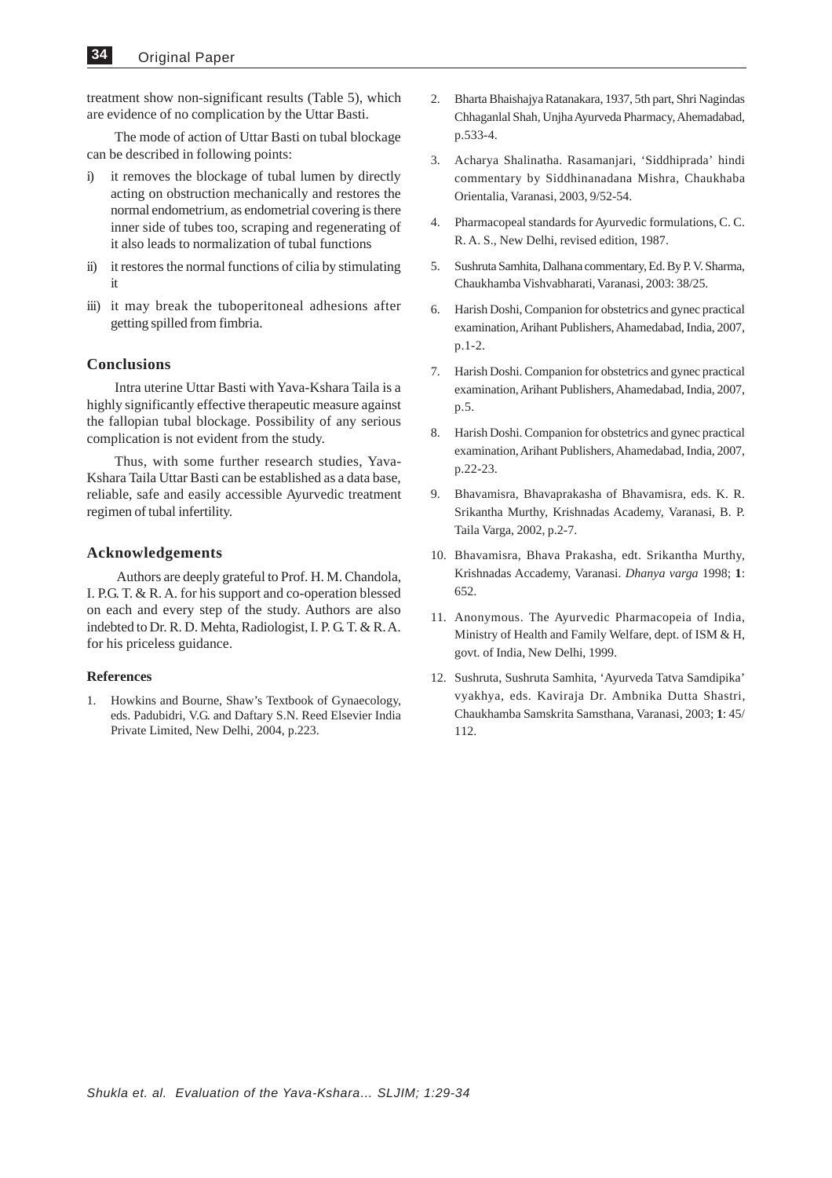treatment show non-significant results (Table 5), which are evidence of no complication by the Uttar Basti.

The mode of action of Uttar Basti on tubal blockage can be described in following points:

i) it removes the blockage of tubal lumen by directly acting on obstruction mechanically and restores the normal endometrium, as endometrial covering is there inner side of tubes too, scraping and regenerating of it also leads to normalization of tubal functions

ii) it restores the normal functions of cilia by stimulating it

iii) it may break the tuboperitoneal adhesions after getting spilled from fimbria.

## Conclusions

Intra uterine Uttar Basti with Yava-Kshara Taila is a highly significantly effective therapeutic measure against the fallopian tubal blockage. Possibility of any serious complication is not evident from the study.

Thus, with some further research studies, Yava-Kshara Taila Uttar Basti can be established as a data base, reliable, safe and easily accessible Ayurvedic treatment regimen of tubal infertility.

## Acknowledgements

Authors are deeply grateful to Prof. H. M. Chandola, I. P.G. T. & R. A. for his support and co-operation blessed on each and every step of the study. Authors are also indebted to Dr. R. D. Mehta, Radiologist, I. P. G. T. & R. A. for his priceless guidance.

### References

1. Howkins and Bourne, Shaw's Textbook of Gynaecology, eds. Padubidri, V.G. and Daftary S.N. Reed Elsevier India Private Limited, New Delhi, 2004, p.223.
2. Bharta Bhaishajya Ratanakara, 1937, 5th part, Shri Nagindas Chhaganlal Shah, Unjha Ayurveda Pharmacy, Ahemadabad, p.533-4.
3. Acharya Shalinatha. Rasamanjari, 'Siddhiprada' hindi commentary by Siddhinanadana Mishra, Chaukhaba Orientalia, Varanasi, 2003, 9/52-54.
4. Pharmacopeal standards for Ayurvedic formulations, C. C. R. A. S., New Delhi, revised edition, 1987.
5. Sushruta Samhita, Dalhana commentary, Ed. By P. V. Sharma, Chaukhamba Vishvabharati, Varanasi, 2003: 38/25.
6. Harish Doshi, Companion for obstetrics and gynec practical examination, Arihant Publishers, Ahamedabad, India, 2007, p.1-2.
7. Harish Doshi. Companion for obstetrics and gynec practical examination, Arihant Publishers, Ahamedabad, India, 2007, p.5.
8. Harish Doshi. Companion for obstetrics and gynec practical examination, Arihant Publishers, Ahamedabad, India, 2007, p.22-23.
9. Bhavamisra, Bhavaprakasha of Bhavamisra, eds. K. R. Srikantha Murthy, Krishnadas Academy, Varanasi, B. P. Taila Varga, 2002, p.2-7.
10. Bhavamisra, Bhava Prakasha, edt. Srikantha Murthy, Krishnadas Accademy, Varanasi. *Dhanya varga* 1998; **1**: 652.
11. Anonymous. The Ayurvedic Pharmacopeia of India, Ministry of Health and Family Welfare, dept. of ISM & H, govt. of India, New Delhi, 1999.
12. Sushruta, Sushruta Samhita, 'Ayurveda Tatva Samdipika' vyakhya, eds. Kaviraja Dr. Ambnika Dutta Shastri, Chaukhamba Samskrita Samsthana, Varanasi, 2003; **1**: 45/112.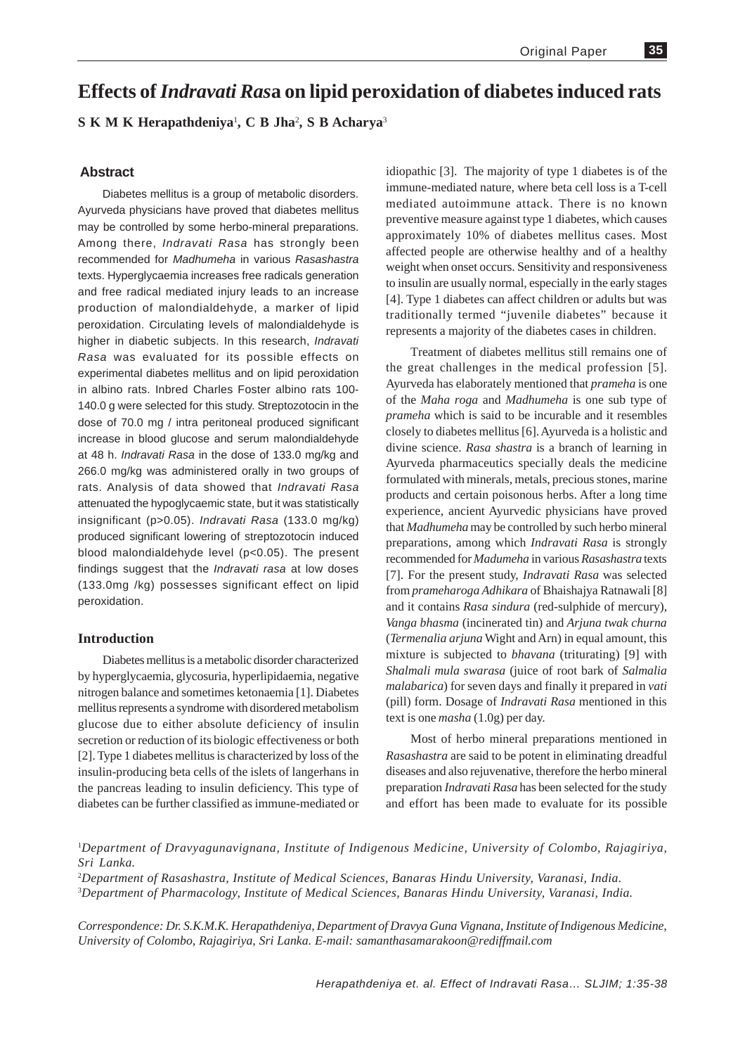# Effects of *Indravati Ras*a on lipid peroxidation of diabetes induced rats

**S K M K Herapathdeniya[1], C B Jha[2], S B Acharya[3]**

## Abstract

Diabetes mellitus is a group of metabolic disorders. Ayurveda physicians have proved that diabetes mellitus may be controlled by some herbo-mineral preparations. Among there, *Indravati Rasa* has strongly been recommended for *Madhumeha* in various *Rasashastra* texts. Hyperglycaemia increases free radicals generation and free radical mediated injury leads to an increase production of malondialdehyde, a marker of lipid peroxidation. Circulating levels of malondialdehyde is higher in diabetic subjects. In this research, *Indravati Rasa* was evaluated for its possible effects on experimental diabetes mellitus and on lipid peroxidation in albino rats. Inbred Charles Foster albino rats 100-140.0 g were selected for this study. Streptozotocin in the dose of 70.0 mg / intra peritoneal produced significant increase in blood glucose and serum malondialdehyde at 48 h. *Indravati Rasa* in the dose of 133.0 mg/kg and 266.0 mg/kg was administered orally in two groups of rats. Analysis of data showed that *Indravati Rasa* attenuated the hypoglycaemic state, but it was statistically insignificant ($p>0.05$). *Indravati Rasa* (133.0 mg/kg) produced significant lowering of streptozotocin induced blood malondialdehyde level ($p<0.05$). The present findings suggest that the *Indravati rasa* at low doses (133.0mg /kg) possesses significant effect on lipid peroxidation.

## Introduction

Diabetes mellitus is a metabolic disorder characterized by hyperglycaemia, glycosuria, hyperlipidaemia, negative nitrogen balance and sometimes ketonaemia [1]. Diabetes mellitus represents a syndrome with disordered metabolism glucose due to either absolute deficiency of insulin secretion or reduction of its biologic effectiveness or both [2]. Type 1 diabetes mellitus is characterized by loss of the insulin-producing beta cells of the islets of langerhans in the pancreas leading to insulin deficiency. This type of diabetes can be further classified as immune-mediated or idiopathic [3]. The majority of type 1 diabetes is of the immune-mediated nature, where beta cell loss is a T-cell mediated autoimmune attack. There is no known preventive measure against type 1 diabetes, which causes approximately 10% of diabetes mellitus cases. Most affected people are otherwise healthy and of a healthy weight when onset occurs. Sensitivity and responsiveness to insulin are usually normal, especially in the early stages [4]. Type 1 diabetes can affect children or adults but was traditionally termed "juvenile diabetes" because it represents a majority of the diabetes cases in children.

Treatment of diabetes mellitus still remains one of the great challenges in the medical profession [5]. Ayurveda has elaborately mentioned that *prameha* is one of the *Maha roga* and *Madhumeha* is one sub type of *prameha* which is said to be incurable and it resembles closely to diabetes mellitus [6]. Ayurveda is a holistic and divine science. *Rasa shastra* is a branch of learning in Ayurveda pharmaceutics specially deals the medicine formulated with minerals, metals, precious stones, marine products and certain poisonous herbs. After a long time experience, ancient Ayurvedic physicians have proved that *Madhumeha* may be controlled by such herbo mineral preparations, among which *Indravati Rasa* is strongly recommended for *Madumeha* in various *Rasashastra* texts [7]. For the present study, *Indravati Rasa* was selected from *prameharoga Adhikara* of Bhaishajya Ratnawali [8] and it contains *Rasa sindura* (red-sulphide of mercury), *Vanga bhasma* (incinerated tin) and *Arjuna twak churna* (*Termenalia arjuna* Wight and Arn) in equal amount, this mixture is subjected to *bhavana* (triturating) [9] with *Shalmali mula swarasa* (juice of root bark of *Salmalia malabarica*) for seven days and finally it prepared in *vati* (pill) form. Dosage of *Indravati Rasa* mentioned in this text is one *masha* (1.0g) per day.

Most of herbo mineral preparations mentioned in *Rasashastra* are said to be potent in eliminating dreadful diseases and also rejuvenative, therefore the herbo mineral preparation *Indravati Rasa* has been selected for the study and effort has been made to evaluate for its possible

[1]*Department of Dravyagunavignana, Institute of Indigenous Medicine, University of Colombo, Rajagiriya, Sri Lanka.*

[2]*Department of Rasashastra, Institute of Medical Sciences, Banaras Hindu University, Varanasi, India.*

[3]*Department of Pharmacology, Institute of Medical Sciences, Banaras Hindu University, Varanasi, India.*

*Correspondence: Dr. S.K.M.K. Herapathdeniya, Department of Dravya Guna Vignana, Institute of Indigenous Medicine, University of Colombo, Rajagiriya, Sri Lanka. E-mail: samanthasamarakoon@rediffmail.com*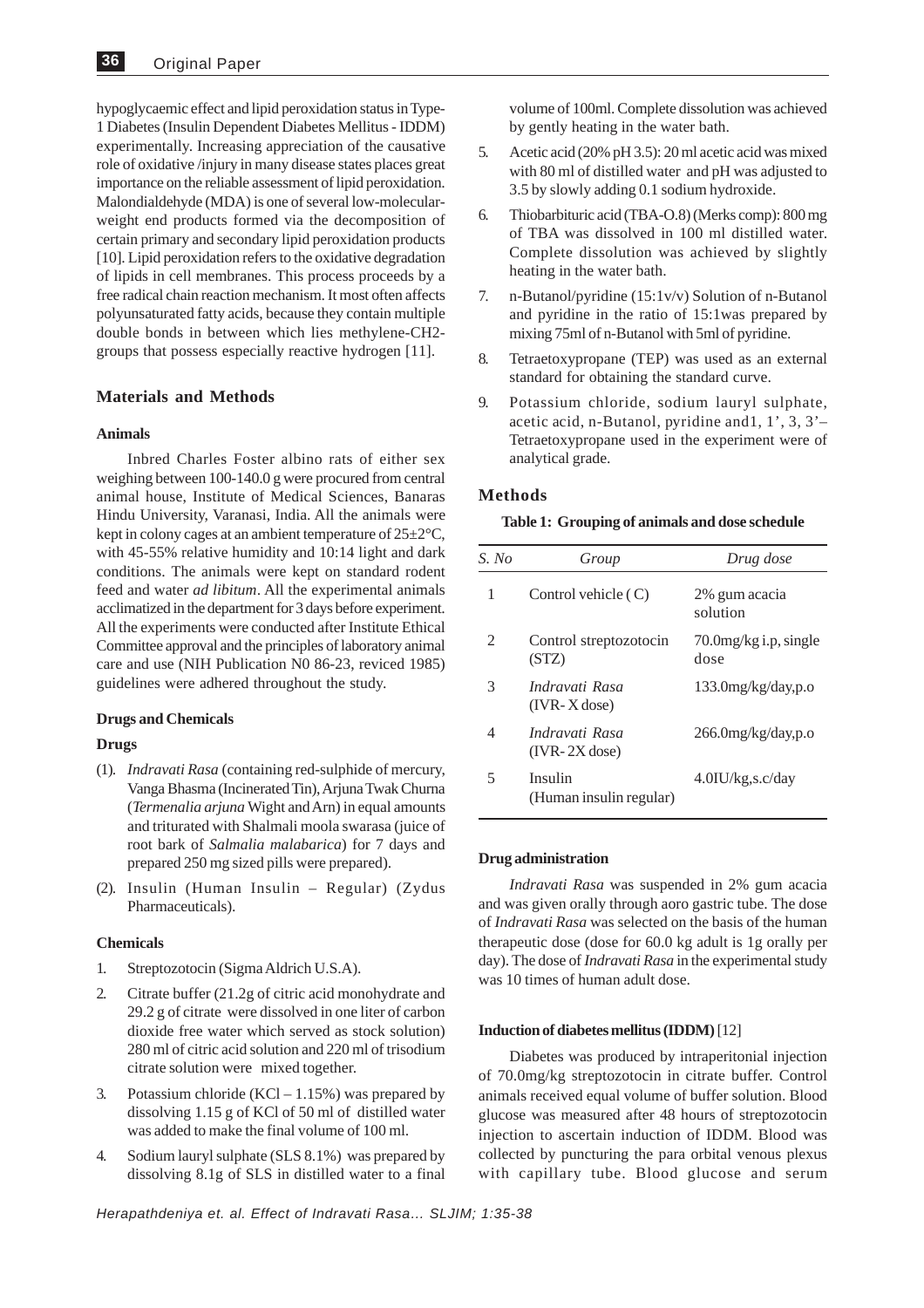hypoglycaemic effect and lipid peroxidation status in Type-1 Diabetes (Insulin Dependent Diabetes Mellitus - IDDM) experimentally. Increasing appreciation of the causative role of oxidative /injury in many disease states places great importance on the reliable assessment of lipid peroxidation. Malondialdehyde (MDA) is one of several low-molecular-weight end products formed via the decomposition of certain primary and secondary lipid peroxidation products [10]. Lipid peroxidation refers to the oxidative degradation of lipids in cell membranes. This process proceeds by a free radical chain reaction mechanism. It most often affects polyunsaturated fatty acids, because they contain multiple double bonds in between which lies methylene-CH2-groups that possess especially reactive hydrogen [11].

## Materials and Methods

### Animals

Inbred Charles Foster albino rats of either sex weighing between 100-140.0 g were procured from central animal house, Institute of Medical Sciences, Banaras Hindu University, Varanasi, India. All the animals were kept in colony cages at an ambient temperature of 25±2°C, with 45-55% relative humidity and 10:14 light and dark conditions. The animals were kept on standard rodent feed and water *ad libitum*. All the experimental animals acclimatized in the department for 3 days before experiment. All the experiments were conducted after Institute Ethical Committee approval and the principles of laboratory animal care and use (NIH Publication N0 86-23, reviced 1985) guidelines were adhered throughout the study.

### Drugs and Chemicals

#### Drugs

(1). *Indravati Rasa* (containing red-sulphide of mercury, Vanga Bhasma (Incinerated Tin), Arjuna Twak Churna (*Termenalia arjuna* Wight and Arn) in equal amounts and triturated with Shalmali moola swarasa (juice of root bark of *Salmalia malabarica*) for 7 days and prepared 250 mg sized pills were prepared).

(2). Insulin (Human Insulin – Regular) (Zydus Pharmaceuticals).

#### Chemicals

1. Streptozotocin (Sigma Aldrich U.S.A).
2. Citrate buffer (21.2g of citric acid monohydrate and 29.2 g of citrate were dissolved in one liter of carbon dioxide free water which served as stock solution) 280 ml of citric acid solution and 220 ml of trisodium citrate solution were mixed together.
3. Potassium chloride (KCl – 1.15%) was prepared by dissolving 1.15 g of KCl of 50 ml of distilled water was added to make the final volume of 100 ml.
4. Sodium lauryl sulphate (SLS 8.1%) was prepared by dissolving 8.1g of SLS in distilled water to a final volume of 100ml. Complete dissolution was achieved by gently heating in the water bath.
5. Acetic acid (20% pH 3.5): 20 ml acetic acid was mixed with 80 ml of distilled water and pH was adjusted to 3.5 by slowly adding 0.1 sodium hydroxide.
6. Thiobarbituric acid (TBA-O.8) (Merks comp): 800 mg of TBA was dissolved in 100 ml distilled water. Complete dissolution was achieved by slightly heating in the water bath.
7. n-Butanol/pyridine (15:1v/v) Solution of n-Butanol and pyridine in the ratio of 15:1was prepared by mixing 75ml of n-Butanol with 5ml of pyridine.
8. Tetraetoxypropane (TEP) was used as an external standard for obtaining the standard curve.
9. Potassium chloride, sodium lauryl sulphate, acetic acid, n-Butanol, pyridine and1, 1', 3, 3'– Tetraetoxypropane used in the experiment were of analytical grade.

## Methods

**Table 1: Grouping of animals and dose schedule**

| S. No | Group | Drug dose |
|---|---|---|
| 1 | Control vehicle ( C) | 2% gum acacia solution |
| 2 | Control streptozotocin (STZ) | 70.0mg/kg i.p, single dose |
| 3 | *Indravati Rasa* (IVR- X dose) | 133.0mg/kg/day,p.o |
| 4 | *Indravati Rasa* (IVR- 2X dose) | 266.0mg/kg/day,p.o |
| 5 | Insulin (Human insulin regular) | 4.0IU/kg,s.c/day |

### Drug administration

*Indravati Rasa* was suspended in 2% gum acacia and was given orally through aoro gastric tube. The dose of *Indravati Rasa* was selected on the basis of the human therapeutic dose (dose for 60.0 kg adult is 1g orally per day). The dose of *Indravati Rasa* in the experimental study was 10 times of human adult dose.

### Induction of diabetes mellitus (IDDM) [12]

Diabetes was produced by intraperitonial injection of 70.0mg/kg streptozotocin in citrate buffer. Control animals received equal volume of buffer solution. Blood glucose was measured after 48 hours of streptozotocin injection to ascertain induction of IDDM. Blood was collected by puncturing the para orbital venous plexus with capillary tube. Blood glucose and serum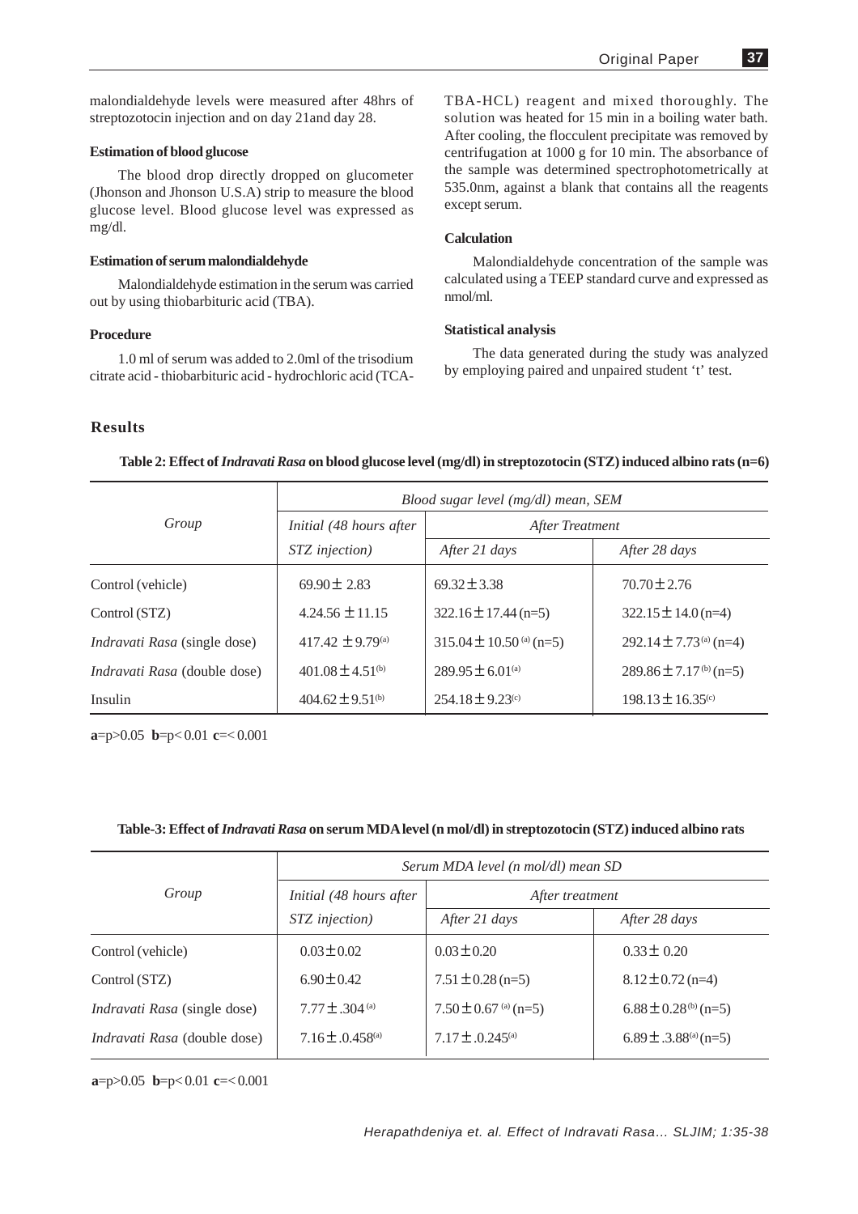malondialdehyde levels were measured after 48hrs of streptozotocin injection and on day 21and day 28.

#### Estimation of blood glucose

The blood drop directly dropped on glucometer (Jhonson and Jhonson U.S.A) strip to measure the blood glucose level. Blood glucose level was expressed as mg/dl.

#### Estimation of serum malondialdehyde

Malondialdehyde estimation in the serum was carried out by using thiobarbituric acid (TBA).

#### Procedure

1.0 ml of serum was added to 2.0ml of the trisodium citrate acid - thiobarbituric acid - hydrochloric acid (TCA-TBA-HCL) reagent and mixed thoroughly. The solution was heated for 15 min in a boiling water bath. After cooling, the flocculent precipitate was removed by centrifugation at 1000 g for 10 min. The absorbance of the sample was determined spectrophotometrically at 535.0nm, against a blank that contains all the reagents except serum.

#### Calculation

Malondialdehyde concentration of the sample was calculated using a TEEP standard curve and expressed as nmol/ml.

#### Statistical analysis

The data generated during the study was analyzed by employing paired and unpaired student 't' test.

## Results

**Table 2: Effect of *Indravati Rasa* on blood glucose level (mg/dl) in streptozotocin (STZ) induced albino rats (n=6)**

| Group | *Blood sugar level (mg/dl) mean, SEM* | | |
|---|---|---|---|
| | *Initial (48 hours after STZ injection)* | *After Treatment* | |
| | | *After 21 days* | *After 28 days* |
| Control (vehicle) | 69.90 ± 2.83 | 69.32 ± 3.38 | 70.70 ± 2.76 |
| Control (STZ) | 4.24.56 ± 11.15 | 322.16 ± 17.44 (n=5) | 322.15 ± 14.0 (n=4) |
| *Indravati Rasa* (single dose) | 417.42 ± 9.79[(a)] | 315.04 ± 10.50[(a)] (n=5) | 292.14 ± 7.73[(a)] (n=4) |
| *Indravati Rasa* (double dose) | 401.08 ± 4.51[(b)] | 289.95 ± 6.01[(a)] | 289.86 ± 7.17[(b)] (n=5) |
| Insulin | 404.62 ± 9.51[(b)] | 254.18 ± 9.23[(c)] | 198.13 ± 16.35[(c)] |

**a**=p>0.05 **b**=p< 0.01 **c**=< 0.001

**Table-3: Effect of *Indravati Rasa* on serum MDA level (n mol/dl) in streptozotocin (STZ) induced albino rats**

| Group | *Serum MDA level (n mol/dl) mean SD* | | |
|---|---|---|---|
| | *Initial (48 hours after STZ injection)* | *After treatment* | |
| | | *After 21 days* | *After 28 days* |
| Control (vehicle) | 0.03 ± 0.02 | 0.03 ± 0.20 | 0.33 ± 0.20 |
| Control (STZ) | 6.90 ± 0.42 | 7.51 ± 0.28 (n=5) | 8.12 ± 0.72 (n=4) |
| *Indravati Rasa* (single dose) | 7.77 ± .304[(a)] | 7.50 ± 0.67[(a)] (n=5) | 6.88 ± 0.28[(b)] (n=5) |
| *Indravati Rasa* (double dose) | 7.16 ± .0.458[(a)] | 7.17 ± .0.245[(a)] | 6.89 ± .3.88[(a)] (n=5) |

**a**=p>0.05 **b**=p< 0.01 **c**=< 0.001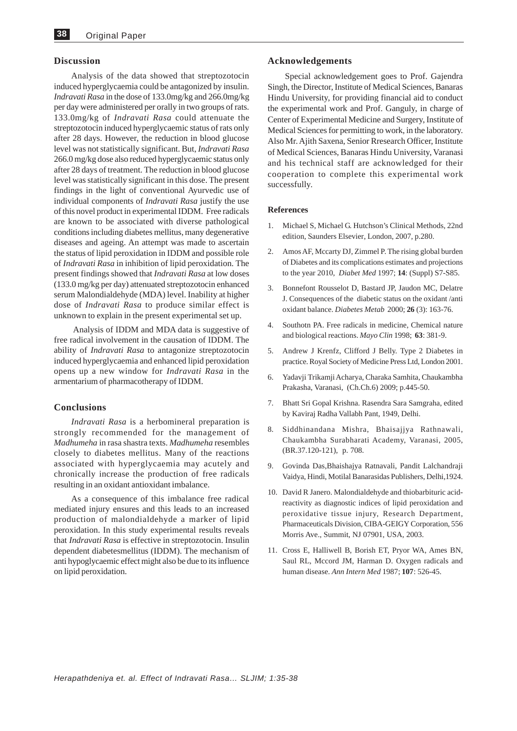## Discussion

Analysis of the data showed that streptozotocin induced hyperglycaemia could be antagonized by insulin. *Indravati Rasa* in the dose of 133.0mg/kg and 266.0mg/kg per day were administered per orally in two groups of rats. 133.0mg/kg of *Indravati Rasa* could attenuate the streptozotocin induced hyperglycaemic status of rats only after 28 days. However, the reduction in blood glucose level was not statistically significant. But, *Indravati Rasa* 266.0 mg/kg dose also reduced hyperglycaemic status only after 28 days of treatment. The reduction in blood glucose level was statistically significant in this dose. The present findings in the light of conventional Ayurvedic use of individual components of *Indravati Rasa* justify the use of this novel product in experimental IDDM. Free radicals are known to be associated with diverse pathological conditions including diabetes mellitus, many degenerative diseases and ageing. An attempt was made to ascertain the status of lipid peroxidation in IDDM and possible role of *Indravati Rasa* in inhibition of lipid peroxidation. The present findings showed that *Indravati Rasa* at low doses (133.0 mg/kg per day) attenuated streptozotocin enhanced serum Malondialdehyde (MDA) level. Inability at higher dose of *Indravati Rasa* to produce similar effect is unknown to explain in the present experimental set up.

Analysis of IDDM and MDA data is suggestive of free radical involvement in the causation of IDDM. The ability of *Indravati Rasa* to antagonize streptozotocin induced hyperglycaemia and enhanced lipid peroxidation opens up a new window for *Indravati Rasa* in the armentarium of pharmacotherapy of IDDM.

## Conclusions

*Indravati Rasa* is a herbomineral preparation is strongly recommended for the management of *Madhumeha* in rasa shastra texts. *Madhumeha* resembles closely to diabetes mellitus. Many of the reactions associated with hyperglycaemia may acutely and chronically increase the production of free radicals resulting in an oxidant antioxidant imbalance.

As a consequence of this imbalance free radical mediated injury ensures and this leads to an increased production of malondialdehyde a marker of lipid peroxidation. In this study experimental results reveals that *Indravati Rasa* is effective in streptozotocin. Insulin dependent diabetesmellitus (IDDM). The mechanism of anti hypoglycaemic effect might also be due to its influence on lipid peroxidation.

## Acknowledgements

Special acknowledgement goes to Prof. Gajendra Singh, the Director, Institute of Medical Sciences, Banaras Hindu University, for providing financial aid to conduct the experimental work and Prof. Ganguly, in charge of Center of Experimental Medicine and Surgery, Institute of Medical Sciences for permitting to work, in the laboratory. Also Mr. Ajith Saxena, Senior Rresearch Officer, Institute of Medical Sciences, Banaras Hindu University, Varanasi and his technical staff are acknowledged for their cooperation to complete this experimental work successfully.

### References

1. Michael S, Michael G. Hutchson's Clinical Methods, 22nd edition, Saunders Elsevier, London, 2007, p.280.
2. Amos AF, Mccarty DJ, Zimmel P. The rising global burden of Diabetes and its complications estimates and projections to the year 2010, *Diabet Med* 1997; **14**: (Suppl) S7-S85.
3. Bonnefont Rousselot D, Bastard JP, Jaudon MC, Delatre J. Consequences of the diabetic status on the oxidant /anti oxidant balance. *Diabetes Metab* 2000; **26** (3): 163-76.
4. Southotn PA. Free radicals in medicine, Chemical nature and biological reactions. *Mayo Clin* 1998; **63**: 381-9.
5. Andrew J Krenfz, Clifford J Belly. Type 2 Diabetes in practice. Royal Society of Medicine Press Ltd, London 2001.
6. Yadavji Trikamji Acharya, Charaka Samhita, Chaukambha Prakasha, Varanasi, (Ch.Ch.6) 2009; p.445-50.
7. Bhatt Sri Gopal Krishna. Rasendra Sara Samgraha, edited by Kaviraj Radha Vallabh Pant, 1949, Delhi.
8. Siddhinandana Mishra, Bhaisajjya Rathnawali, Chaukambha Surabharati Academy, Varanasi, 2005, (BR.37.120-121), p. 708.
9. Govinda Das,Bhaishajya Ratnavali, Pandit Lalchandraji Vaidya, Hindi, Motilal Banarasidas Publishers, Delhi,1924.
10. David R Janero. Malondialdehyde and thiobarbituric acid-reactivity as diagnostic indices of lipid peroxidation and peroxidative tissue injury, Research Department, Pharmaceuticals Division, CIBA-GEIGY Corporation, 556 Morris Ave., Summit, NJ 07901, USA, 2003.
11. Cross E, Halliwell B, Borish ET, Pryor WA, Ames BN, Saul RL, Mccord JM, Harman D. Oxygen radicals and human disease. *Ann Intern Med* 1987; **107**: 526-45.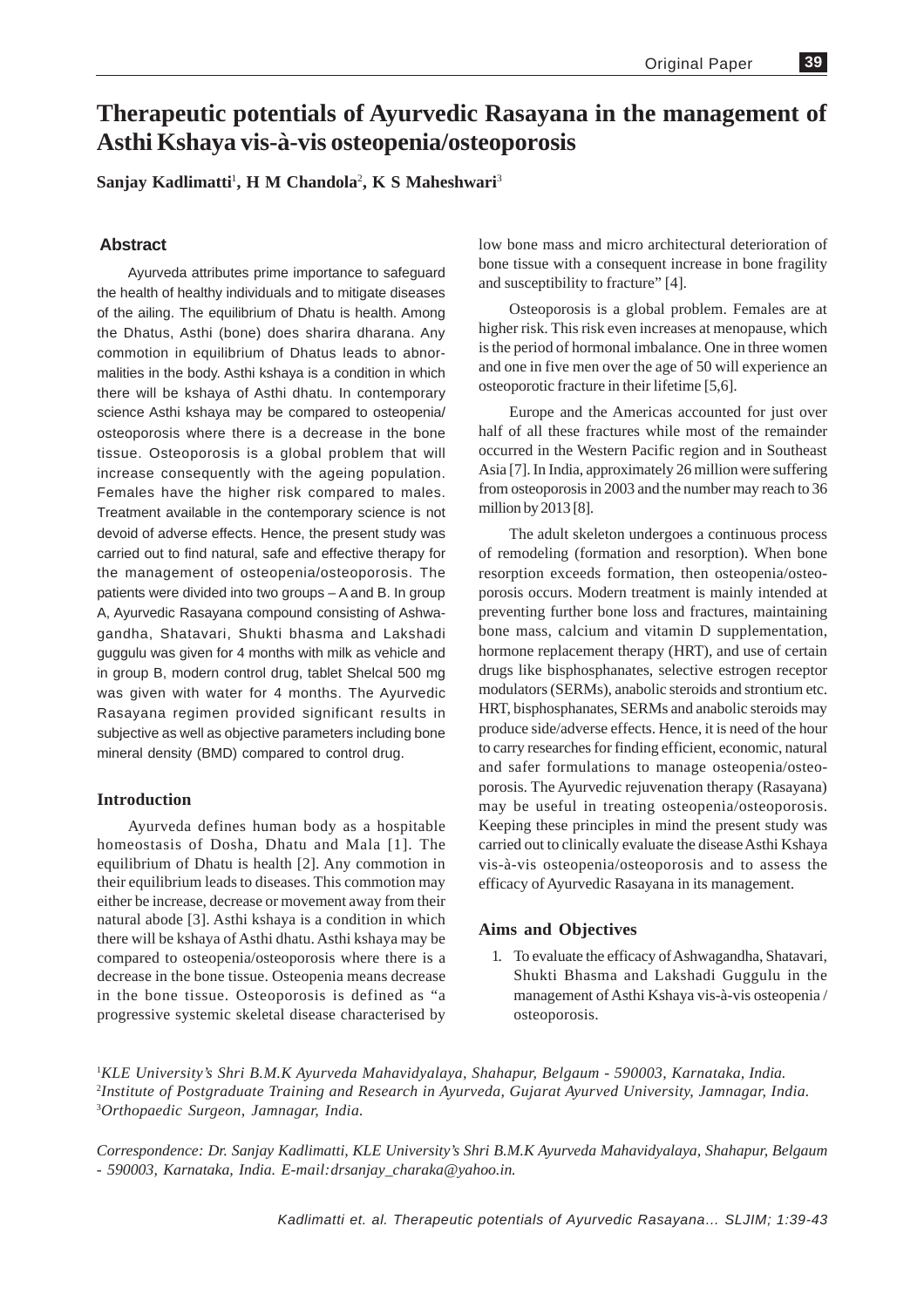# Therapeutic potentials of Ayurvedic Rasayana in the management of Asthi Kshaya vis-à-vis osteopenia/osteoporosis

**Sanjay Kadlimatti[1], H M Chandola[2], K S Maheshwari[3]**

## Abstract

Ayurveda attributes prime importance to safeguard the health of healthy individuals and to mitigate diseases of the ailing. The equilibrium of Dhatu is health. Among the Dhatus, Asthi (bone) does sharira dharana. Any commotion in equilibrium of Dhatus leads to abnormalities in the body. Asthi kshaya is a condition in which there will be kshaya of Asthi dhatu. In contemporary science Asthi kshaya may be compared to osteopenia/osteoporosis where there is a decrease in the bone tissue. Osteoporosis is a global problem that will increase consequently with the ageing population. Females have the higher risk compared to males. Treatment available in the contemporary science is not devoid of adverse effects. Hence, the present study was carried out to find natural, safe and effective therapy for the management of osteopenia/osteoporosis. The patients were divided into two groups – A and B. In group A, Ayurvedic Rasayana compound consisting of Ashwagandha, Shatavari, Shukti bhasma and Lakshadi guggulu was given for 4 months with milk as vehicle and in group B, modern control drug, tablet Shelcal 500 mg was given with water for 4 months. The Ayurvedic Rasayana regimen provided significant results in subjective as well as objective parameters including bone mineral density (BMD) compared to control drug.

## Introduction

Ayurveda defines human body as a hospitable homeostasis of Dosha, Dhatu and Mala [1]. The equilibrium of Dhatu is health [2]. Any commotion in their equilibrium leads to diseases. This commotion may either be increase, decrease or movement away from their natural abode [3]. Asthi kshaya is a condition in which there will be kshaya of Asthi dhatu. Asthi kshaya may be compared to osteopenia/osteoporosis where there is a decrease in the bone tissue. Osteopenia means decrease in the bone tissue. Osteoporosis is defined as "a progressive systemic skeletal disease characterised by low bone mass and micro architectural deterioration of bone tissue with a consequent increase in bone fragility and susceptibility to fracture" [4].

Osteoporosis is a global problem. Females are at higher risk. This risk even increases at menopause, which is the period of hormonal imbalance. One in three women and one in five men over the age of 50 will experience an osteoporotic fracture in their lifetime [5,6].

Europe and the Americas accounted for just over half of all these fractures while most of the remainder occurred in the Western Pacific region and in Southeast Asia [7]. In India, approximately 26 million were suffering from osteoporosis in 2003 and the number may reach to 36 million by 2013 [8].

The adult skeleton undergoes a continuous process of remodeling (formation and resorption). When bone resorption exceeds formation, then osteopenia/osteoporosis occurs. Modern treatment is mainly intended at preventing further bone loss and fractures, maintaining bone mass, calcium and vitamin D supplementation, hormone replacement therapy (HRT), and use of certain drugs like bisphosphanates, selective estrogen receptor modulators (SERMs), anabolic steroids and strontium etc. HRT, bisphosphanates, SERMs and anabolic steroids may produce side/adverse effects. Hence, it is need of the hour to carry researches for finding efficient, economic, natural and safer formulations to manage osteopenia/osteoporosis. The Ayurvedic rejuvenation therapy (Rasayana) may be useful in treating osteopenia/osteoporosis. Keeping these principles in mind the present study was carried out to clinically evaluate the disease Asthi Kshaya vis-à-vis osteopenia/osteoporosis and to assess the efficacy of Ayurvedic Rasayana in its management.

## Aims and Objectives

1. To evaluate the efficacy of Ashwagandha, Shatavari, Shukti Bhasma and Lakshadi Guggulu in the management of Asthi Kshaya vis-à-vis osteopenia / osteoporosis.

[1]*KLE University's Shri B.M.K Ayurveda Mahavidyalaya, Shahapur, Belgaum - 590003, Karnataka, India.*
[2]*Institute of Postgraduate Training and Research in Ayurveda, Gujarat Ayurved University, Jamnagar, India.*
[3]*Orthopaedic Surgeon, Jamnagar, India.*

*Correspondence: Dr. Sanjay Kadlimatti, KLE University's Shri B.M.K Ayurveda Mahavidyalaya, Shahapur, Belgaum - 590003, Karnataka, India. E-mail:drsanjay_charaka@yahoo.in.*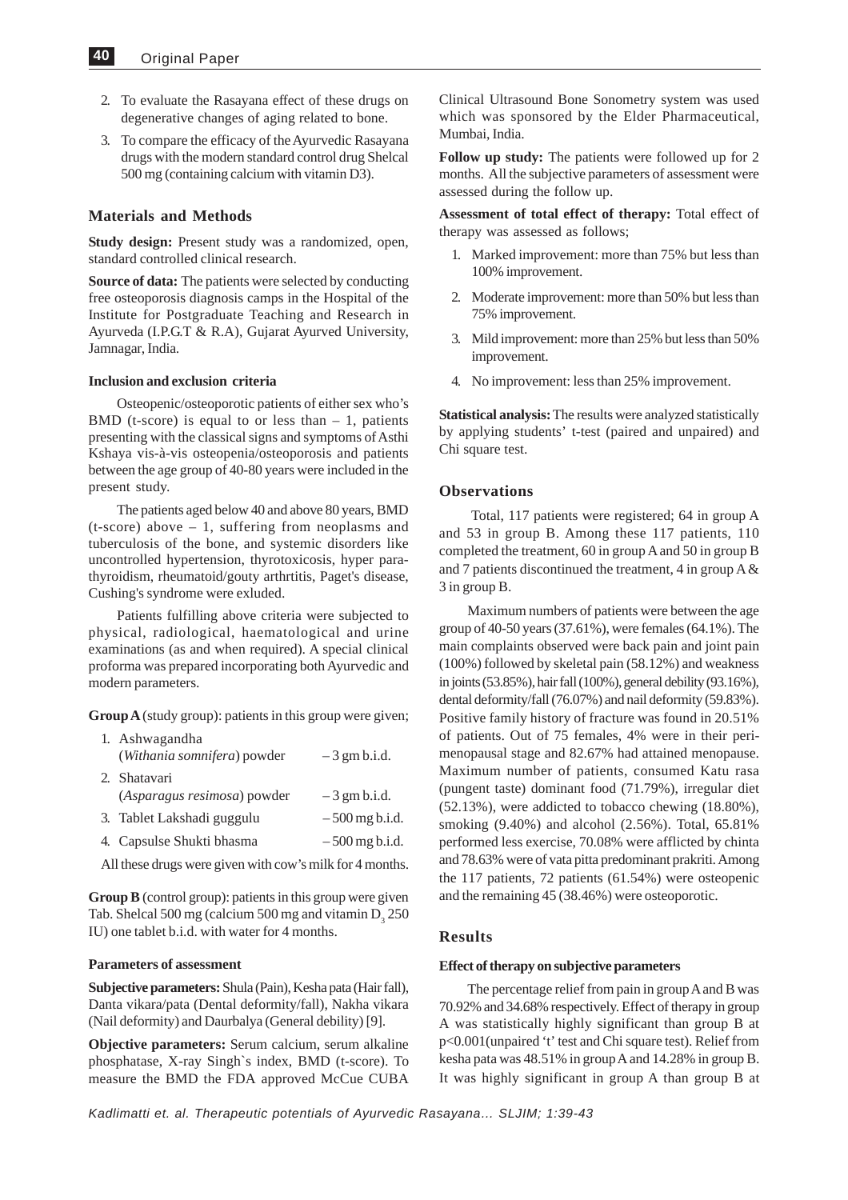2. To evaluate the Rasayana effect of these drugs on degenerative changes of aging related to bone.
3. To compare the efficacy of the Ayurvedic Rasayana drugs with the modern standard control drug Shelcal 500 mg (containing calcium with vitamin D3).

## Materials and Methods

**Study design:** Present study was a randomized, open, standard controlled clinical research.

**Source of data:** The patients were selected by conducting free osteoporosis diagnosis camps in the Hospital of the Institute for Postgraduate Teaching and Research in Ayurveda (I.P.G.T & R.A), Gujarat Ayurved University, Jamnagar, India.

### Inclusion and exclusion criteria

Osteopenic/osteoporotic patients of either sex who's BMD (t-score) is equal to or less than – 1, patients presenting with the classical signs and symptoms of Asthi Kshaya vis-à-vis osteopenia/osteoporosis and patients between the age group of 40-80 years were included in the present study.

The patients aged below 40 and above 80 years, BMD (t-score) above – 1, suffering from neoplasms and tuberculosis of the bone, and systemic disorders like uncontrolled hypertension, thyrotoxicosis, hyper parathyroidism, rheumatoid/gouty arthrtitis, Paget's disease, Cushing's syndrome were exluded.

Patients fulfilling above criteria were subjected to physical, radiological, haematological and urine examinations (as and when required). A special clinical proforma was prepared incorporating both Ayurvedic and modern parameters.

**Group A** (study group): patients in this group were given;

1. Ashwagandha (*Withania somnifera*) powder – 3 gm b.i.d.
2. Shatavari (*Asparagus resimosa*) powder – 3 gm b.i.d.
3. Tablet Lakshadi guggulu – 500 mg b.i.d.
4. Capsulse Shukti bhasma – 500 mg b.i.d.

All these drugs were given with cow's milk for 4 months.

**Group B** (control group): patients in this group were given Tab. Shelcal 500 mg (calcium 500 mg and vitamin $D_3$ 250 IU) one tablet b.i.d. with water for 4 months.

### Parameters of assessment

**Subjective parameters:** Shula (Pain), Kesha pata (Hair fall), Danta vikara/pata (Dental deformity/fall), Nakha vikara (Nail deformity) and Daurbalya (General debility) [9].

**Objective parameters:** Serum calcium, serum alkaline phosphatase, X-ray Singh`s index, BMD (t-score). To measure the BMD the FDA approved McCue CUBA Clinical Ultrasound Bone Sonometry system was used which was sponsored by the Elder Pharmaceutical, Mumbai, India.

**Follow up study:** The patients were followed up for 2 months. All the subjective parameters of assessment were assessed during the follow up.

**Assessment of total effect of therapy:** Total effect of therapy was assessed as follows;

1. Marked improvement: more than 75% but less than 100% improvement.
2. Moderate improvement: more than 50% but less than 75% improvement.
3. Mild improvement: more than 25% but less than 50% improvement.
4. No improvement: less than 25% improvement.

**Statistical analysis:** The results were analyzed statistically by applying students' t-test (paired and unpaired) and Chi square test.

## Observations

Total, 117 patients were registered; 64 in group A and 53 in group B. Among these 117 patients, 110 completed the treatment, 60 in group A and 50 in group B and 7 patients discontinued the treatment, 4 in group A & 3 in group B.

Maximum numbers of patients were between the age group of 40-50 years (37.61%), were females (64.1%). The main complaints observed were back pain and joint pain (100%) followed by skeletal pain (58.12%) and weakness in joints (53.85%), hair fall (100%), general debility (93.16%), dental deformity/fall (76.07%) and nail deformity (59.83%). Positive family history of fracture was found in 20.51% of patients. Out of 75 females, 4% were in their perimenopausal stage and 82.67% had attained menopause. Maximum number of patients, consumed Katu rasa (pungent taste) dominant food (71.79%), irregular diet (52.13%), were addicted to tobacco chewing (18.80%), smoking (9.40%) and alcohol (2.56%). Total, 65.81% performed less exercise, 70.08% were afflicted by chinta and 78.63% were of vata pitta predominant prakriti. Among the 117 patients, 72 patients (61.54%) were osteopenic and the remaining 45 (38.46%) were osteoporotic.

## Results

### Effect of therapy on subjective parameters

The percentage relief from pain in group A and B was 70.92% and 34.68% respectively. Effect of therapy in group A was statistically highly significant than group B at p<0.001(unpaired 't' test and Chi square test). Relief from kesha pata was 48.51% in group A and 14.28% in group B. It was highly significant in group A than group B at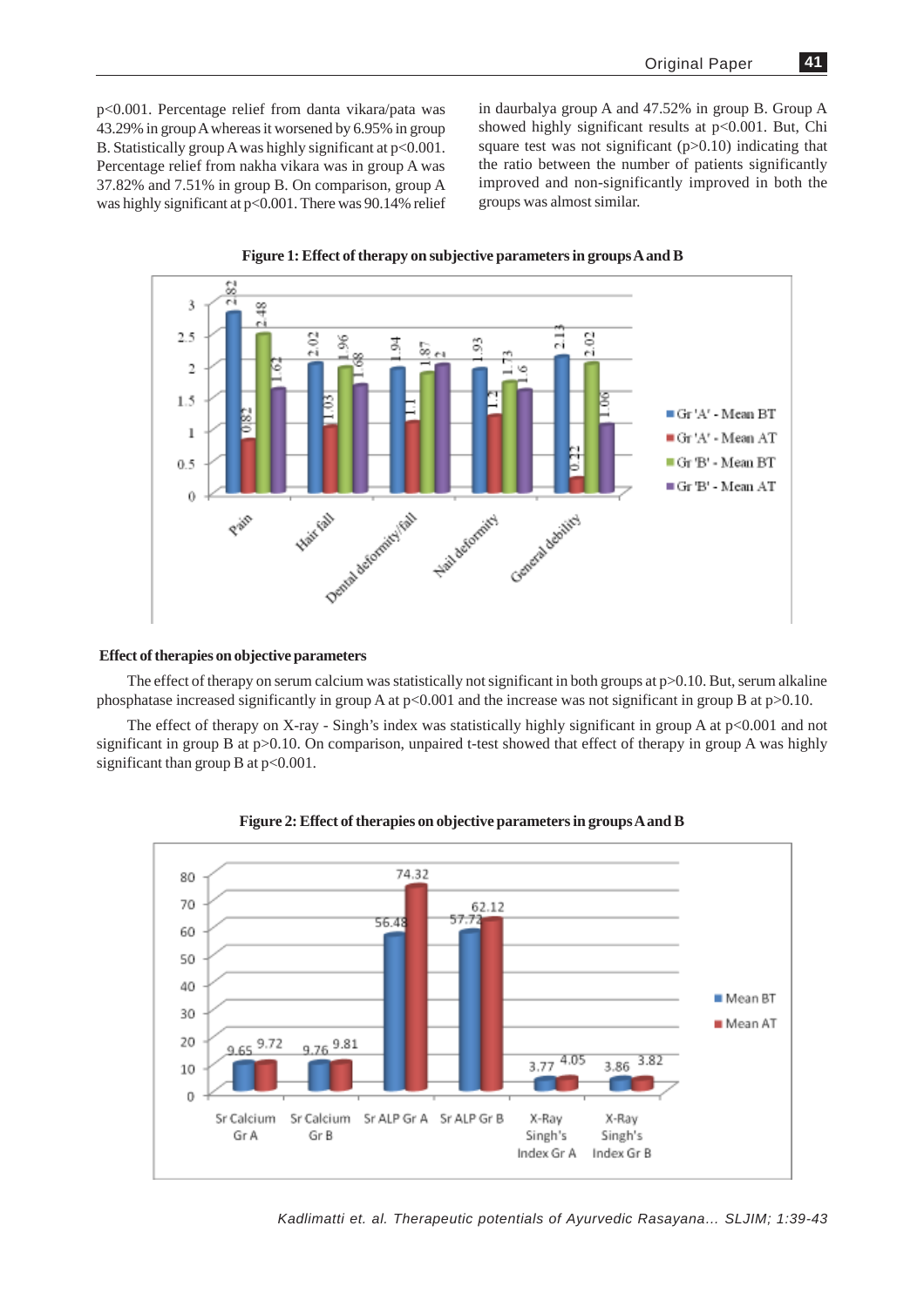p<0.001. Percentage relief from danta vikara/pata was 43.29% in group A whereas it worsened by 6.95% in group B. Statistically group A was highly significant at p<0.001. Percentage relief from nakha vikara was in group A was 37.82% and 7.51% in group B. On comparison, group A was highly significant at p<0.001. There was 90.14% relief in daurbalya group A and 47.52% in group B. Group A showed highly significant results at p<0.001. But, Chi square test was not significant (p>0.10) indicating that the ratio between the number of patients significantly improved and non-significantly improved in both the groups was almost similar.

**Figure 1: Effect of therapy on subjective parameters in groups A and B**

3
2.5
2
1.5
1
0.5
0

2.82
0.82
2.48
1.62
2.02
1.03
1.96
1.68
1.94
1.1
1.87
2
1.93
1.2
1.73
1.6
2.13
0.22
2.02
1.06

Pain
Hair fall
Dental deformity/fall
Nail deformity
General debility

Gr 'A' - Mean BT
Gr 'A' - Mean AT
Gr 'B' - Mean BT
Gr 'B' - Mean AT

**Effect of therapies on objective parameters**

The effect of therapy on serum calcium was statistically not significant in both groups at p>0.10. But, serum alkaline phosphatase increased significantly in group A at p<0.001 and the increase was not significant in group B at p>0.10.

The effect of therapy on X-ray - Singh's index was statistically highly significant in group A at p<0.001 and not significant in group B at p>0.10. On comparison, unpaired t-test showed that effect of therapy in group A was highly significant than group B at p<0.001.

**Figure 2: Effect of therapies on objective parameters in groups A and B**

80
70
60
50
40
30
20
10
0

9.65
9.72
9.76
9.81
56.48
74.32
57.72
62.12
3.77
4.05
3.86
3.82

Sr Calcium Gr A
Sr Calcium Gr B
Sr ALP Gr A
Sr ALP Gr B
X-Ray Singh's Index Gr A
X-Ray Singh's Index Gr B

Mean BT
Mean AT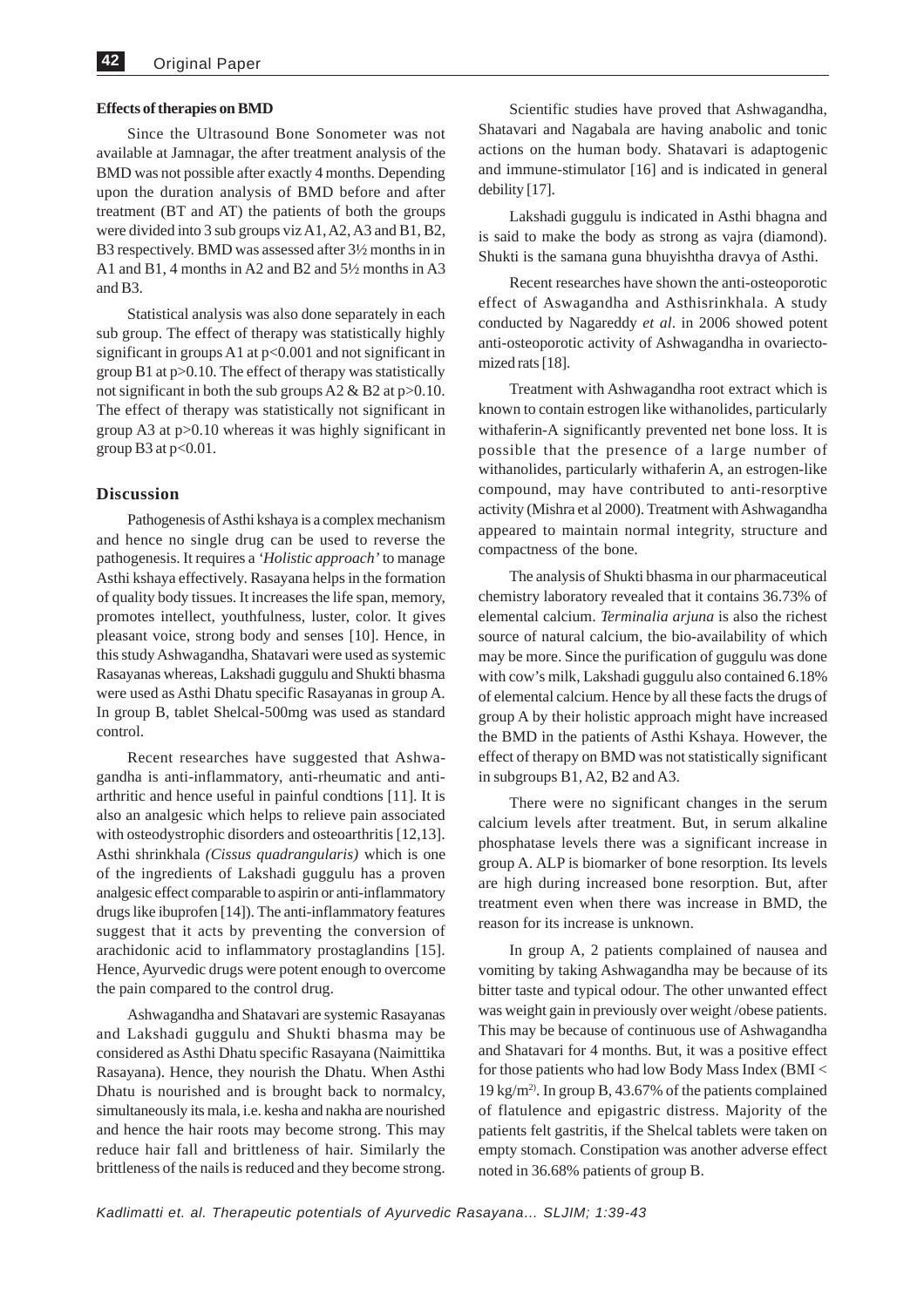**Effects of therapies on BMD**

Since the Ultrasound Bone Sonometer was not available at Jamnagar, the after treatment analysis of the BMD was not possible after exactly 4 months. Depending upon the duration analysis of BMD before and after treatment (BT and AT) the patients of both the groups were divided into 3 sub groups viz A1, A2, A3 and B1, B2, B3 respectively. BMD was assessed after 3½ months in in A1 and B1, 4 months in A2 and B2 and 5½ months in A3 and B3.

Statistical analysis was also done separately in each sub group. The effect of therapy was statistically highly significant in groups A1 at $p<0.001$ and not significant in group B1 at $p>0.10$. The effect of therapy was statistically not significant in both the sub groups A2 & B2 at $p>0.10$. The effect of therapy was statistically not significant in group A3 at $p>0.10$ whereas it was highly significant in group B3 at $p<0.01$.

## Discussion

Pathogenesis of Asthi kshaya is a complex mechanism and hence no single drug can be used to reverse the pathogenesis. It requires a *'Holistic approach'* to manage Asthi kshaya effectively. Rasayana helps in the formation of quality body tissues. It increases the life span, memory, promotes intellect, youthfulness, luster, color. It gives pleasant voice, strong body and senses [10]. Hence, in this study Ashwagandha, Shatavari were used as systemic Rasayanas whereas, Lakshadi guggulu and Shukti bhasma were used as Asthi Dhatu specific Rasayanas in group A. In group B, tablet Shelcal-500mg was used as standard control.

Recent researches have suggested that Ashwagandha is anti-inflammatory, anti-rheumatic and anti-arthritic and hence useful in painful condtions [11]. It is also an analgesic which helps to relieve pain associated with osteodystrophic disorders and osteoarthritis [12,13]. Asthi shrinkhala *(Cissus quadrangularis)* which is one of the ingredients of Lakshadi guggulu has a proven analgesic effect comparable to aspirin or anti-inflammatory drugs like ibuprofen [14]). The anti-inflammatory features suggest that it acts by preventing the conversion of arachidonic acid to inflammatory prostaglandins [15]. Hence, Ayurvedic drugs were potent enough to overcome the pain compared to the control drug.

Ashwagandha and Shatavari are systemic Rasayanas and Lakshadi guggulu and Shukti bhasma may be considered as Asthi Dhatu specific Rasayana (Naimittika Rasayana). Hence, they nourish the Dhatu. When Asthi Dhatu is nourished and is brought back to normalcy, simultaneously its mala, i.e. kesha and nakha are nourished and hence the hair roots may become strong. This may reduce hair fall and brittleness of hair. Similarly the brittleness of the nails is reduced and they become strong.

Scientific studies have proved that Ashwagandha, Shatavari and Nagabala are having anabolic and tonic actions on the human body. Shatavari is adaptogenic and immune-stimulator [16] and is indicated in general debility [17].

Lakshadi guggulu is indicated in Asthi bhagna and is said to make the body as strong as vajra (diamond). Shukti is the samana guna bhuyishtha dravya of Asthi.

Recent researches have shown the anti-osteoporotic effect of Aswagandha and Asthisrinkhala. A study conducted by Nagareddy *et al*. in 2006 showed potent anti-osteoporotic activity of Ashwagandha in ovariectomized rats [18].

Treatment with Ashwagandha root extract which is known to contain estrogen like withanolides, particularly withaferin-A significantly prevented net bone loss. It is possible that the presence of a large number of withanolides, particularly withaferin A, an estrogen-like compound, may have contributed to anti-resorptive activity (Mishra et al 2000). Treatment with Ashwagandha appeared to maintain normal integrity, structure and compactness of the bone.

The analysis of Shukti bhasma in our pharmaceutical chemistry laboratory revealed that it contains 36.73% of elemental calcium. *Terminalia arjuna* is also the richest source of natural calcium, the bio-availability of which may be more. Since the purification of guggulu was done with cow's milk, Lakshadi guggulu also contained 6.18% of elemental calcium. Hence by all these facts the drugs of group A by their holistic approach might have increased the BMD in the patients of Asthi Kshaya. However, the effect of therapy on BMD was not statistically significant in subgroups B1, A2, B2 and A3.

There were no significant changes in the serum calcium levels after treatment. But, in serum alkaline phosphatase levels there was a significant increase in group A. ALP is biomarker of bone resorption. Its levels are high during increased bone resorption. But, after treatment even when there was increase in BMD, the reason for its increase is unknown.

In group A, 2 patients complained of nausea and vomiting by taking Ashwagandha may be because of its bitter taste and typical odour. The other unwanted effect was weight gain in previously over weight /obese patients. This may be because of continuous use of Ashwagandha and Shatavari for 4 months. But, it was a positive effect for those patients who had low Body Mass Index (BMI < 19 kg/m$^2$). In group B, 43.67% of the patients complained of flatulence and epigastric distress. Majority of the patients felt gastritis, if the Shelcal tablets were taken on empty stomach. Constipation was another adverse effect noted in 36.68% patients of group B.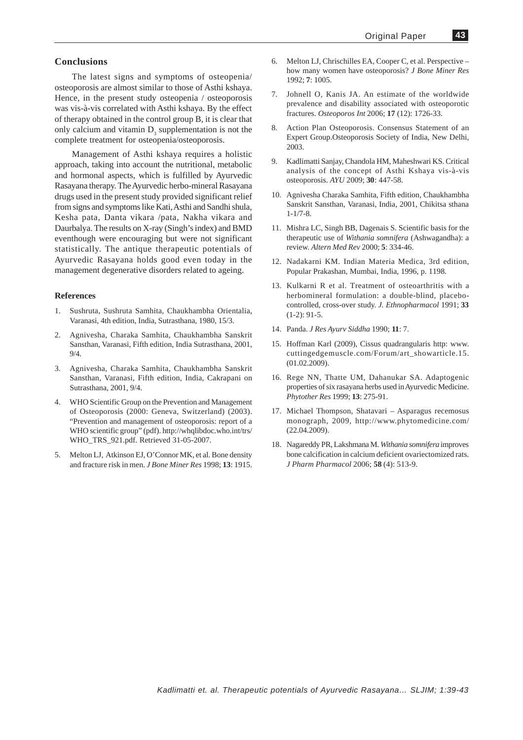## Conclusions

The latest signs and symptoms of osteopenia/ osteoporosis are almost similar to those of Asthi kshaya. Hence, in the present study osteopenia / osteoporosis was vis-à-vis correlated with Asthi kshaya. By the effect of therapy obtained in the control group B, it is clear that only calcium and vitamin $D_3$ supplementation is not the complete treatment for osteopenia/osteoporosis.

Management of Asthi kshaya requires a holistic approach, taking into account the nutritional, metabolic and hormonal aspects, which is fulfilled by Ayurvedic Rasayana therapy. The Ayurvedic herbo-mineral Rasayana drugs used in the present study provided significant relief from signs and symptoms like Kati, Asthi and Sandhi shula, Kesha pata, Danta vikara /pata, Nakha vikara and Daurbalya. The results on X-ray (Singh's index) and BMD eventhough were encouraging but were not significant statistically. The antique therapeutic potentials of Ayurvedic Rasayana holds good even today in the management degenerative disorders related to ageing.

### References

1. Sushruta, Sushruta Samhita, Chaukhambha Orientalia, Varanasi, 4th edition, India, Sutrasthana, 1980, 15/3.
2. Agnivesha, Charaka Samhita, Chaukhambha Sanskrit Sansthan, Varanasi, Fifth edition, India Sutrasthana, 2001, 9/4.
3. Agnivesha, Charaka Samhita, Chaukhambha Sanskrit Sansthan, Varanasi, Fifth edition, India, Cakrapani on Sutrasthana, 2001, 9/4.
4. WHO Scientific Group on the Prevention and Management of Osteoporosis (2000: Geneva, Switzerland) (2003). "Prevention and management of osteoporosis: report of a WHO scientific group" (pdf). http://whqlibdoc.who.int/trs/WHO_TRS_921.pdf. Retrieved 31-05-2007.
5. Melton LJ, Atkinson EJ, O'Connor MK, et al. Bone density and fracture risk in men. *J Bone Miner Res* 1998; **13**: 1915.
6. Melton LJ, Chrischilles EA, Cooper C, et al. Perspective – how many women have osteoporosis? *J Bone Miner Res* 1992; **7**: 1005.
7. Johnell O, Kanis JA. An estimate of the worldwide prevalence and disability associated with osteoporotic fractures. *Osteoporos Int* 2006; **17** (12): 1726-33.
8. Action Plan Osteoporosis. Consensus Statement of an Expert Group.Osteoporosis Society of India, New Delhi, 2003.
9. Kadlimatti Sanjay, Chandola HM, Maheshwari KS. Critical analysis of the concept of Asthi Kshaya vis-à-vis osteoporosis. *AYU* 2009; **30**: 447-58.
10. Agnivesha Charaka Samhita, Fifth edition, Chaukhambha Sanskrit Sansthan, Varanasi, India, 2001, Chikitsa sthana 1-1/7-8.
11. Mishra LC, Singh BB, Dagenais S. Scientific basis for the therapeutic use of *Withania somnifera* (Ashwagandha): a review. *Altern Med Rev* 2000; **5**: 334-46.
12. Nadakarni KM. Indian Materia Medica, 3rd edition, Popular Prakashan, Mumbai, India, 1996, p. 1198.
13. Kulkarni R et al. Treatment of osteoarthritis with a herbomineral formulation: a double-blind, placebo-controlled, cross-over study. *J. Ethnopharmacol* 1991; **33** (1-2): 91-5.
14. Panda. *J Res Ayurv Siddha* 1990; **11**: 7.
15. Hoffman Karl (2009), Cissus quadrangularis http: www.cuttingedgemuscle.com/Forum/art_showarticle.15. (01.02.2009).
16. Rege NN, Thatte UM, Dahanukar SA. Adaptogenic properties of six rasayana herbs used in Ayurvedic Medicine. *Phytother Res* 1999; **13**: 275-91.
17. Michael Thompson, Shatavari – Asparagus recemosus monograph, 2009, http://www.phytomedicine.com/ (22.04.2009).
18. Nagareddy PR, Lakshmana M. *Withania somnifera* improves bone calcification in calcium deficient ovariectomized rats. *J Pharm Pharmacol* 2006; **58** (4): 513-9.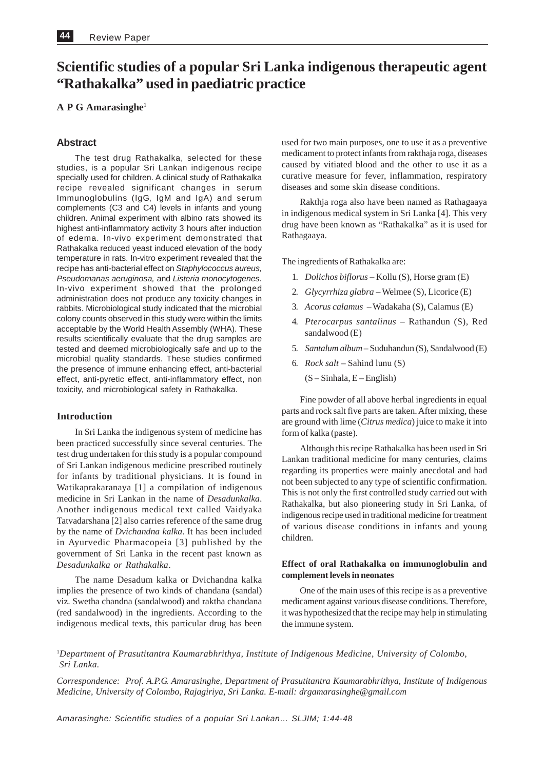# Scientific studies of a popular Sri Lanka indigenous therapeutic agent "Rathakalka" used in paediatric practice

**A P G Amarasinghe**[1]

## Abstract

The test drug Rathakalka, selected for these studies, is a popular Sri Lankan indigenous recipe specially used for children. A clinical study of Rathakalka recipe revealed significant changes in serum Immunoglobulins (IgG, IgM and IgA) and serum complements (C3 and C4) levels in infants and young children. Animal experiment with albino rats showed its highest anti-inflammatory activity 3 hours after induction of edema. In-vivo experiment demonstrated that Rathakalka reduced yeast induced elevation of the body temperature in rats. In-vitro experiment revealed that the recipe has anti-bacterial effect on *Staphylococcus aureus, Pseudomanas aeruginosa,* and *Listeria monocytogenes.* In-vivo experiment showed that the prolonged administration does not produce any toxicity changes in rabbits. Microbiological study indicated that the microbial colony counts observed in this study were within the limits acceptable by the World Health Assembly (WHA). These results scientifically evaluate that the drug samples are tested and deemed microbiologically safe and up to the microbial quality standards. These studies confirmed the presence of immune enhancing effect, anti-bacterial effect, anti-pyretic effect, anti-inflammatory effect, non toxicity, and microbiological safety in Rathakalka.

## Introduction

In Sri Lanka the indigenous system of medicine has been practiced successfully since several centuries. The test drug undertaken for this study is a popular compound of Sri Lankan indigenous medicine prescribed routinely for infants by traditional physicians. It is found in Watikaprakaranaya [1] a compilation of indigenous medicine in Sri Lankan in the name of *Desadunkalka*. Another indigenous medical text called Vaidyaka Tatvadarshana [2] also carries reference of the same drug by the name of *Dvichandna kalka.* It has been included in Ayurvedic Pharmacopeia [3] published by the government of Sri Lanka in the recent past known as *Desadunkalka or Rathakalka*.

The name Desadum kalka or Dvichandna kalka implies the presence of two kinds of chandana (sandal) viz. Swetha chandna (sandalwood) and raktha chandana (red sandalwood) in the ingredients. According to the indigenous medical texts, this particular drug has been used for two main purposes, one to use it as a preventive medicament to protect infants from rakthaja roga, diseases caused by vitiated blood and the other to use it as a curative measure for fever, inflammation, respiratory diseases and some skin disease conditions.

Rakthja roga also have been named as Rathagaaya in indigenous medical system in Sri Lanka [4]. This very drug have been known as "Rathakalka" as it is used for Rathagaaya.

The ingredients of Rathakalka are:

1. *Dolichos biflorus* – Kollu (S), Horse gram (E)
2. *Glycyrrhiza glabra* – Welmee (S), Licorice (E)
3. *Acorus calamus* – Wadakaha (S), Calamus (E)
4. *Pterocarpus santalinus* – Rathandun (S), Red sandalwood (E)
5. *Santalum album* – Suduhandun (S), Sandalwood (E)
6. *Rock salt* – Sahind lunu (S)

(S – Sinhala, E – English)

Fine powder of all above herbal ingredients in equal parts and rock salt five parts are taken. After mixing, these are ground with lime (*Citrus medica*) juice to make it into form of kalka (paste).

Although this recipe Rathakalka has been used in Sri Lankan traditional medicine for many centuries, claims regarding its properties were mainly anecdotal and had not been subjected to any type of scientific confirmation. This is not only the first controlled study carried out with Rathakalka, but also pioneering study in Sri Lanka, of indigenous recipe used in traditional medicine for treatment of various disease conditions in infants and young children.

### Effect of oral Rathakalka on immunoglobulin and complement levels in neonates

One of the main uses of this recipe is as a preventive medicament against various disease conditions. Therefore, it was hypothesized that the recipe may help in stimulating the immune system.

[1]*Department of Prasutitantra Kaumarabhrithya, Institute of Indigenous Medicine, University of Colombo, Sri Lanka.*

*Correspondence: Prof. A.P.G. Amarasinghe, Department of Prasutitantra Kaumarabhrithya, Institute of Indigenous Medicine, University of Colombo, Rajagiriya, Sri Lanka. E-mail: drgamarasinghe@gmail.com*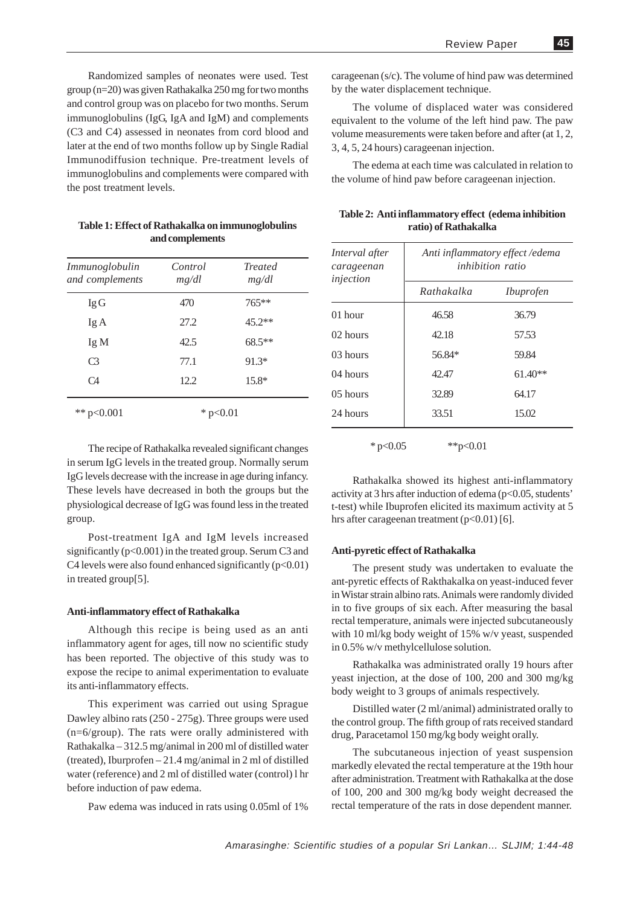Randomized samples of neonates were used. Test group (n=20) was given Rathakalka 250 mg for two months and control group was on placebo for two months. Serum immunoglobulins (IgG, IgA and IgM) and complements (C3 and C4) assessed in neonates from cord blood and later at the end of two months follow up by Single Radial Immunodiffusion technique. Pre-treatment levels of immunoglobulins and complements were compared with the post treatment levels.

**Table 1: Effect of Rathakalka on immunoglobulins and complements**

| *Immunoglobulin and complements* | *Control mg/dl* | *Treated mg/dl* |
|---|---|---|
| Ig G | 470 | 765** |
| Ig A | 27.2 | 45.2** |
| Ig M | 42.5 | 68.5** |
| C3 | 77.1 | 91.3* |
| C4 | 12.2 | 15.8* |

** p<0.001 &nbsp;&nbsp;&nbsp;&nbsp; * p<0.01

The recipe of Rathakalka revealed significant changes in serum IgG levels in the treated group. Normally serum IgG levels decrease with the increase in age during infancy. These levels have decreased in both the groups but the physiological decrease of IgG was found less in the treated group.

Post-treatment IgA and IgM levels increased significantly (p<0.001) in the treated group. Serum C3 and C4 levels were also found enhanced significantly (p<0.01) in treated group[5].

### Anti-inflammatory effect of Rathakalka

Although this recipe is being used as an anti inflammatory agent for ages, till now no scientific study has been reported. The objective of this study was to expose the recipe to animal experimentation to evaluate its anti-inflammatory effects.

This experiment was carried out using Sprague Dawley albino rats (250 - 275g). Three groups were used (n=6/group). The rats were orally administered with Rathakalka – 312.5 mg/animal in 200 ml of distilled water (treated), Iburprofen – 21.4 mg/animal in 2 ml of distilled water (reference) and 2 ml of distilled water (control) l hr before induction of paw edema.

Paw edema was induced in rats using 0.05ml of 1% carageenan (s/c). The volume of hind paw was determined by the water displacement technique.

The volume of displaced water was considered equivalent to the volume of the left hind paw. The paw volume measurements were taken before and after (at 1, 2, 3, 4, 5, 24 hours) carageenan injection.

The edema at each time was calculated in relation to the volume of hind paw before carageenan injection.

**Table 2: Anti inflammatory effect (edema inhibition ratio) of Rathakalka**

| *Interval after carageenan injection* | *Anti inflammatory effect /edema inhibition ratio* | |
|---|---|---|
| | *Rathakalka* | *Ibuprofen* |
| 01 hour | 46.58 | 36.79 |
| 02 hours | 42.18 | 57.53 |
| 03 hours | 56.84* | 59.84 |
| 04 hours | 42.47 | 61.40** |
| 05 hours | 32.89 | 64.17 |
| 24 hours | 33.51 | 15.02 |

* p<0.05 &nbsp;&nbsp;&nbsp;&nbsp; **p<0.01

Rathakalka showed its highest anti-inflammatory activity at 3 hrs after induction of edema (p<0.05, students' t-test) while Ibuprofen elicited its maximum activity at 5 hrs after carageenan treatment (p<0.01) [6].

### Anti-pyretic effect of Rathakalka

The present study was undertaken to evaluate the ant-pyretic effects of Rakthakalka on yeast-induced fever in Wistar strain albino rats. Animals were randomly divided in to five groups of six each. After measuring the basal rectal temperature, animals were injected subcutaneously with 10 ml/kg body weight of 15% w/v yeast, suspended in 0.5% w/v methylcellulose solution.

Rathakalka was administrated orally 19 hours after yeast injection, at the dose of 100, 200 and 300 mg/kg body weight to 3 groups of animals respectively.

Distilled water (2 ml/animal) administrated orally to the control group. The fifth group of rats received standard drug, Paracetamol 150 mg/kg body weight orally.

The subcutaneous injection of yeast suspension markedly elevated the rectal temperature at the 19th hour after administration. Treatment with Rathakalka at the dose of 100, 200 and 300 mg/kg body weight decreased the rectal temperature of the rats in dose dependent manner.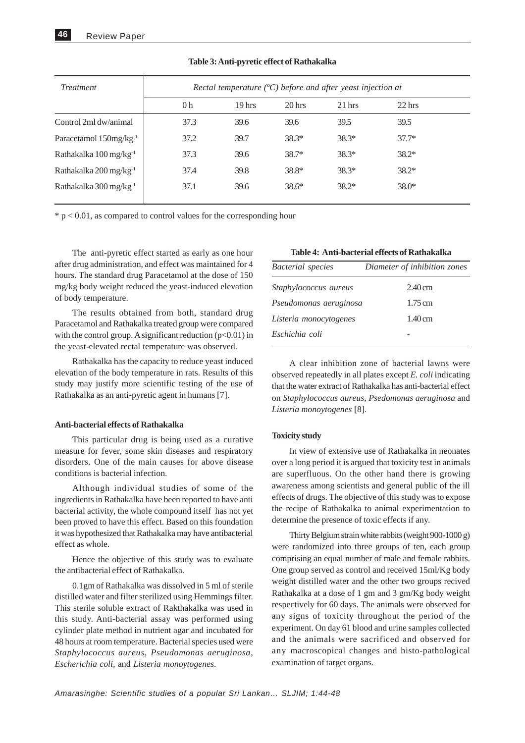**Table 3: Anti-pyretic effect of Rathakalka**

| *Treatment* | *Rectal temperature (°C) before and after yeast injection at* | | | | |
|---|---|---|---|---|---|
| | 0 h | 19 hrs | 20 hrs | 21 hrs | 22 hrs |
| Control 2ml dw/animal | 37.3 | 39.6 | 39.6 | 39.5 | 39.5 |
| Paracetamol 150mg/kg$^{-1}$ | 37.2 | 39.7 | 38.3* | 38.3* | 37.7* |
| Rathakalka 100 mg/kg$^{-1}$ | 37.3 | 39.6 | 38.7* | 38.3* | 38.2* |
| Rathakalka 200 mg/kg$^{-1}$ | 37.4 | 39.8 | 38.8* | 38.3* | 38.2* |
| Rathakalka 300 mg/kg$^{-1}$ | 37.1 | 39.6 | 38.6* | 38.2* | 38.0* |

* $p < 0.01$, as compared to control values for the corresponding hour

The anti-pyretic effect started as early as one hour after drug administration, and effect was maintained for 4 hours. The standard drug Paracetamol at the dose of 150 mg/kg body weight reduced the yeast-induced elevation of body temperature.

The results obtained from both, standard drug Paracetamol and Rathakalka treated group were compared with the control group. A significant reduction ($p<0.01$) in the yeast-elevated rectal temperature was observed.

Rathakalka has the capacity to reduce yeast induced elevation of the body temperature in rats. Results of this study may justify more scientific testing of the use of Rathakalka as an anti-pyretic agent in humans [7].

#### Anti-bacterial effects of Rathakalka

This particular drug is being used as a curative measure for fever, some skin diseases and respiratory disorders. One of the main causes for above disease conditions is bacterial infection.

Although individual studies of some of the ingredients in Rathakalka have been reported to have anti bacterial activity, the whole compound itself has not yet been proved to have this effect. Based on this foundation it was hypothesized that Rathakalka may have antibacterial effect as whole.

Hence the objective of this study was to evaluate the antibacterial effect of Rathakalka.

0.1gm of Rathakalka was dissolved in 5 ml of sterile distilled water and filter sterilized using Hemmings filter. This sterile soluble extract of Rakthakalka was used in this study. Anti-bacterial assay was performed using cylinder plate method in nutrient agar and incubated for 48 hours at room temperature. Bacterial species used were *Staphylococcus aureus*, *Pseudomonas aeruginosa*, *Escherichia coli*, and *Listeria monoytogenes*.

**Table 4: Anti-bacterial effects of Rathakalka**

| *Bacterial species* | *Diameter of inhibition zones* |
|---|---|
| *Staphylococcus aureus* | 2.40 cm |
| *Pseudomonas aeruginosa* | 1.75 cm |
| *Listeria monocytogenes* | 1.40 cm |
| *Eschichia coli* | - |

A clear inhibition zone of bacterial lawns were observed repeatedly in all plates except *E. coli* indicating that the water extract of Rathakalka has anti-bacterial effect on *Staphylococcus aureus*, *Psedomonas aeruginosa* and *Listeria monoytogenes* [8].

#### Toxicity study

In view of extensive use of Rathakalka in neonates over a long period it is argued that toxicity test in animals are superfluous. On the other hand there is growing awareness among scientists and general public of the ill effects of drugs. The objective of this study was to expose the recipe of Rathakalka to animal experimentation to determine the presence of toxic effects if any.

Thirty Belgium strain white rabbits (weight 900-1000 g) were randomized into three groups of ten, each group comprising an equal number of male and female rabbits. One group served as control and received 15ml/Kg body weight distilled water and the other two groups recived Rathakalka at a dose of 1 gm and 3 gm/Kg body weight respectively for 60 days. The animals were observed for any signs of toxicity throughout the period of the experiment. On day 61 blood and urine samples collected and the animals were sacrificed and observed for any macroscopical changes and histo-pathological examination of target organs.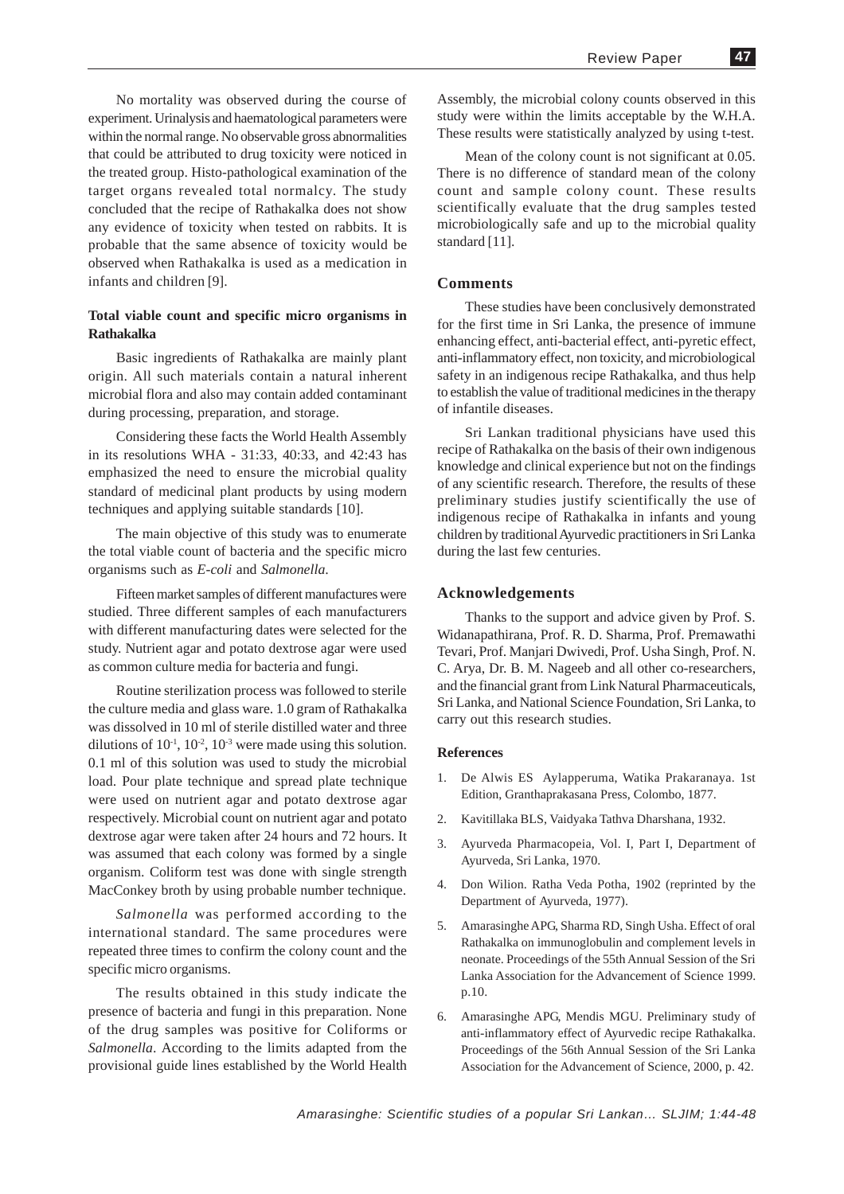No mortality was observed during the course of experiment. Urinalysis and haematological parameters were within the normal range. No observable gross abnormalities that could be attributed to drug toxicity were noticed in the treated group. Histo-pathological examination of the target organs revealed total normalcy. The study concluded that the recipe of Rathakalka does not show any evidence of toxicity when tested on rabbits. It is probable that the same absence of toxicity would be observed when Rathakalka is used as a medication in infants and children [9].

### Total viable count and specific micro organisms in Rathakalka

Basic ingredients of Rathakalka are mainly plant origin. All such materials contain a natural inherent microbial flora and also may contain added contaminant during processing, preparation, and storage.

Considering these facts the World Health Assembly in its resolutions WHA - 31:33, 40:33, and 42:43 has emphasized the need to ensure the microbial quality standard of medicinal plant products by using modern techniques and applying suitable standards [10].

The main objective of this study was to enumerate the total viable count of bacteria and the specific micro organisms such as *E-coli* and *Salmonella.*

Fifteen market samples of different manufactures were studied. Three different samples of each manufacturers with different manufacturing dates were selected for the study. Nutrient agar and potato dextrose agar were used as common culture media for bacteria and fungi.

Routine sterilization process was followed to sterile the culture media and glass ware. 1.0 gram of Rathakalka was dissolved in 10 ml of sterile distilled water and three dilutions of $10^{-1}$, $10^{-2}$, $10^{-3}$ were made using this solution. 0.1 ml of this solution was used to study the microbial load. Pour plate technique and spread plate technique were used on nutrient agar and potato dextrose agar respectively. Microbial count on nutrient agar and potato dextrose agar were taken after 24 hours and 72 hours. It was assumed that each colony was formed by a single organism. Coliform test was done with single strength MacConkey broth by using probable number technique.

*Salmonella* was performed according to the international standard. The same procedures were repeated three times to confirm the colony count and the specific micro organisms.

The results obtained in this study indicate the presence of bacteria and fungi in this preparation. None of the drug samples was positive for Coliforms or *Salmonella*. According to the limits adapted from the provisional guide lines established by the World Health Assembly, the microbial colony counts observed in this study were within the limits acceptable by the W.H.A. These results were statistically analyzed by using t-test.

Mean of the colony count is not significant at 0.05. There is no difference of standard mean of the colony count and sample colony count. These results scientifically evaluate that the drug samples tested microbiologically safe and up to the microbial quality standard [11].

## Comments

These studies have been conclusively demonstrated for the first time in Sri Lanka, the presence of immune enhancing effect, anti-bacterial effect, anti-pyretic effect, anti-inflammatory effect, non toxicity, and microbiological safety in an indigenous recipe Rathakalka, and thus help to establish the value of traditional medicines in the therapy of infantile diseases.

Sri Lankan traditional physicians have used this recipe of Rathakalka on the basis of their own indigenous knowledge and clinical experience but not on the findings of any scientific research. Therefore, the results of these preliminary studies justify scientifically the use of indigenous recipe of Rathakalka in infants and young children by traditional Ayurvedic practitioners in Sri Lanka during the last few centuries.

## Acknowledgements

Thanks to the support and advice given by Prof. S. Widanapathirana, Prof. R. D. Sharma, Prof. Premawathi Tevari, Prof. Manjari Dwivedi, Prof. Usha Singh, Prof. N. C. Arya, Dr. B. M. Nageeb and all other co-researchers, and the financial grant from Link Natural Pharmaceuticals, Sri Lanka, and National Science Foundation, Sri Lanka, to carry out this research studies.

### References

1. De Alwis ES Aylapperuma, Watika Prakaranaya. 1st Edition, Granthaprakasana Press, Colombo, 1877.
2. Kavitillaka BLS, Vaidyaka Tathva Dharshana, 1932.
3. Ayurveda Pharmacopeia, Vol. I, Part I, Department of Ayurveda, Sri Lanka, 1970.
4. Don Wilion. Ratha Veda Potha, 1902 (reprinted by the Department of Ayurveda, 1977).
5. Amarasinghe APG, Sharma RD, Singh Usha. Effect of oral Rathakalka on immunoglobulin and complement levels in neonate. Proceedings of the 55th Annual Session of the Sri Lanka Association for the Advancement of Science 1999. p.10.
6. Amarasinghe APG, Mendis MGU. Preliminary study of anti-inflammatory effect of Ayurvedic recipe Rathakalka. Proceedings of the 56th Annual Session of the Sri Lanka Association for the Advancement of Science, 2000, p. 42.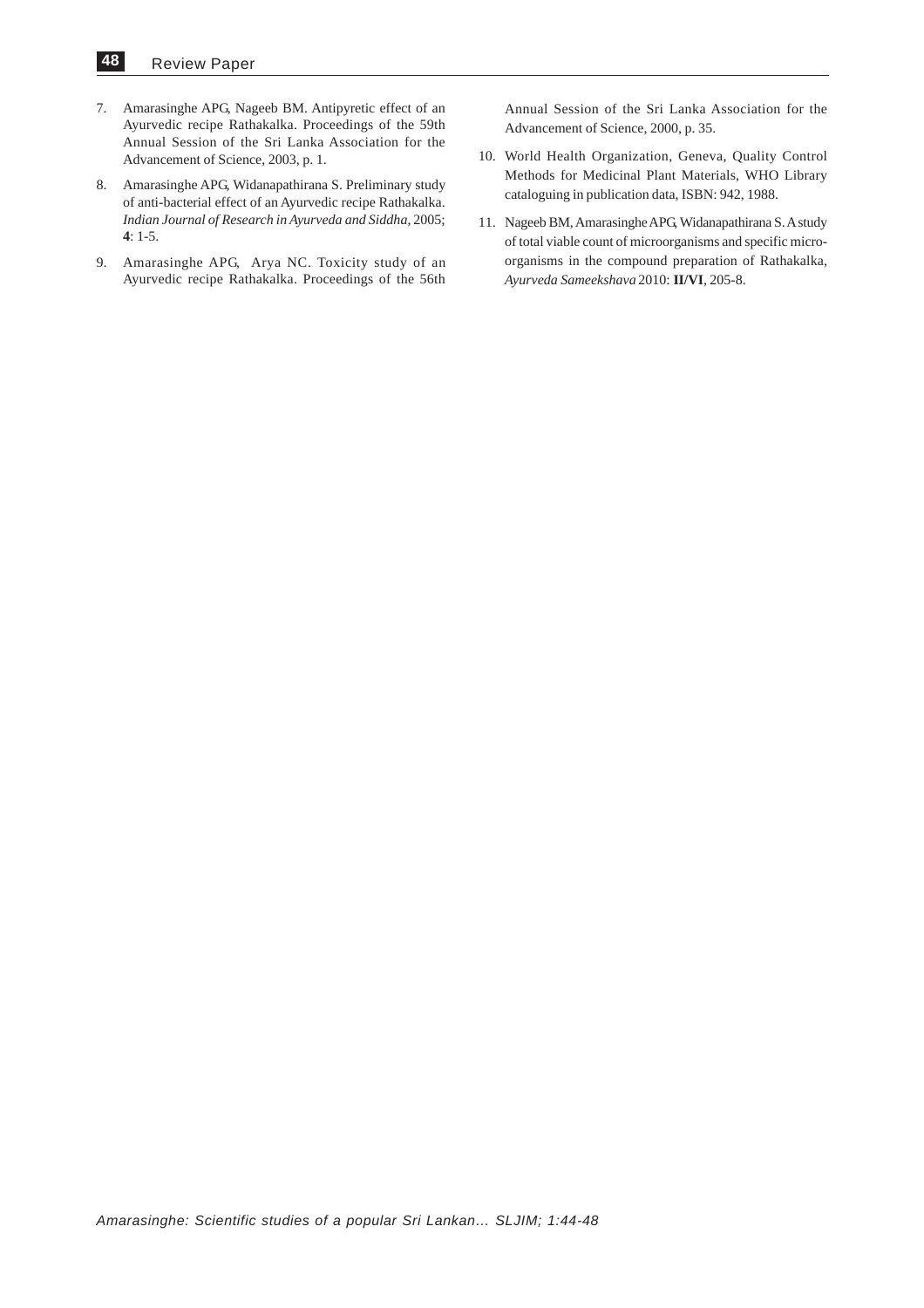7. Amarasinghe APG, Nageeb BM. Antipyretic effect of an Ayurvedic recipe Rathakalka. Proceedings of the 59th Annual Session of the Sri Lanka Association for the Advancement of Science, 2003, p. 1.

8. Amarasinghe APG, Widanapathirana S. Preliminary study of anti-bacterial effect of an Ayurvedic recipe Rathakalka. *Indian Journal of Research in Ayurveda and Siddha*, 2005; **4**: 1-5.

9. Amarasinghe APG, Arya NC. Toxicity study of an Ayurvedic recipe Rathakalka. Proceedings of the 56th Annual Session of the Sri Lanka Association for the Advancement of Science, 2000, p. 35.

10. World Health Organization, Geneva, Quality Control Methods for Medicinal Plant Materials, WHO Library cataloguing in publication data, ISBN: 942, 1988.

11. Nageeb BM, Amarasinghe APG, Widanapathirana S. A study of total viable count of microorganisms and specific micro-organisms in the compound preparation of Rathakalka, *Ayurveda Sameekshava* 2010: **II/VI**, 205-8.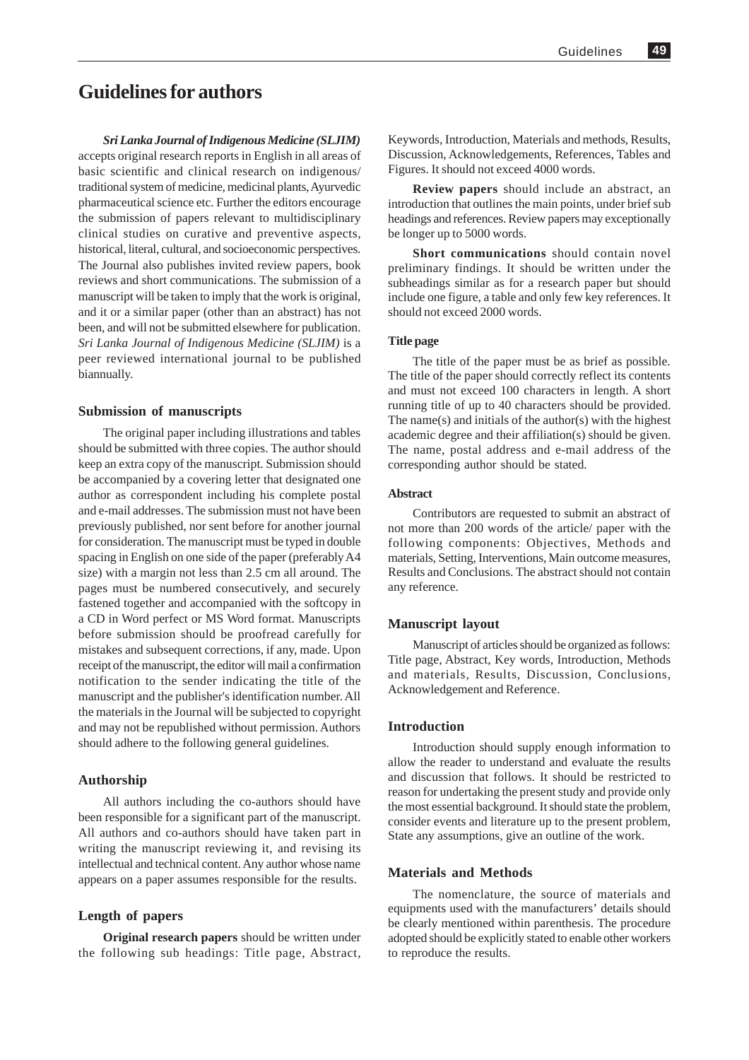# Guidelines for authors

***Sri Lanka Journal of Indigenous Medicine (SLJIM)*** accepts original research reports in English in all areas of basic scientific and clinical research on indigenous/ traditional system of medicine, medicinal plants, Ayurvedic pharmaceutical science etc. Further the editors encourage the submission of papers relevant to multidisciplinary clinical studies on curative and preventive aspects, historical, literal, cultural, and socioeconomic perspectives. The Journal also publishes invited review papers, book reviews and short communications. The submission of a manuscript will be taken to imply that the work is original, and it or a similar paper (other than an abstract) has not been, and will not be submitted elsewhere for publication. *Sri Lanka Journal of Indigenous Medicine (SLJIM)* is a peer reviewed international journal to be published biannually.

### Submission of manuscripts

The original paper including illustrations and tables should be submitted with three copies. The author should keep an extra copy of the manuscript. Submission should be accompanied by a covering letter that designated one author as correspondent including his complete postal and e-mail addresses. The submission must not have been previously published, nor sent before for another journal for consideration. The manuscript must be typed in double spacing in English on one side of the paper (preferably A4 size) with a margin not less than 2.5 cm all around. The pages must be numbered consecutively, and securely fastened together and accompanied with the softcopy in a CD in Word perfect or MS Word format. Manuscripts before submission should be proofread carefully for mistakes and subsequent corrections, if any, made. Upon receipt of the manuscript, the editor will mail a confirmation notification to the sender indicating the title of the manuscript and the publisher's identification number. All the materials in the Journal will be subjected to copyright and may not be republished without permission. Authors should adhere to the following general guidelines.

### Authorship

All authors including the co-authors should have been responsible for a significant part of the manuscript. All authors and co-authors should have taken part in writing the manuscript reviewing it, and revising its intellectual and technical content. Any author whose name appears on a paper assumes responsible for the results.

### Length of papers

**Original research papers** should be written under the following sub headings: Title page, Abstract, Keywords, Introduction, Materials and methods, Results, Discussion, Acknowledgements, References, Tables and Figures. It should not exceed 4000 words.

**Review papers** should include an abstract, an introduction that outlines the main points, under brief sub headings and references. Review papers may exceptionally be longer up to 5000 words.

**Short communications** should contain novel preliminary findings. It should be written under the subheadings similar as for a research paper but should include one figure, a table and only few key references. It should not exceed 2000 words.

#### Title page

The title of the paper must be as brief as possible. The title of the paper should correctly reflect its contents and must not exceed 100 characters in length. A short running title of up to 40 characters should be provided. The name(s) and initials of the author(s) with the highest academic degree and their affiliation(s) should be given. The name, postal address and e-mail address of the corresponding author should be stated.

#### Abstract

Contributors are requested to submit an abstract of not more than 200 words of the article/ paper with the following components: Objectives, Methods and materials, Setting, Interventions, Main outcome measures, Results and Conclusions. The abstract should not contain any reference.

### Manuscript layout

Manuscript of articles should be organized as follows: Title page, Abstract, Key words, Introduction, Methods and materials, Results, Discussion, Conclusions, Acknowledgement and Reference.

### Introduction

Introduction should supply enough information to allow the reader to understand and evaluate the results and discussion that follows. It should be restricted to reason for undertaking the present study and provide only the most essential background. It should state the problem, consider events and literature up to the present problem, State any assumptions, give an outline of the work.

### Materials and Methods

The nomenclature, the source of materials and equipments used with the manufacturers' details should be clearly mentioned within parenthesis. The procedure adopted should be explicitly stated to enable other workers to reproduce the results.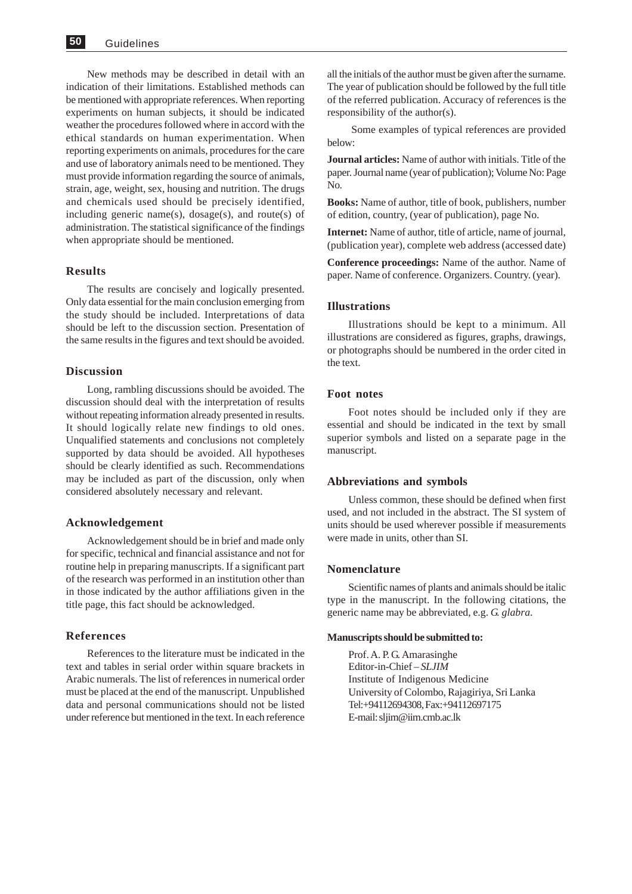New methods may be described in detail with an indication of their limitations. Established methods can be mentioned with appropriate references. When reporting experiments on human subjects, it should be indicated weather the procedures followed where in accord with the ethical standards on human experimentation. When reporting experiments on animals, procedures for the care and use of laboratory animals need to be mentioned. They must provide information regarding the source of animals, strain, age, weight, sex, housing and nutrition. The drugs and chemicals used should be precisely identified, including generic name(s), dosage(s), and route(s) of administration. The statistical significance of the findings when appropriate should be mentioned.

## Results

The results are concisely and logically presented. Only data essential for the main conclusion emerging from the study should be included. Interpretations of data should be left to the discussion section. Presentation of the same results in the figures and text should be avoided.

## Discussion

Long, rambling discussions should be avoided. The discussion should deal with the interpretation of results without repeating information already presented in results. It should logically relate new findings to old ones. Unqualified statements and conclusions not completely supported by data should be avoided. All hypotheses should be clearly identified as such. Recommendations may be included as part of the discussion, only when considered absolutely necessary and relevant.

## Acknowledgement

Acknowledgement should be in brief and made only for specific, technical and financial assistance and not for routine help in preparing manuscripts. If a significant part of the research was performed in an institution other than in those indicated by the author affiliations given in the title page, this fact should be acknowledged.

## References

References to the literature must be indicated in the text and tables in serial order within square brackets in Arabic numerals. The list of references in numerical order must be placed at the end of the manuscript. Unpublished data and personal communications should not be listed under reference but mentioned in the text. In each reference all the initials of the author must be given after the surname. The year of publication should be followed by the full title of the referred publication. Accuracy of references is the responsibility of the author(s).

Some examples of typical references are provided below:

**Journal articles:** Name of author with initials. Title of the paper. Journal name (year of publication); Volume No: Page No.

**Books:** Name of author, title of book, publishers, number of edition, country, (year of publication), page No.

**Internet:** Name of author, title of article, name of journal, (publication year), complete web address (accessed date)

**Conference proceedings:** Name of the author. Name of paper. Name of conference. Organizers. Country. (year).

## Illustrations

Illustrations should be kept to a minimum. All illustrations are considered as figures, graphs, drawings, or photographs should be numbered in the order cited in the text.

## Foot notes

Foot notes should be included only if they are essential and should be indicated in the text by small superior symbols and listed on a separate page in the manuscript.

## Abbreviations and symbols

Unless common, these should be defined when first used, and not included in the abstract. The SI system of units should be used wherever possible if measurements were made in units, other than SI.

## Nomenclature

Scientific names of plants and animals should be italic type in the manuscript. In the following citations, the generic name may be abbreviated, e.g. *G. glabra*.

**Manuscripts should be submitted to:**

Prof. A. P. G. Amarasinghe
Editor-in-Chief – *SLJIM*
Institute of Indigenous Medicine
University of Colombo, Rajagiriya, Sri Lanka
Tel:+94112694308, Fax:+94112697175
E-mail: sljim@iim.cmb.ac.lk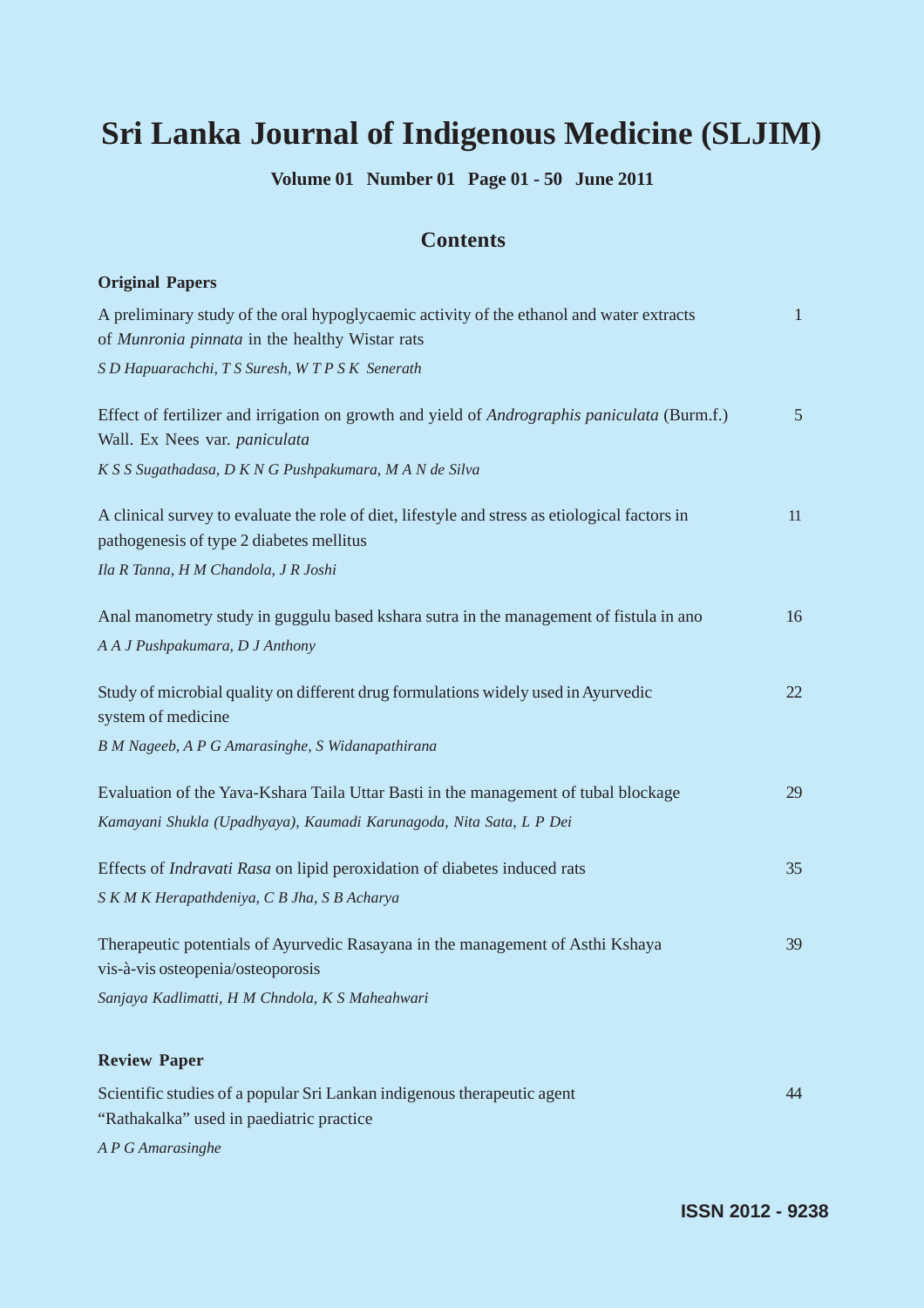# Sri Lanka Journal of Indigenous Medicine (SLJIM)

**Volume 01 Number 01 Page 01 - 50 June 2011**

## Contents

**Original Papers**

A preliminary study of the oral hypoglycaemic activity of the ethanol and water extracts of *Munronia pinnata* in the healthy Wistar rats — 1
*S D Hapuarachchi, T S Suresh, W T P S K Senerath*

Effect of fertilizer and irrigation on growth and yield of *Andrographis paniculata* (Burm.f.) Wall. Ex Nees var. *paniculata* — 5
*K S S Sugathadasa, D K N G Pushpakumara, M A N de Silva*

A clinical survey to evaluate the role of diet, lifestyle and stress as etiological factors in pathogenesis of type 2 diabetes mellitus — 11
*Ila R Tanna, H M Chandola, J R Joshi*

Anal manometry study in guggulu based kshara sutra in the management of fistula in ano — 16
*A A J Pushpakumara, D J Anthony*

Study of microbial quality on different drug formulations widely used in Ayurvedic system of medicine — 22
*B M Nageeb, A P G Amarasinghe, S Widanapathirana*

Evaluation of the Yava-Kshara Taila Uttar Basti in the management of tubal blockage — 29
*Kamayani Shukla (Upadhyaya), Kaumadi Karunagoda, Nita Sata, L P Dei*

Effects of *Indravati Rasa* on lipid peroxidation of diabetes induced rats — 35
*S K M K Herapathdeniya, C B Jha, S B Acharya*

Therapeutic potentials of Ayurvedic Rasayana in the management of Asthi Kshaya vis-à-vis osteopenia/osteoporosis — 39
*Sanjaya Kadlimatti, H M Chndola, K S Maheahwari*

**Review Paper**

Scientific studies of a popular Sri Lankan indigenous therapeutic agent "Rathakalka" used in paediatric practice — 44
*A P G Amarasinghe*

**ISSN 2012 - 9238**